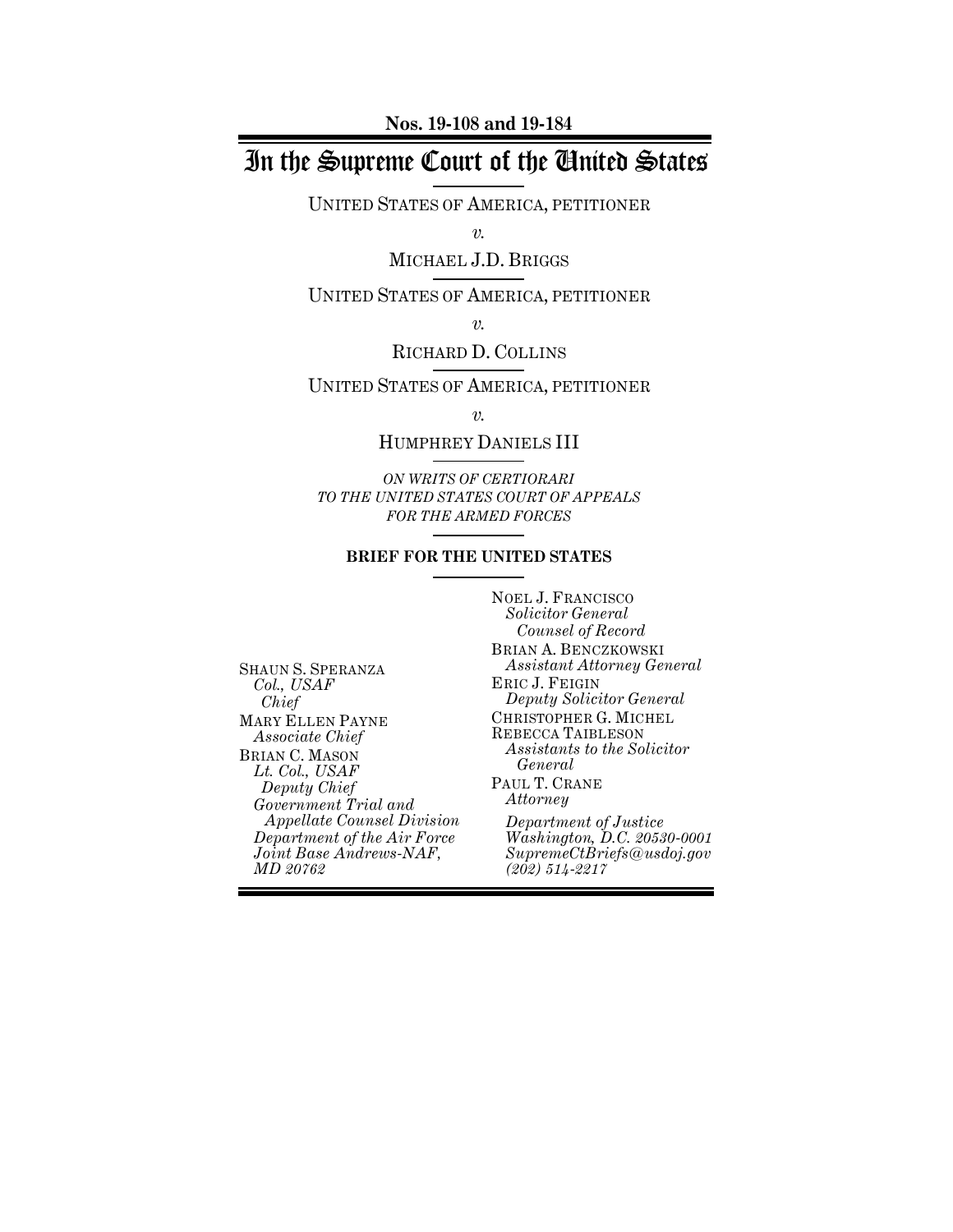**Nos. 19-108 and 19-184**

# In the Supreme Court of the United States

UNITED STATES OF AMERICA, PETITIONER

*v.*

MICHAEL J.D. BRIGGS

UNITED STATES OF AMERICA, PETITIONER

*v.*

RICHARD D. COLLINS

UNITED STATES OF AMERICA, PETITIONER

*v.*

HUMPHREY DANIELS III

*ON WRITS OF CERTIORARI TO THE UNITED STATES COURT OF APPEALS FOR THE ARMED FORCES*

**BRIEF FOR THE UNITED STATES**

NOEL J. FRANCISCO
*Solicitor General*
*Counsel of Record*
BRIAN A. BENCZKOWSKI
*Assistant Attorney General*
ERIC J. FEIGIN
*Deputy Solicitor General*
CHRISTOPHER G. MICHEL
REBECCA TAIBLESON
*Assistants to the Solicitor General*
PAUL T. CRANE
*Attorney*
*Department of Justice*
*Washington, D.C. 20530-0001*
*SupremeCtBriefs@usdoj.gov*
*(202) 514-2217*

SHAUN S. SPERANZA
*Col., USAF*
*Chief*
MARY ELLEN PAYNE
*Associate Chief*
BRIAN C. MASON
*Lt. Col., USAF*
*Deputy Chief*
*Government Trial and Appellate Counsel Division*
*Department of the Air Force*
*Joint Base Andrews-NAF, MD 20762*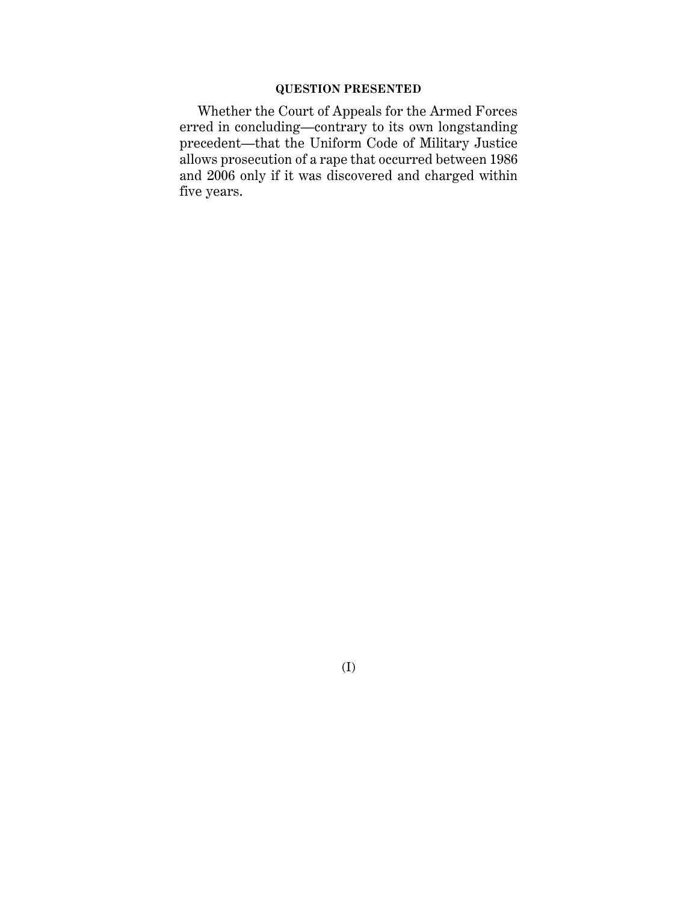**QUESTION PRESENTED**

Whether the Court of Appeals for the Armed Forces erred in concluding—contrary to its own longstanding precedent—that the Uniform Code of Military Justice allows prosecution of a rape that occurred between 1986 and 2006 only if it was discovered and charged within five years.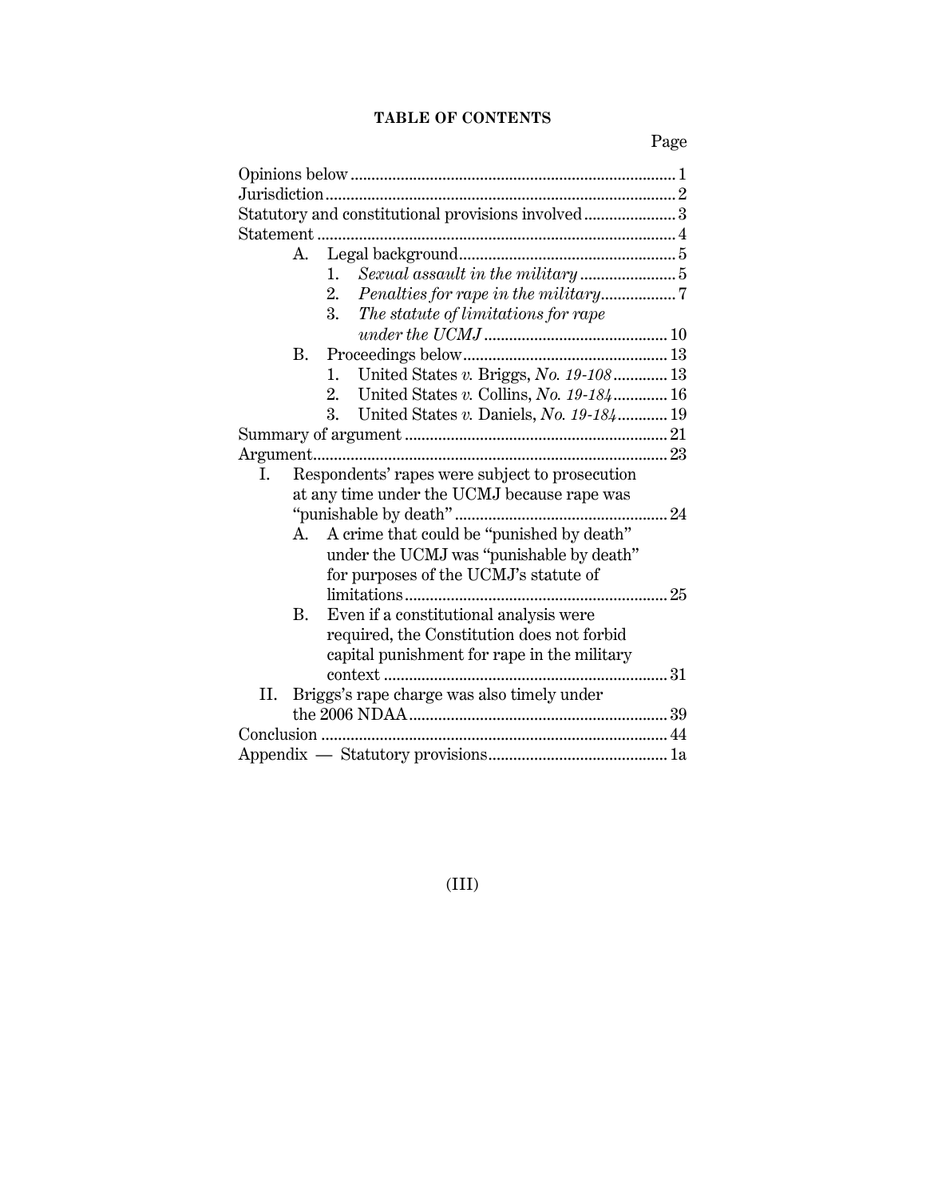# TABLE OF CONTENTS

Page

Opinions below ........................................................................... 1
Jurisdiction ................................................................................. 2
Statutory and constitutional provisions involved ..................... 3
Statement .................................................................................... 4

- A. Legal background ................................................................ 5
  1. *Sexual assault in the military* ...................................... 5
  2. *Penalties for rape in the military* ................................. 7
  3. *The statute of limitations for rape under the UCMJ* ........................................... 10
- B. Proceedings below ............................................................. 13
  1. United States *v.* Briggs, *No. 19-108* ............................ 13
  2. United States *v.* Collins, *No. 19-184* ............................ 16
  3. United States *v.* Daniels, *No. 19-184* ........................... 19

Summary of argument ............................................................. 21
Argument ................................................................................... 23

- I. Respondents' rapes were subject to prosecution at any time under the UCMJ because rape was "punishable by death" ................................................. 24
  - A. A crime that could be "punished by death" under the UCMJ was "punishable by death" for purposes of the UCMJ's statute of limitations ............................................................. 25
  - B. Even if a constitutional analysis were required, the Constitution does not forbid capital punishment for rape in the military context ................................................................... 31
- II. Briggs's rape charge was also timely under the 2006 NDAA ............................................................ 39

Conclusion ................................................................................. 44
Appendix — Statutory provisions .......................................... 1a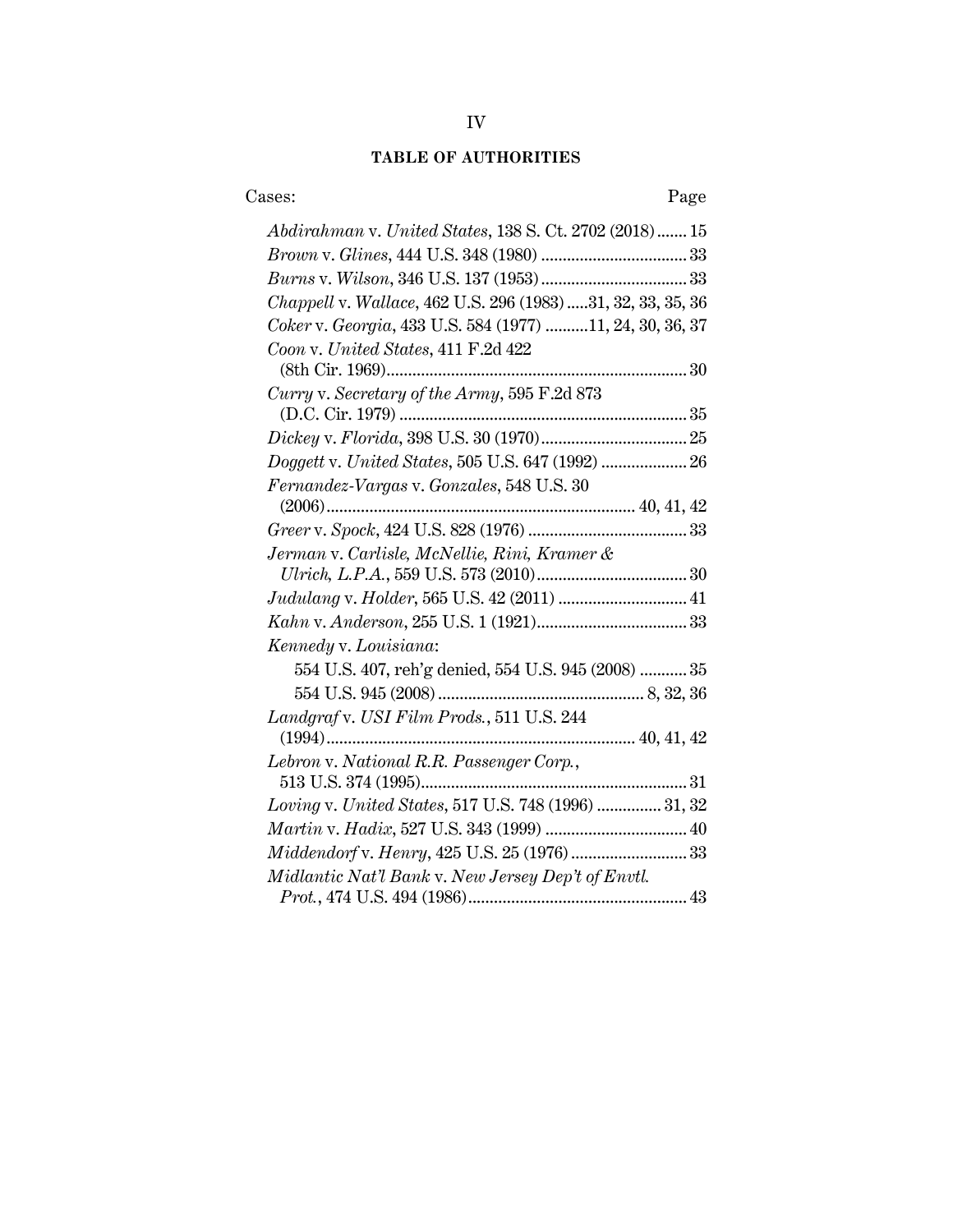## TABLE OF AUTHORITIES

Cases: Page

*Abdirahman* v. *United States*, 138 S. Ct. 2702 (2018) ....... 15

*Brown* v. *Glines*, 444 U.S. 348 (1980) .................................. 33

*Burns* v. *Wilson*, 346 U.S. 137 (1953) .................................. 33

*Chappell* v. *Wallace*, 462 U.S. 296 (1983) .....31, 32, 33, 35, 36

*Coker* v. *Georgia*, 433 U.S. 584 (1977) ..........11, 24, 30, 36, 37

*Coon* v. *United States*, 411 F.2d 422 (8th Cir. 1969) ..................................................................... 30

*Curry* v. *Secretary of the Army*, 595 F.2d 873 (D.C. Cir. 1979) .................................................................. 35

*Dickey* v. *Florida*, 398 U.S. 30 (1970) .................................. 25

*Doggett* v. *United States*, 505 U.S. 647 (1992) .................... 26

*Fernandez-Vargas* v. *Gonzales*, 548 U.S. 30 (2006) ...................................................................... 40, 41, 42

*Greer* v. *Spock*, 424 U.S. 828 (1976) ..................................... 33

*Jerman* v. *Carlisle, McNellie, Rini, Kramer & Ulrich, L.P.A.*, 559 U.S. 573 (2010) .................................. 30

*Judulang* v. *Holder*, 565 U.S. 42 (2011) .............................. 41

*Kahn* v. *Anderson*, 255 U.S. 1 (1921) .................................. 33

*Kennedy* v. *Louisiana*:

- 554 U.S. 407, reh'g denied, 554 U.S. 945 (2008) ........... 35
- 554 U.S. 945 (2008) ................................................ 8, 32, 36

*Landgraf* v. *USI Film Prods.*, 511 U.S. 244 (1994) ...................................................................... 40, 41, 42

*Lebron* v. *National R.R. Passenger Corp.*, 513 U.S. 374 (1995) ............................................................ 31

*Loving* v. *United States*, 517 U.S. 748 (1996) ............... 31, 32

*Martin* v. *Hadix*, 527 U.S. 343 (1999) ................................. 40

*Middendorf* v. *Henry*, 425 U.S. 25 (1976) ........................... 33

*Midlantic Nat'l Bank* v. *New Jersey Dep't of Envtl. Prot.*, 474 U.S. 494 (1986) .................................................. 43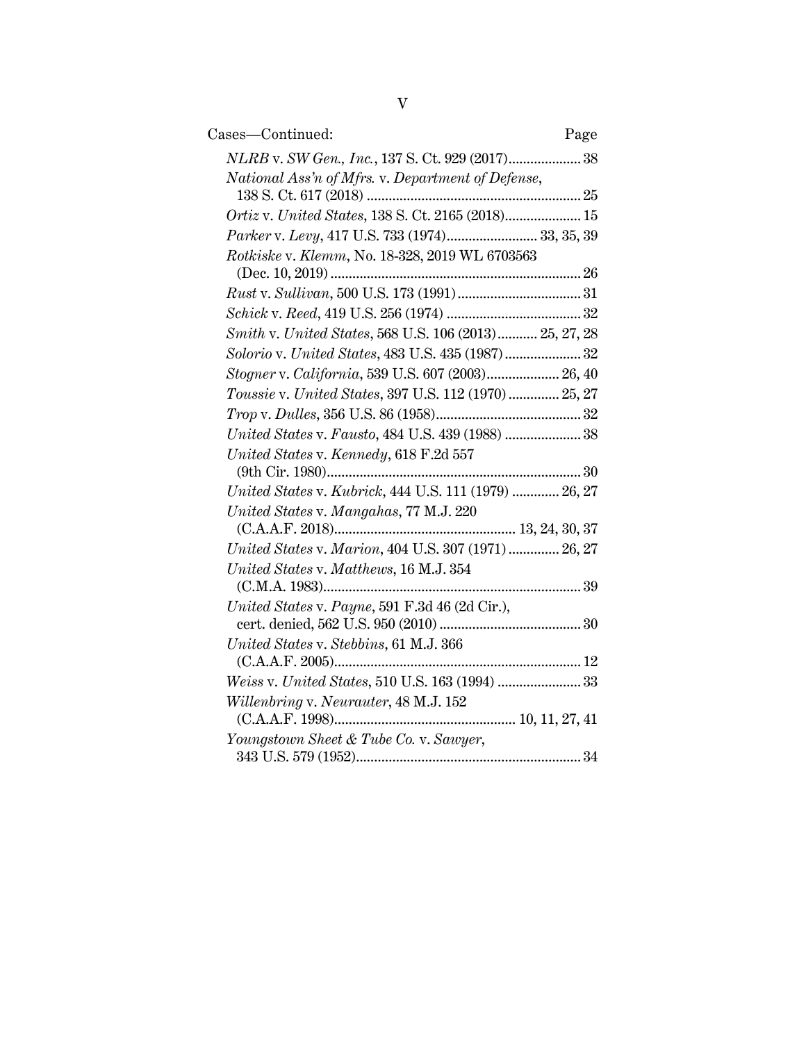Cases—Continued: Page

*NLRB* v. *SW Gen., Inc.*, 137 S. Ct. 929 (2017).................... 38

*National Ass'n of Mfrs.* v. *Department of Defense*, 138 S. Ct. 617 (2018) .......................................................... 25

*Ortiz* v. *United States*, 138 S. Ct. 2165 (2018)..................... 15

*Parker* v. *Levy*, 417 U.S. 733 (1974)......................... 33, 35, 39

*Rotkiske* v. *Klemm*, No. 18-328, 2019 WL 6703563 (Dec. 10, 2019) .................................................................... 26

*Rust* v. *Sullivan*, 500 U.S. 173 (1991).................................. 31

*Schick* v. *Reed*, 419 U.S. 256 (1974) ..................................... 32

*Smith* v. *United States*, 568 U.S. 106 (2013)........... 25, 27, 28

*Solorio* v. *United States*, 483 U.S. 435 (1987) ..................... 32

*Stogner* v. *California*, 539 U.S. 607 (2003).................... 26, 40

*Toussie* v. *United States*, 397 U.S. 112 (1970) .............. 25, 27

*Trop* v. *Dulles*, 356 U.S. 86 (1958)........................................ 32

*United States* v. *Fausto*, 484 U.S. 439 (1988) ..................... 38

*United States* v. *Kennedy*, 618 F.2d 557 (9th Cir. 1980)....................................................................... 30

*United States* v. *Kubrick*, 444 U.S. 111 (1979) ............. 26, 27

*United States* v. *Mangahas*, 77 M.J. 220 (C.A.A.F. 2018).................................................. 13, 24, 30, 37

*United States* v. *Marion*, 404 U.S. 307 (1971) .............. 26, 27

*United States* v. *Matthews*, 16 M.J. 354 (C.M.A. 1983)....................................................................... 39

*United States* v. *Payne*, 591 F.3d 46 (2d Cir.), cert. denied, 562 U.S. 950 (2010) ....................................... 30

*United States* v. *Stebbins*, 61 M.J. 366 (C.A.A.F. 2005).................................................................... 12

*Weiss* v. *United States*, 510 U.S. 163 (1994) ....................... 33

*Willenbring* v. *Neurauter*, 48 M.J. 152 (C.A.A.F. 1998).................................................. 10, 11, 27, 41

*Youngstown Sheet & Tube Co.* v. *Sawyer*, 343 U.S. 579 (1952).............................................................. 34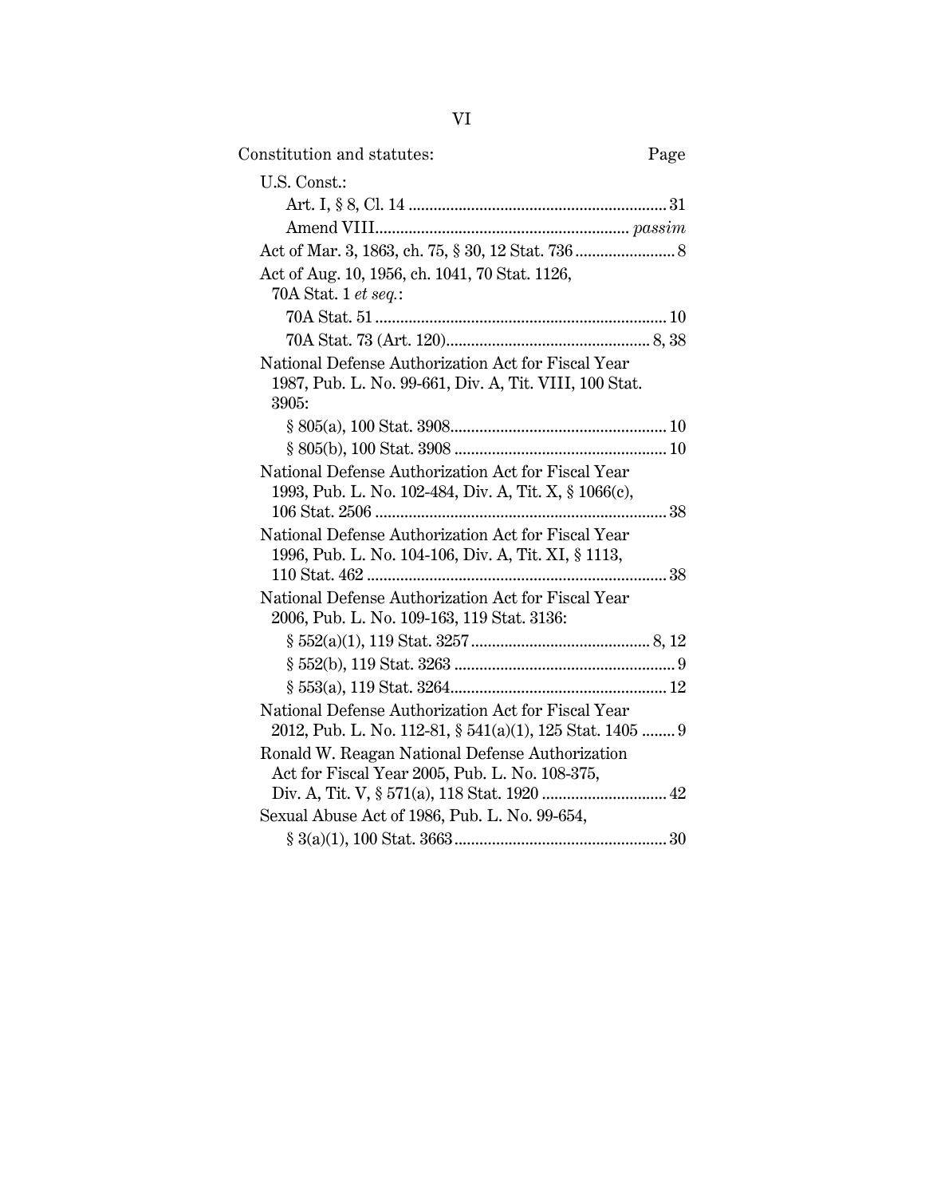| Constitution and statutes: | Page |
| --- | --- |
| U.S. Const.: | |
| Art. I, § 8, Cl. 14 | 31 |
| Amend VIII | *passim* |
| Act of Mar. 3, 1863, ch. 75, § 30, 12 Stat. 736 | 8 |
| Act of Aug. 10, 1956, ch. 1041, 70 Stat. 1126, 70A Stat. 1 *et seq.*: | |
| 70A Stat. 51 | 10 |
| 70A Stat. 73 (Art. 120) | 8, 38 |
| National Defense Authorization Act for Fiscal Year 1987, Pub. L. No. 99-661, Div. A, Tit. VIII, 100 Stat. 3905: | |
| § 805(a), 100 Stat. 3908 | 10 |
| § 805(b), 100 Stat. 3908 | 10 |
| National Defense Authorization Act for Fiscal Year 1993, Pub. L. No. 102-484, Div. A, Tit. X, § 1066(c), 106 Stat. 2506 | 38 |
| National Defense Authorization Act for Fiscal Year 1996, Pub. L. No. 104-106, Div. A, Tit. XI, § 1113, 110 Stat. 462 | 38 |
| National Defense Authorization Act for Fiscal Year 2006, Pub. L. No. 109-163, 119 Stat. 3136: | |
| § 552(a)(1), 119 Stat. 3257 | 8, 12 |
| § 552(b), 119 Stat. 3263 | 9 |
| § 553(a), 119 Stat. 3264 | 12 |
| National Defense Authorization Act for Fiscal Year 2012, Pub. L. No. 112-81, § 541(a)(1), 125 Stat. 1405 | 9 |
| Ronald W. Reagan National Defense Authorization Act for Fiscal Year 2005, Pub. L. No. 108-375, Div. A, Tit. V, § 571(a), 118 Stat. 1920 | 42 |
| Sexual Abuse Act of 1986, Pub. L. No. 99-654, § 3(a)(1), 100 Stat. 3663 | 30 |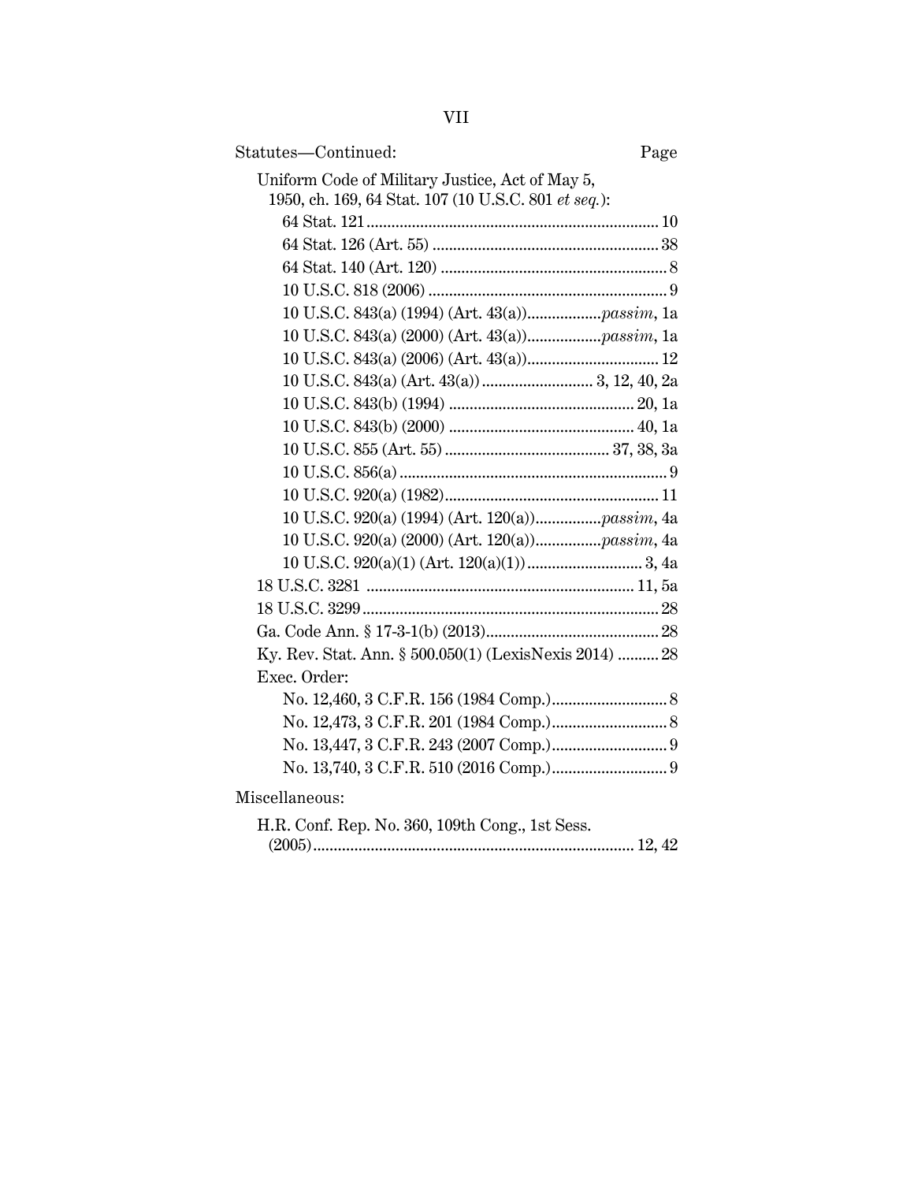Statutes—Continued: Page

Uniform Code of Military Justice, Act of May 5, 1950, ch. 169, 64 Stat. 107 (10 U.S.C. 801 *et seq.*):

- 64 Stat. 121 ... 10
- 64 Stat. 126 (Art. 55) ... 38
- 64 Stat. 140 (Art. 120) ... 8
- 10 U.S.C. 818 (2006) ... 9
- 10 U.S.C. 843(a) (1994) (Art. 43(a)) ... *passim*, 1a
- 10 U.S.C. 843(a) (2000) (Art. 43(a)) ... *passim*, 1a
- 10 U.S.C. 843(a) (2006) (Art. 43(a)) ... 12
- 10 U.S.C. 843(a) (Art. 43(a)) ... 3, 12, 40, 2a
- 10 U.S.C. 843(b) (1994) ... 20, 1a
- 10 U.S.C. 843(b) (2000) ... 40, 1a
- 10 U.S.C. 855 (Art. 55) ... 37, 38, 3a
- 10 U.S.C. 856(a) ... 9
- 10 U.S.C. 920(a) (1982) ... 11
- 10 U.S.C. 920(a) (1994) (Art. 120(a)) ... *passim*, 4a
- 10 U.S.C. 920(a) (2000) (Art. 120(a)) ... *passim*, 4a
- 10 U.S.C. 920(a)(1) (Art. 120(a)(1)) ... 3, 4a

18 U.S.C. 3281 ... 11, 5a

18 U.S.C. 3299 ... 28

Ga. Code Ann. § 17-3-1(b) (2013) ... 28

Ky. Rev. Stat. Ann. § 500.050(1) (LexisNexis 2014) ... 28

Exec. Order:

- No. 12,460, 3 C.F.R. 156 (1984 Comp.) ... 8
- No. 12,473, 3 C.F.R. 201 (1984 Comp.) ... 8
- No. 13,447, 3 C.F.R. 243 (2007 Comp.) ... 9
- No. 13,740, 3 C.F.R. 510 (2016 Comp.) ... 9

Miscellaneous:

H.R. Conf. Rep. No. 360, 109th Cong., 1st Sess. (2005) ... 12, 42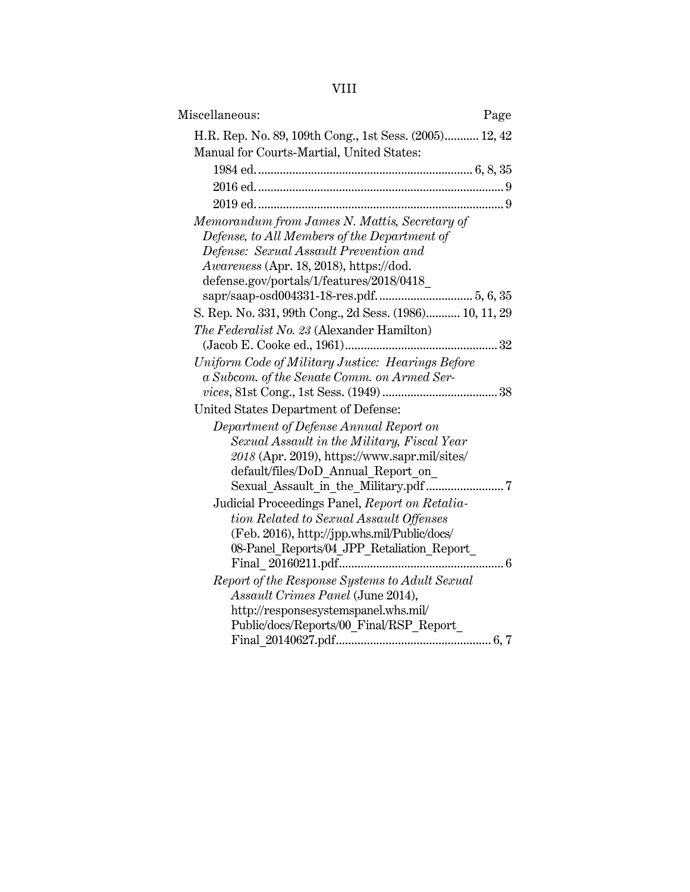Miscellaneous: Page

H.R. Rep. No. 89, 109th Cong., 1st Sess. (2005) ........... 12, 42

Manual for Courts-Martial, United States:

- 1984 ed. ........................................................................ 6, 8, 35
- 2016 ed. ................................................................................ 9
- 2019 ed. ................................................................................ 9

*Memorandum from James N. Mattis, Secretary of Defense, to All Members of the Department of Defense: Sexual Assault Prevention and Awareness* (Apr. 18, 2018), https://dod.defense.gov/portals/1/features/2018/0418_sapr/saap-osd004331-18-res.pdf. ............................. 5, 6, 35

S. Rep. No. 331, 99th Cong., 2d Sess. (1986) ........... 10, 11, 29

*The Federalist No. 23* (Alexander Hamilton) (Jacob E. Cooke ed., 1961) ................................................ 32

*Uniform Code of Military Justice: Hearings Before a Subcom. of the Senate Comm. on Armed Services*, 81st Cong., 1st Sess. (1949) ..................................... 38

United States Department of Defense:

- *Department of Defense Annual Report on Sexual Assault in the Military, Fiscal Year 2018* (Apr. 2019), https://www.sapr.mil/sites/default/files/DoD_Annual_Report_on_Sexual_Assault_in_the_Military.pdf ......................... 7
- Judicial Proceedings Panel, *Report on Retaliation Related to Sexual Assault Offenses* (Feb. 2016), http://jpp.whs.mil/Public/docs/08-Panel_Reports/04_JPP_Retaliation_Report_Final_20160211.pdf..................................................... 6
- *Report of the Response Systems to Adult Sexual Assault Crimes Panel* (June 2014), http://responsesystemspanel.whs.mil/Public/docs/Reports/00_Final/RSP_Report_Final_20140627.pdf................................................. 6, 7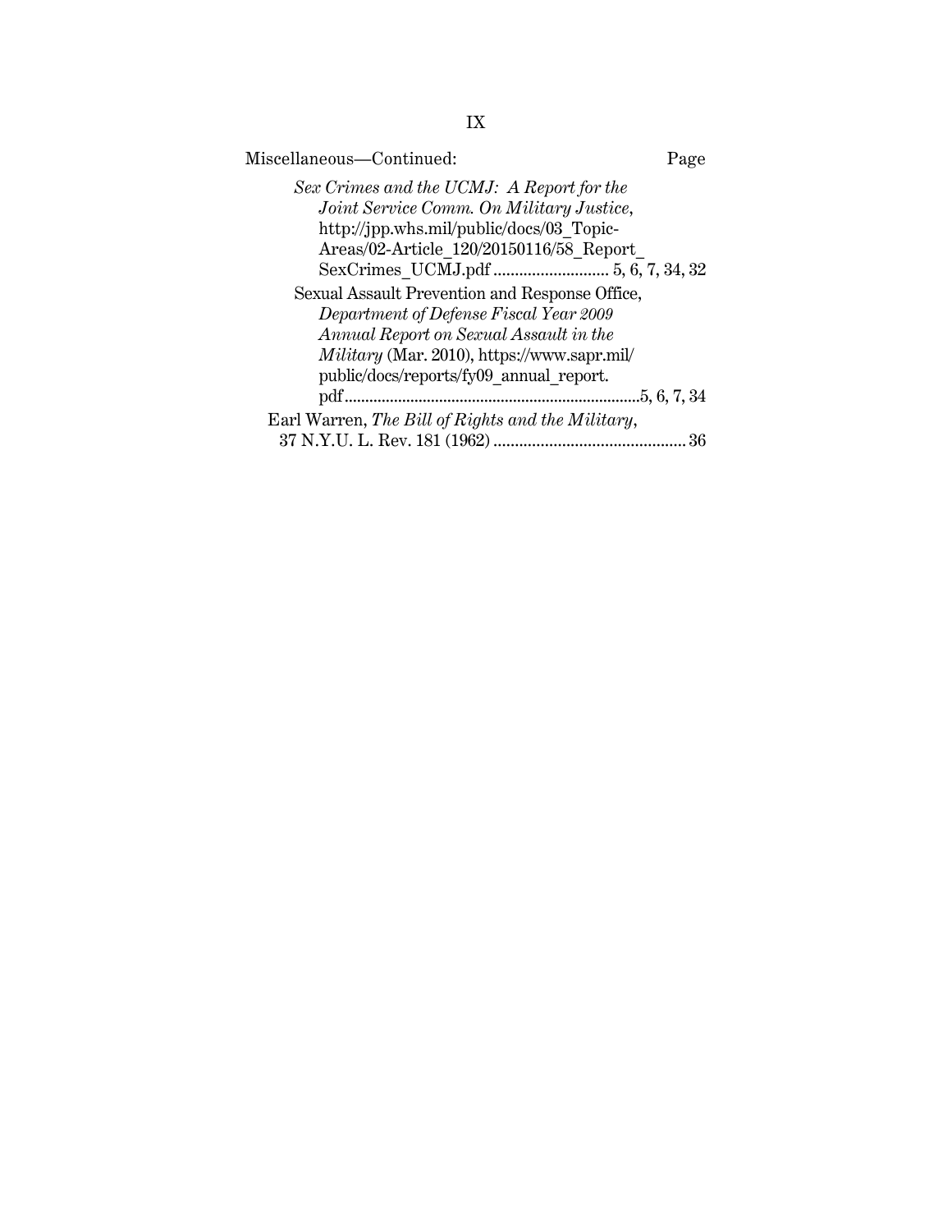Miscellaneous—Continued: Page

*Sex Crimes and the UCMJ: A Report for the Joint Service Comm. On Military Justice*, http://jpp.whs.mil/public/docs/03_Topic-Areas/02-Article_120/20150116/58_Report_SexCrimes_UCMJ.pdf .......................... 5, 6, 7, 34, 32

Sexual Assault Prevention and Response Office, *Department of Defense Fiscal Year 2009 Annual Report on Sexual Assault in the Military* (Mar. 2010), https://www.sapr.mil/public/docs/reports/fy09_annual_report.pdf......................................................................5, 6, 7, 34

Earl Warren, *The Bill of Rights and the Military*, 37 N.Y.U. L. Rev. 181 (1962) ............................................ 36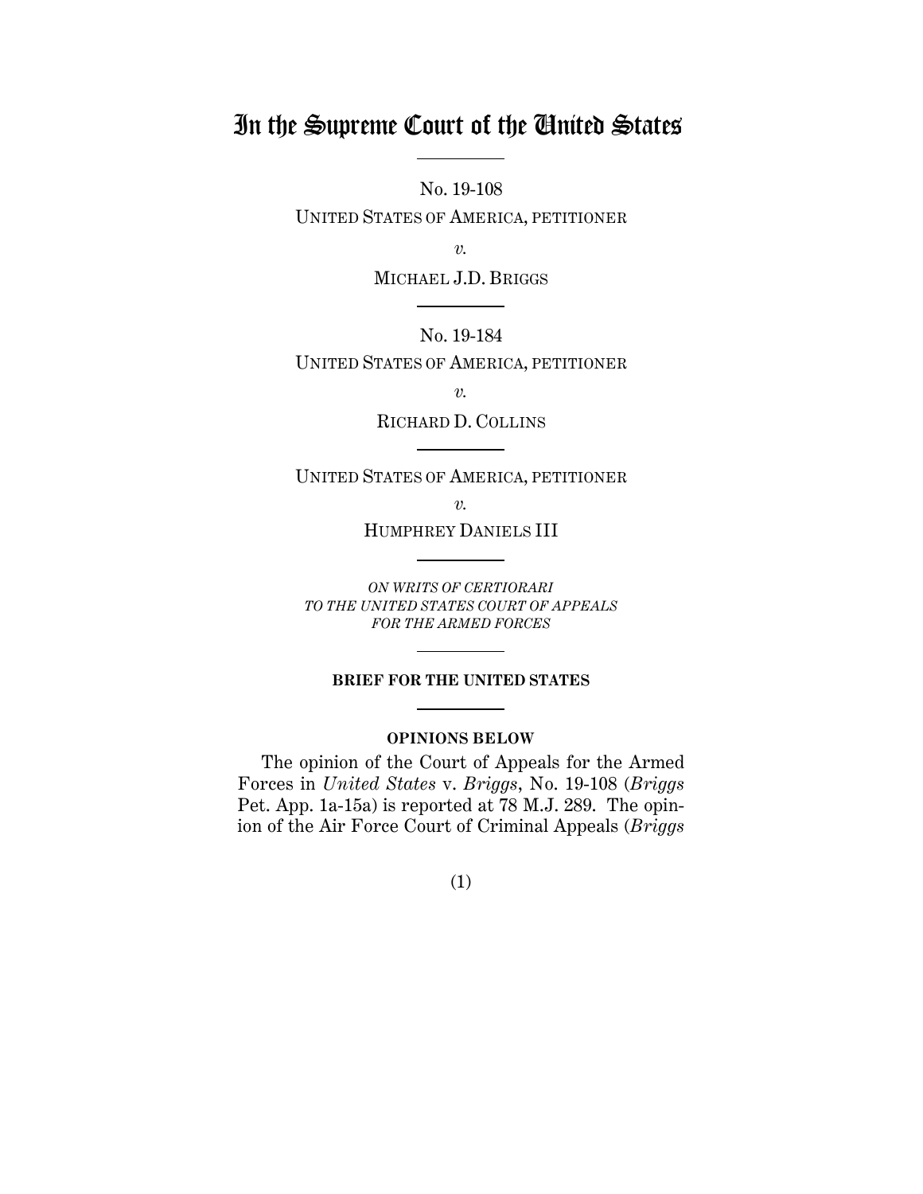# In the Supreme Court of the United States

No. 19-108

UNITED STATES OF AMERICA, PETITIONER

*v.*

MICHAEL J.D. BRIGGS

No. 19-184

UNITED STATES OF AMERICA, PETITIONER

*v.*

RICHARD D. COLLINS

UNITED STATES OF AMERICA, PETITIONER

*v.*

HUMPHREY DANIELS III

*ON WRITS OF CERTIORARI TO THE UNITED STATES COURT OF APPEALS FOR THE ARMED FORCES*

**BRIEF FOR THE UNITED STATES**

**OPINIONS BELOW**

The opinion of the Court of Appeals for the Armed Forces in *United States* v. *Briggs*, No. 19-108 (*Briggs* Pet. App. 1a-15a) is reported at 78 M.J. 289. The opinion of the Air Force Court of Criminal Appeals (*Briggs*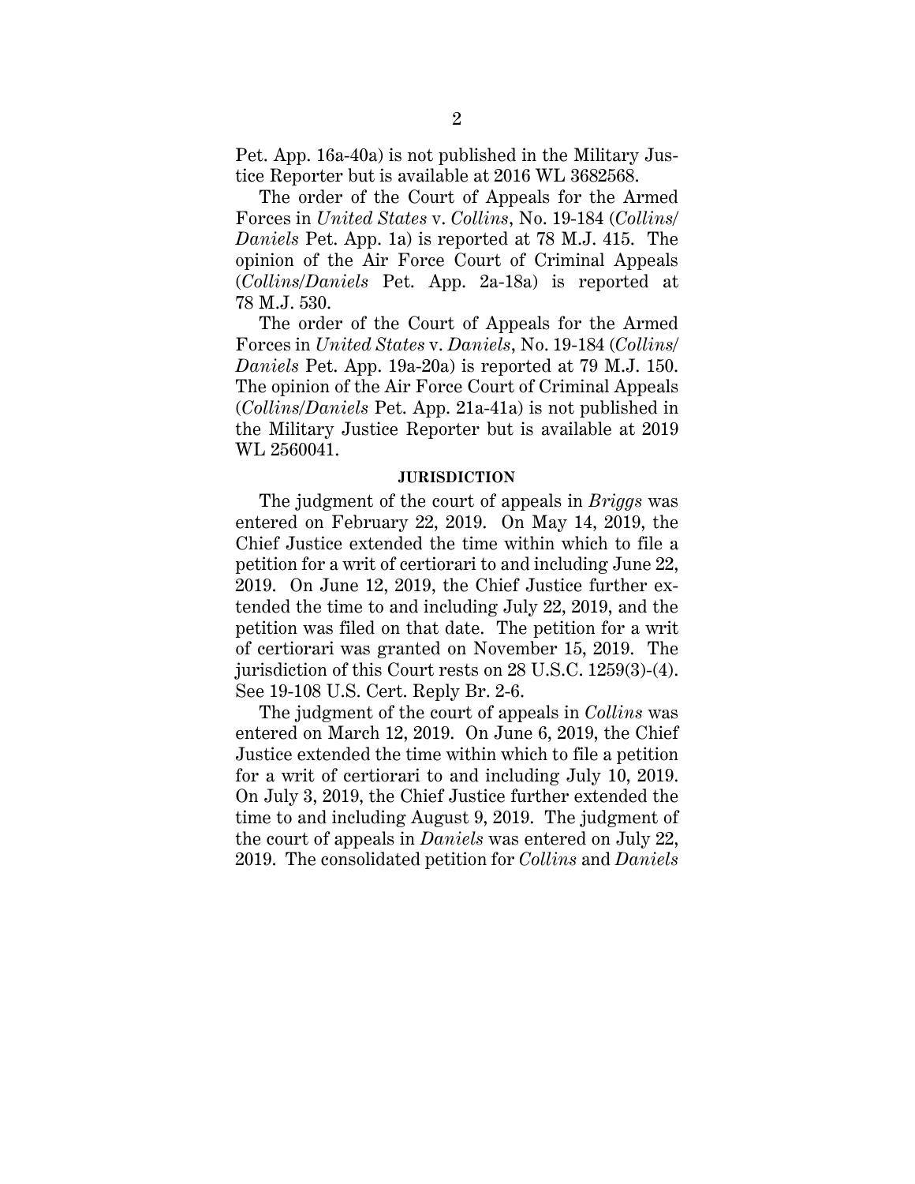Pet. App. 16a-40a) is not published in the Military Justice Reporter but is available at 2016 WL 3682568.

The order of the Court of Appeals for the Armed Forces in *United States* v. *Collins*, No. 19-184 (*Collins/Daniels* Pet. App. 1a) is reported at 78 M.J. 415. The opinion of the Air Force Court of Criminal Appeals (*Collins/Daniels* Pet. App. 2a-18a) is reported at 78 M.J. 530.

The order of the Court of Appeals for the Armed Forces in *United States* v. *Daniels*, No. 19-184 (*Collins/Daniels* Pet. App. 19a-20a) is reported at 79 M.J. 150. The opinion of the Air Force Court of Criminal Appeals (*Collins/Daniels* Pet. App. 21a-41a) is not published in the Military Justice Reporter but is available at 2019 WL 2560041.

## JURISDICTION

The judgment of the court of appeals in *Briggs* was entered on February 22, 2019. On May 14, 2019, the Chief Justice extended the time within which to file a petition for a writ of certiorari to and including June 22, 2019. On June 12, 2019, the Chief Justice further extended the time to and including July 22, 2019, and the petition was filed on that date. The petition for a writ of certiorari was granted on November 15, 2019. The jurisdiction of this Court rests on 28 U.S.C. 1259(3)-(4). See 19-108 U.S. Cert. Reply Br. 2-6.

The judgment of the court of appeals in *Collins* was entered on March 12, 2019. On June 6, 2019, the Chief Justice extended the time within which to file a petition for a writ of certiorari to and including July 10, 2019. On July 3, 2019, the Chief Justice further extended the time to and including August 9, 2019. The judgment of the court of appeals in *Daniels* was entered on July 22, 2019. The consolidated petition for *Collins* and *Daniels*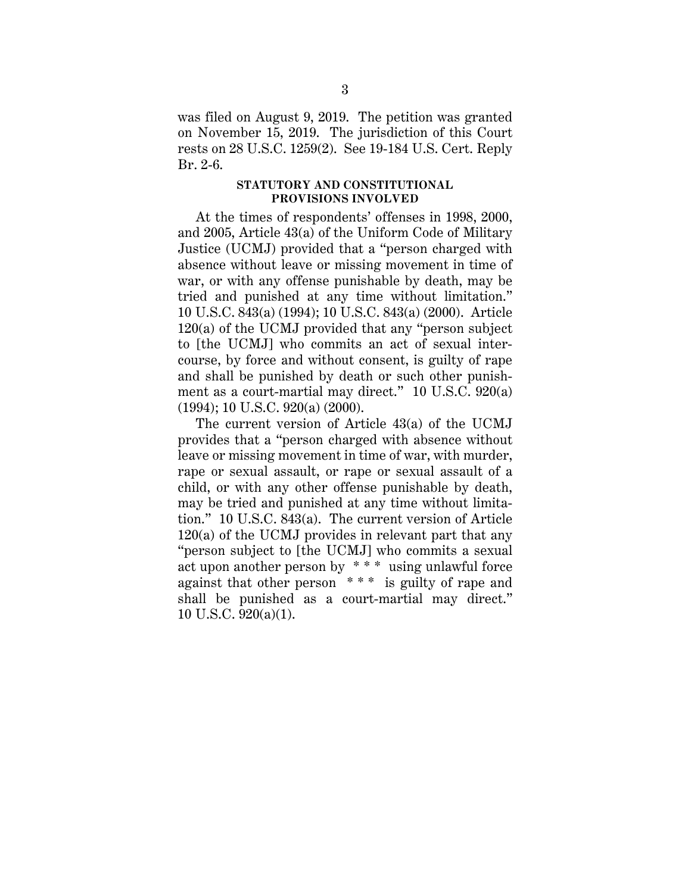was filed on August 9, 2019. The petition was granted on November 15, 2019. The jurisdiction of this Court rests on 28 U.S.C. 1259(2). See 19-184 U.S. Cert. Reply Br. 2-6.

## STATUTORY AND CONSTITUTIONAL PROVISIONS INVOLVED

At the times of respondents' offenses in 1998, 2000, and 2005, Article 43(a) of the Uniform Code of Military Justice (UCMJ) provided that a "person charged with absence without leave or missing movement in time of war, or with any offense punishable by death, may be tried and punished at any time without limitation." 10 U.S.C. 843(a) (1994); 10 U.S.C. 843(a) (2000). Article 120(a) of the UCMJ provided that any "person subject to [the UCMJ] who commits an act of sexual intercourse, by force and without consent, is guilty of rape and shall be punished by death or such other punishment as a court-martial may direct." 10 U.S.C. 920(a) (1994); 10 U.S.C. 920(a) (2000).

The current version of Article 43(a) of the UCMJ provides that a "person charged with absence without leave or missing movement in time of war, with murder, rape or sexual assault, or rape or sexual assault of a child, or with any other offense punishable by death, may be tried and punished at any time without limitation." 10 U.S.C. 843(a). The current version of Article 120(a) of the UCMJ provides in relevant part that any "person subject to [the UCMJ] who commits a sexual act upon another person by * * * using unlawful force against that other person * * * is guilty of rape and shall be punished as a court-martial may direct." 10 U.S.C. 920(a)(1).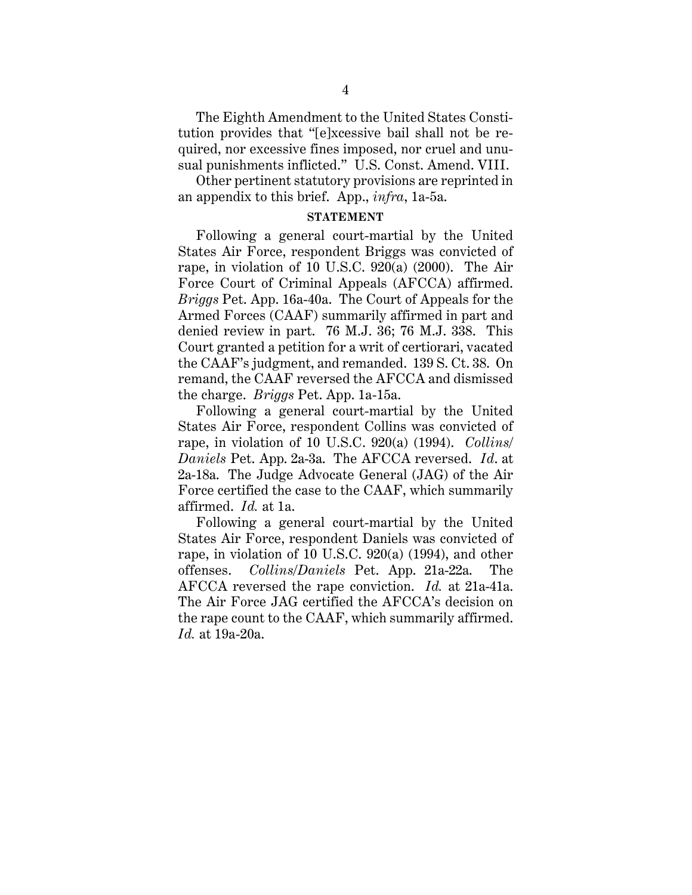The Eighth Amendment to the United States Constitution provides that "[e]xcessive bail shall not be required, nor excessive fines imposed, nor cruel and unusual punishments inflicted." U.S. Const. Amend. VIII.

Other pertinent statutory provisions are reprinted in an appendix to this brief. App., *infra*, 1a-5a.

## STATEMENT

Following a general court-martial by the United States Air Force, respondent Briggs was convicted of rape, in violation of 10 U.S.C. 920(a) (2000). The Air Force Court of Criminal Appeals (AFCCA) affirmed. *Briggs* Pet. App. 16a-40a. The Court of Appeals for the Armed Forces (CAAF) summarily affirmed in part and denied review in part. 76 M.J. 36; 76 M.J. 338. This Court granted a petition for a writ of certiorari, vacated the CAAF's judgment, and remanded. 139 S. Ct. 38. On remand, the CAAF reversed the AFCCA and dismissed the charge. *Briggs* Pet. App. 1a-15a.

Following a general court-martial by the United States Air Force, respondent Collins was convicted of rape, in violation of 10 U.S.C. 920(a) (1994). *Collins/Daniels* Pet. App. 2a-3a. The AFCCA reversed. *Id*. at 2a-18a. The Judge Advocate General (JAG) of the Air Force certified the case to the CAAF, which summarily affirmed. *Id.* at 1a.

Following a general court-martial by the United States Air Force, respondent Daniels was convicted of rape, in violation of 10 U.S.C. 920(a) (1994), and other offenses. *Collins/Daniels* Pet. App. 21a-22a. The AFCCA reversed the rape conviction. *Id.* at 21a-41a. The Air Force JAG certified the AFCCA's decision on the rape count to the CAAF, which summarily affirmed. *Id.* at 19a-20a.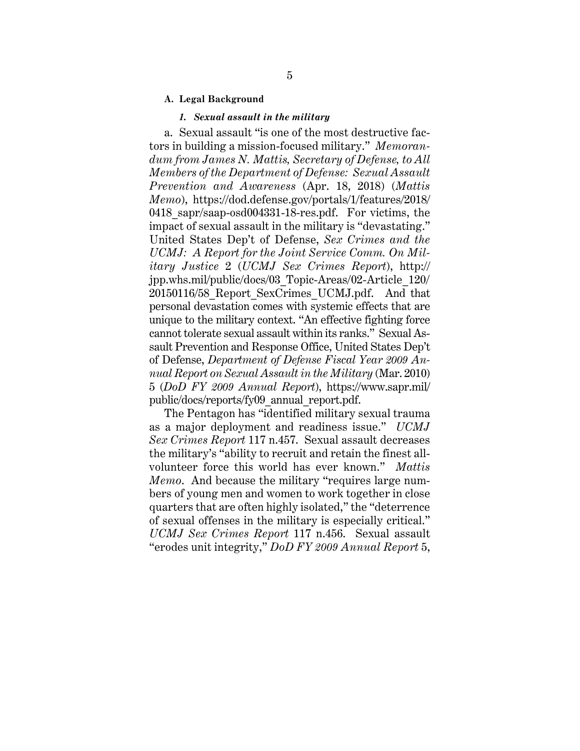### A. Legal Background

#### *1. Sexual assault in the military*

a. Sexual assault "is one of the most destructive factors in building a mission-focused military." *Memorandum from James N. Mattis, Secretary of Defense, to All Members of the Department of Defense: Sexual Assault Prevention and Awareness* (Apr. 18, 2018) (*Mattis Memo*), https://dod.defense.gov/portals/1/features/2018/0418_sapr/saap-osd004331-18-res.pdf. For victims, the impact of sexual assault in the military is "devastating." United States Dep't of Defense, *Sex Crimes and the UCMJ: A Report for the Joint Service Comm. On Military Justice* 2 (*UCMJ Sex Crimes Report*), http://jpp.whs.mil/public/docs/03_Topic-Areas/02-Article_120/20150116/58_Report_SexCrimes_UCMJ.pdf. And that personal devastation comes with systemic effects that are unique to the military context. "An effective fighting force cannot tolerate sexual assault within its ranks." Sexual Assault Prevention and Response Office, United States Dep't of Defense, *Department of Defense Fiscal Year 2009 Annual Report on Sexual Assault in the Military* (Mar. 2010) 5 (*DoD FY 2009 Annual Report*), https://www.sapr.mil/public/docs/reports/fy09_annual_report.pdf.

The Pentagon has "identified military sexual trauma as a major deployment and readiness issue." *UCMJ Sex Crimes Report* 117 n.457. Sexual assault decreases the military's "ability to recruit and retain the finest all-volunteer force this world has ever known." *Mattis Memo*. And because the military "requires large numbers of young men and women to work together in close quarters that are often highly isolated," the "deterrence of sexual offenses in the military is especially critical." *UCMJ Sex Crimes Report* 117 n.456. Sexual assault "erodes unit integrity," *DoD FY 2009 Annual Report* 5,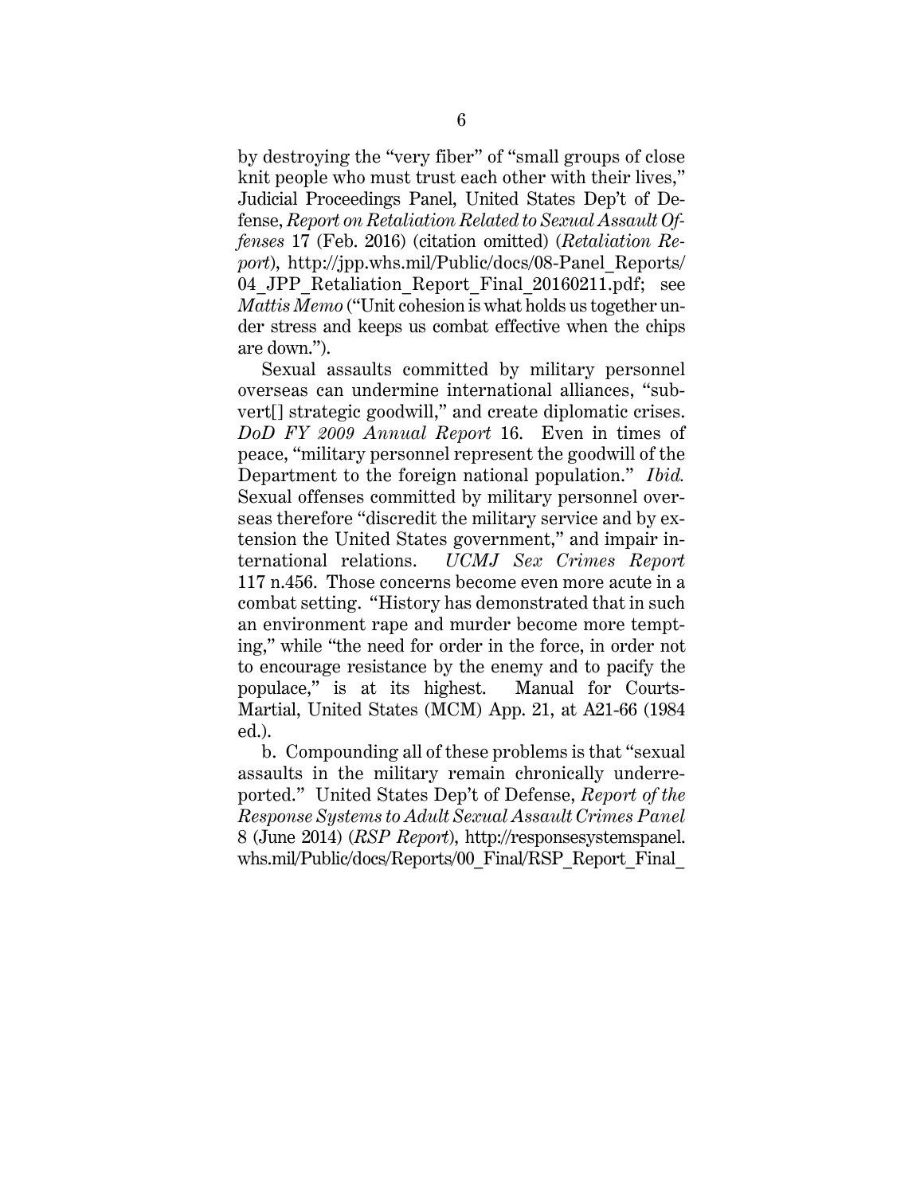by destroying the "very fiber" of "small groups of close knit people who must trust each other with their lives," Judicial Proceedings Panel, United States Dep't of Defense, *Report on Retaliation Related to Sexual Assault Offenses* 17 (Feb. 2016) (citation omitted) (*Retaliation Report*), http://jpp.whs.mil/Public/docs/08-Panel_Reports/04_JPP_Retaliation_Report_Final_20160211.pdf; see *Mattis Memo* ("Unit cohesion is what holds us together under stress and keeps us combat effective when the chips are down.").

Sexual assaults committed by military personnel overseas can undermine international alliances, "subvert[] strategic goodwill," and create diplomatic crises. *DoD FY 2009 Annual Report* 16. Even in times of peace, "military personnel represent the goodwill of the Department to the foreign national population." *Ibid.* Sexual offenses committed by military personnel overseas therefore "discredit the military service and by extension the United States government," and impair international relations. *UCMJ Sex Crimes Report* 117 n.456. Those concerns become even more acute in a combat setting. "History has demonstrated that in such an environment rape and murder become more tempting," while "the need for order in the force, in order not to encourage resistance by the enemy and to pacify the populace," is at its highest. Manual for Courts-Martial, United States (MCM) App. 21, at A21-66 (1984 ed.).

b. Compounding all of these problems is that "sexual assaults in the military remain chronically underreported." United States Dep't of Defense, *Report of the Response Systems to Adult Sexual Assault Crimes Panel* 8 (June 2014) (*RSP Report*), http://responsesystemspanel.whs.mil/Public/docs/Reports/00_Final/RSP_Report_Final_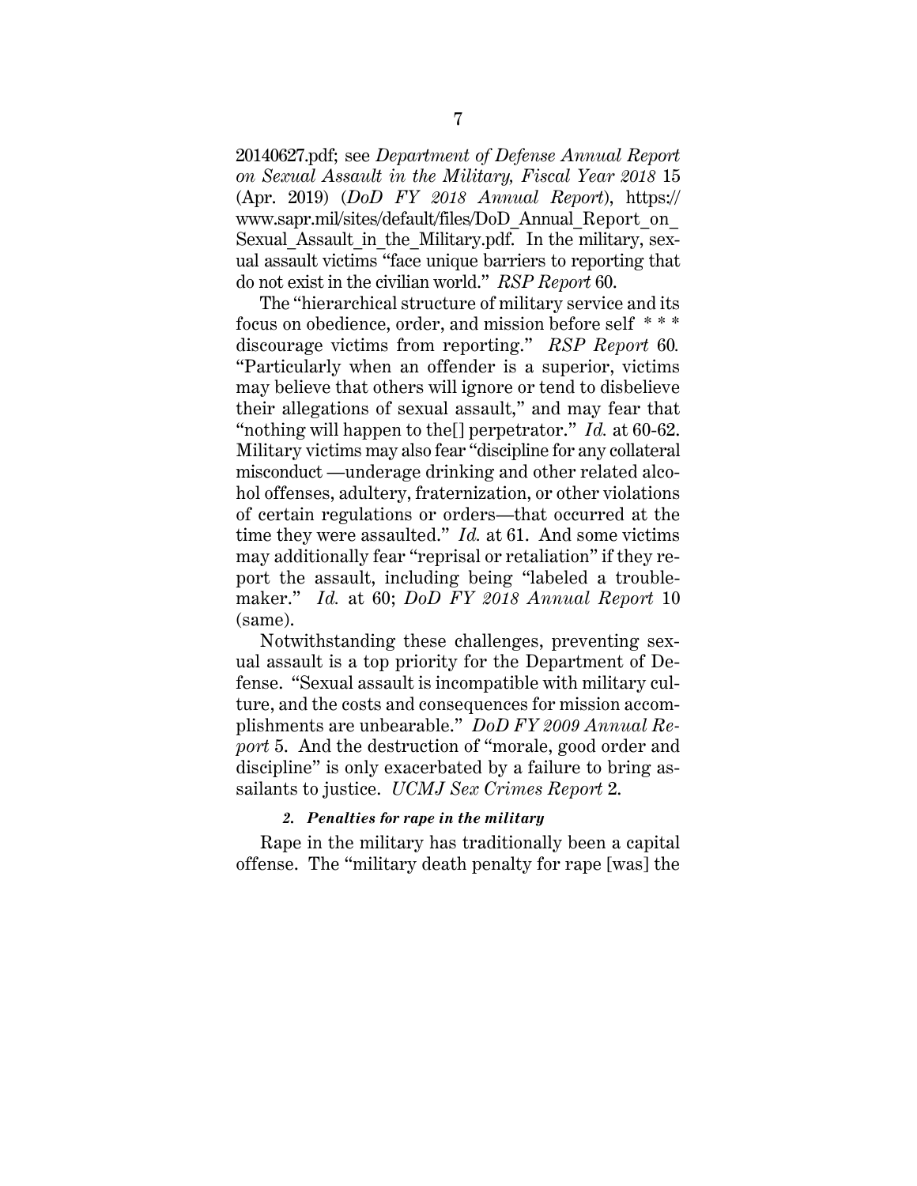20140627.pdf; see *Department of Defense Annual Report on Sexual Assault in the Military, Fiscal Year 2018* 15 (Apr. 2019) (*DoD FY 2018 Annual Report*), https://www.sapr.mil/sites/default/files/DoD_Annual_Report_on_Sexual_Assault_in_the_Military.pdf. In the military, sexual assault victims "face unique barriers to reporting that do not exist in the civilian world." *RSP Report* 60.

The "hierarchical structure of military service and its focus on obedience, order, and mission before self * * * discourage victims from reporting." *RSP Report* 60. "Particularly when an offender is a superior, victims may believe that others will ignore or tend to disbelieve their allegations of sexual assault," and may fear that "nothing will happen to the[] perpetrator." *Id.* at 60-62. Military victims may also fear "discipline for any collateral misconduct —underage drinking and other related alcohol offenses, adultery, fraternization, or other violations of certain regulations or orders—that occurred at the time they were assaulted." *Id.* at 61. And some victims may additionally fear "reprisal or retaliation" if they report the assault, including being "labeled a troublemaker." *Id.* at 60; *DoD FY 2018 Annual Report* 10 (same).

Notwithstanding these challenges, preventing sexual assault is a top priority for the Department of Defense. "Sexual assault is incompatible with military culture, and the costs and consequences for mission accomplishments are unbearable." *DoD FY 2009 Annual Report* 5. And the destruction of "morale, good order and discipline" is only exacerbated by a failure to bring assailants to justice. *UCMJ Sex Crimes Report* 2.

#### *2. Penalties for rape in the military*

Rape in the military has traditionally been a capital offense. The "military death penalty for rape [was] the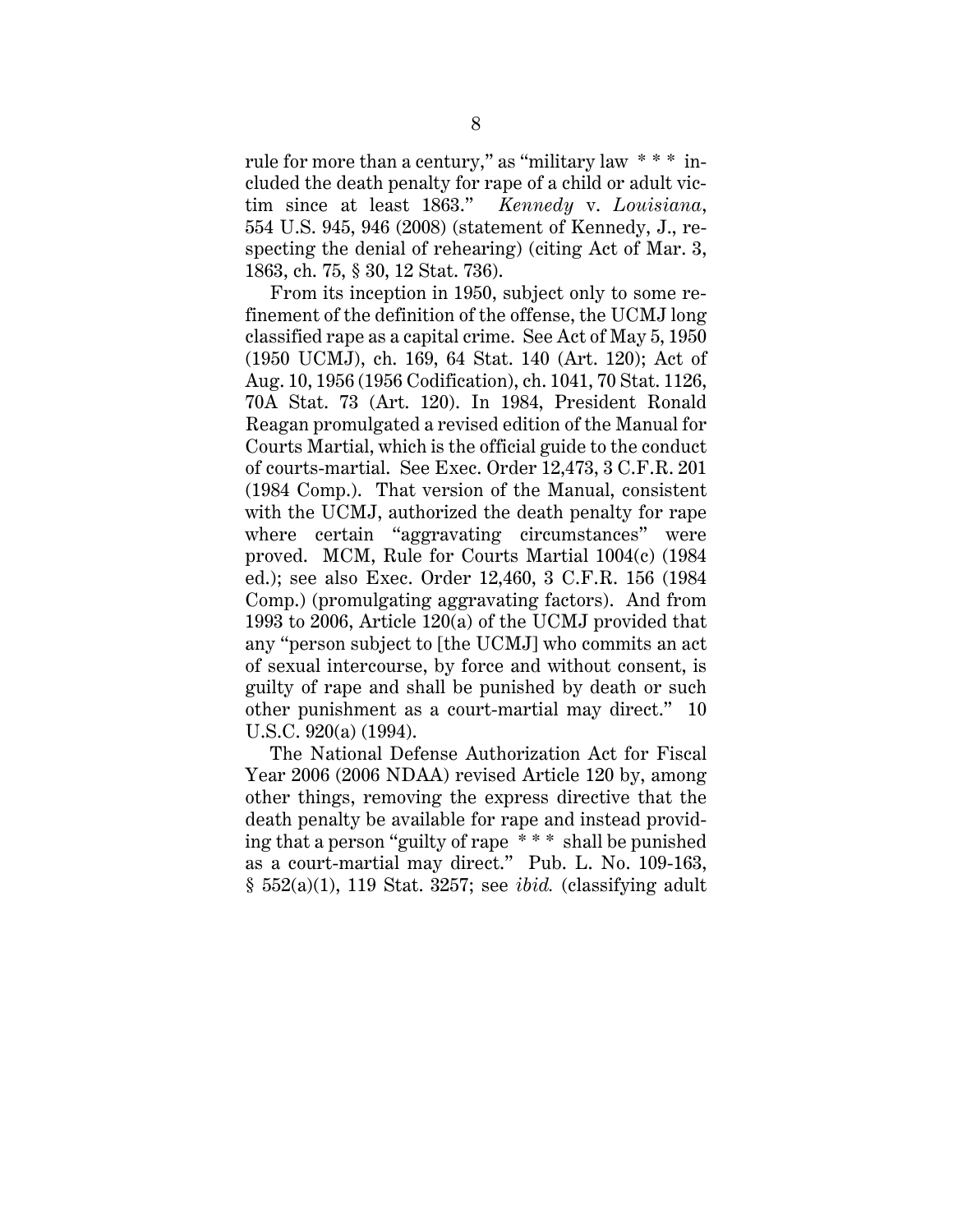rule for more than a century," as "military law * * * included the death penalty for rape of a child or adult victim since at least 1863." *Kennedy* v. *Louisiana*, 554 U.S. 945, 946 (2008) (statement of Kennedy, J., respecting the denial of rehearing) (citing Act of Mar. 3, 1863, ch. 75, § 30, 12 Stat. 736).

From its inception in 1950, subject only to some refinement of the definition of the offense, the UCMJ long classified rape as a capital crime. See Act of May 5, 1950 (1950 UCMJ), ch. 169, 64 Stat. 140 (Art. 120); Act of Aug. 10, 1956 (1956 Codification), ch. 1041, 70 Stat. 1126, 70A Stat. 73 (Art. 120). In 1984, President Ronald Reagan promulgated a revised edition of the Manual for Courts Martial, which is the official guide to the conduct of courts-martial. See Exec. Order 12,473, 3 C.F.R. 201 (1984 Comp.). That version of the Manual, consistent with the UCMJ, authorized the death penalty for rape where certain "aggravating circumstances" were proved. MCM, Rule for Courts Martial 1004(c) (1984 ed.); see also Exec. Order 12,460, 3 C.F.R. 156 (1984 Comp.) (promulgating aggravating factors). And from 1993 to 2006, Article 120(a) of the UCMJ provided that any "person subject to [the UCMJ] who commits an act of sexual intercourse, by force and without consent, is guilty of rape and shall be punished by death or such other punishment as a court-martial may direct." 10 U.S.C. 920(a) (1994).

The National Defense Authorization Act for Fiscal Year 2006 (2006 NDAA) revised Article 120 by, among other things, removing the express directive that the death penalty be available for rape and instead providing that a person "guilty of rape * * * shall be punished as a court-martial may direct." Pub. L. No. 109-163, § 552(a)(1), 119 Stat. 3257; see *ibid.* (classifying adult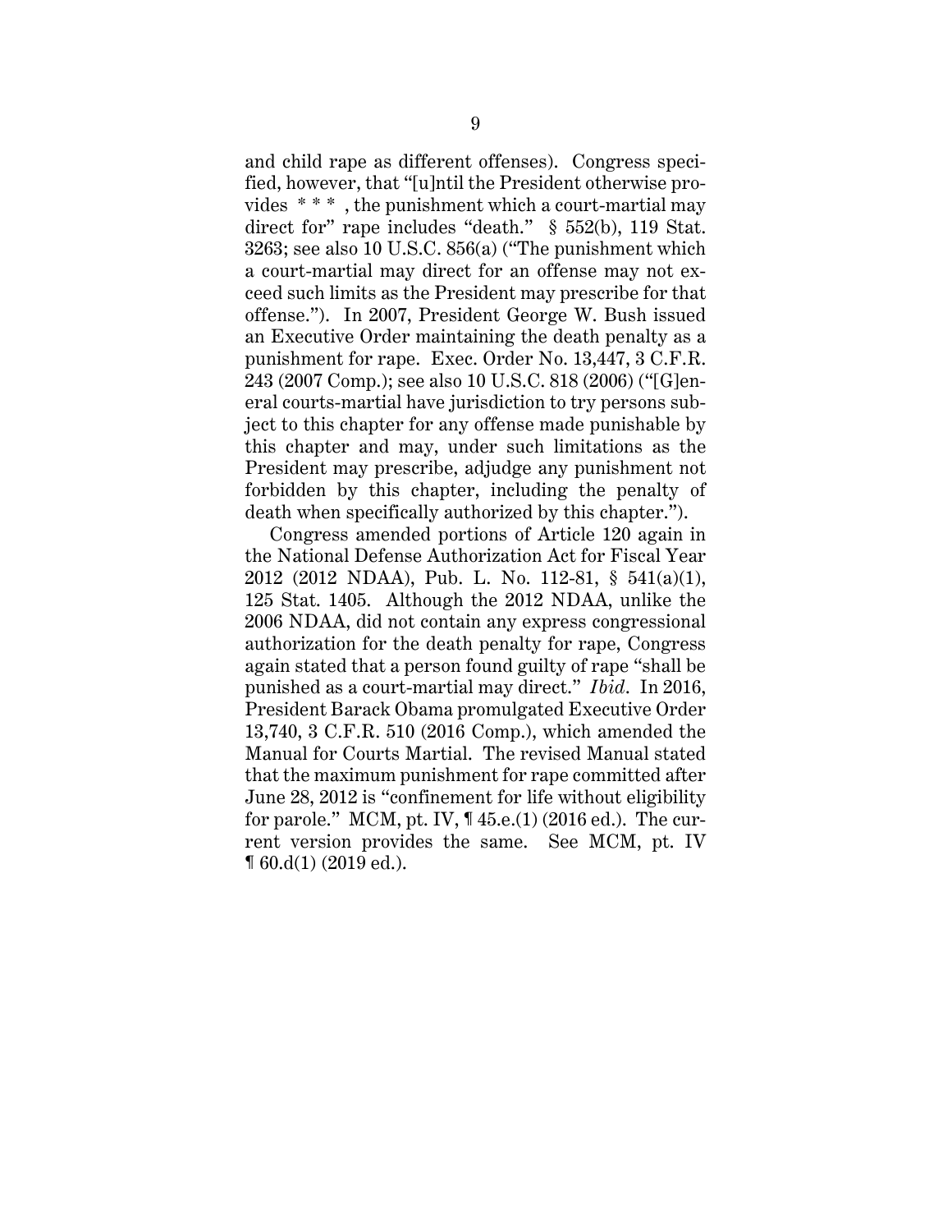and child rape as different offenses). Congress specified, however, that "[u]ntil the President otherwise provides * * * , the punishment which a court-martial may direct for" rape includes "death." § 552(b), 119 Stat. 3263; see also 10 U.S.C. 856(a) ("The punishment which a court-martial may direct for an offense may not exceed such limits as the President may prescribe for that offense."). In 2007, President George W. Bush issued an Executive Order maintaining the death penalty as a punishment for rape. Exec. Order No. 13,447, 3 C.F.R. 243 (2007 Comp.); see also 10 U.S.C. 818 (2006) ("[G]eneral courts-martial have jurisdiction to try persons subject to this chapter for any offense made punishable by this chapter and may, under such limitations as the President may prescribe, adjudge any punishment not forbidden by this chapter, including the penalty of death when specifically authorized by this chapter.").

Congress amended portions of Article 120 again in the National Defense Authorization Act for Fiscal Year 2012 (2012 NDAA), Pub. L. No. 112-81, § 541(a)(1), 125 Stat. 1405. Although the 2012 NDAA, unlike the 2006 NDAA, did not contain any express congressional authorization for the death penalty for rape, Congress again stated that a person found guilty of rape "shall be punished as a court-martial may direct." *Ibid*. In 2016, President Barack Obama promulgated Executive Order 13,740, 3 C.F.R. 510 (2016 Comp.), which amended the Manual for Courts Martial. The revised Manual stated that the maximum punishment for rape committed after June 28, 2012 is "confinement for life without eligibility for parole." MCM, pt. IV, ¶ 45.e.(1) (2016 ed.). The current version provides the same. See MCM, pt. IV ¶ 60.d(1) (2019 ed.).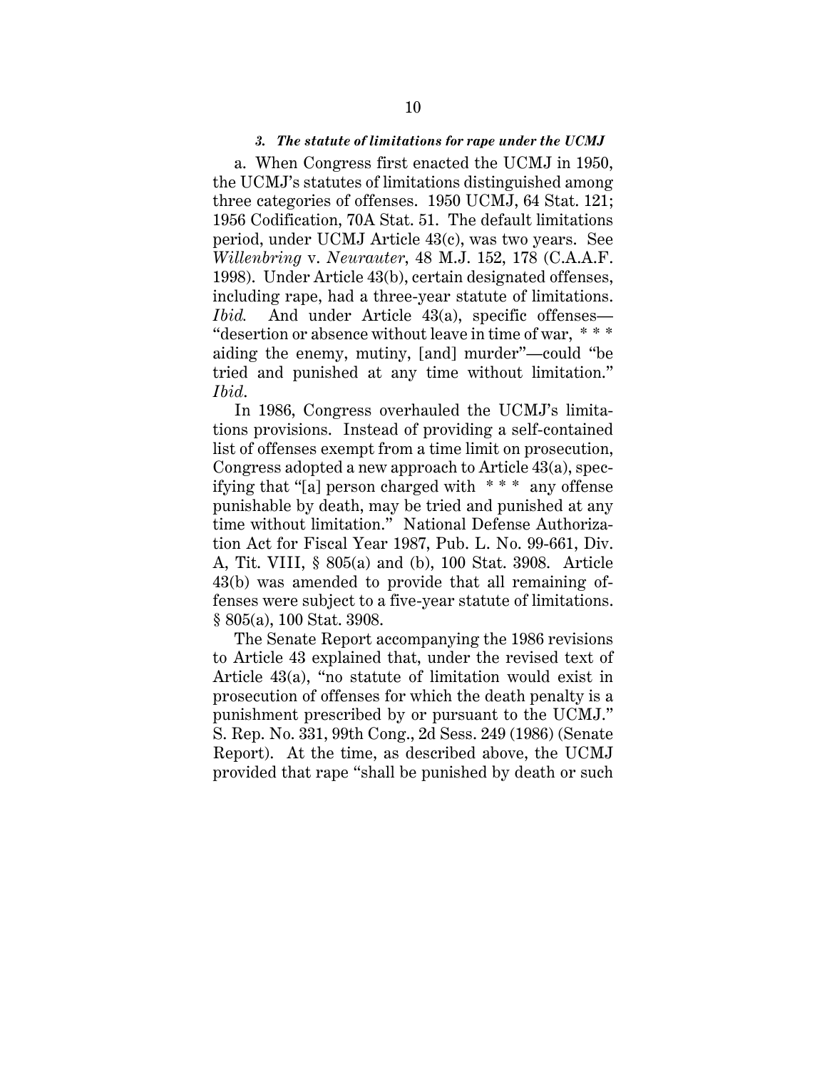### *3. The statute of limitations for rape under the UCMJ*

a. When Congress first enacted the UCMJ in 1950, the UCMJ's statutes of limitations distinguished among three categories of offenses. 1950 UCMJ, 64 Stat. 121; 1956 Codification, 70A Stat. 51. The default limitations period, under UCMJ Article 43(c), was two years. See *Willenbring* v. *Neurauter*, 48 M.J. 152, 178 (C.A.A.F. 1998). Under Article 43(b), certain designated offenses, including rape, had a three-year statute of limitations. *Ibid.* And under Article 43(a), specific offenses—"desertion or absence without leave in time of war, * * * aiding the enemy, mutiny, [and] murder"—could "be tried and punished at any time without limitation." *Ibid.*

In 1986, Congress overhauled the UCMJ's limitations provisions. Instead of providing a self-contained list of offenses exempt from a time limit on prosecution, Congress adopted a new approach to Article 43(a), specifying that "[a] person charged with * * * any offense punishable by death, may be tried and punished at any time without limitation." National Defense Authorization Act for Fiscal Year 1987, Pub. L. No. 99-661, Div. A, Tit. VIII, § 805(a) and (b), 100 Stat. 3908. Article 43(b) was amended to provide that all remaining offenses were subject to a five-year statute of limitations. § 805(a), 100 Stat. 3908.

The Senate Report accompanying the 1986 revisions to Article 43 explained that, under the revised text of Article 43(a), "no statute of limitation would exist in prosecution of offenses for which the death penalty is a punishment prescribed by or pursuant to the UCMJ." S. Rep. No. 331, 99th Cong., 2d Sess. 249 (1986) (Senate Report). At the time, as described above, the UCMJ provided that rape "shall be punished by death or such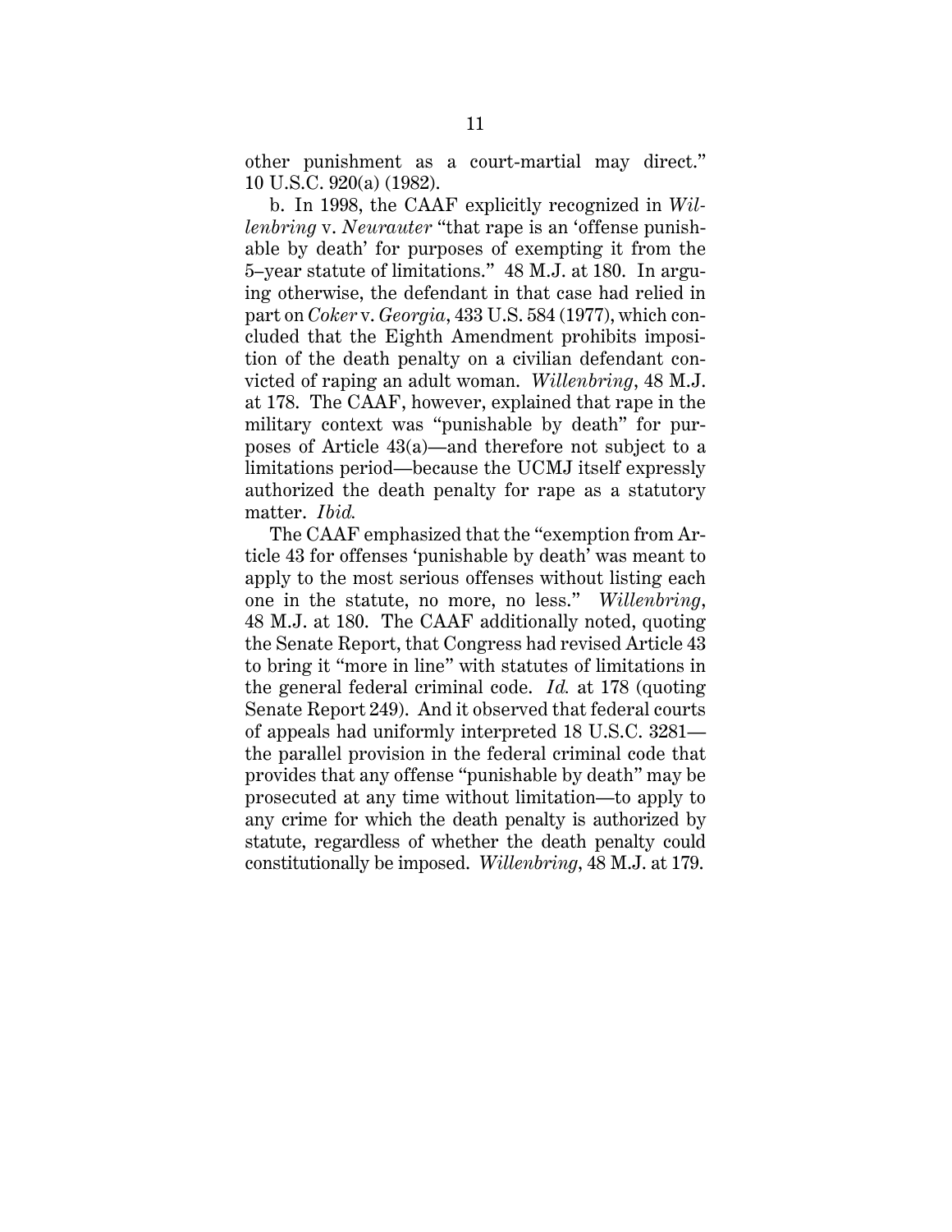other punishment as a court-martial may direct." 10 U.S.C. 920(a) (1982).

b. In 1998, the CAAF explicitly recognized in *Willenbring* v. *Neurauter* "that rape is an 'offense punishable by death' for purposes of exempting it from the 5–year statute of limitations." 48 M.J. at 180. In arguing otherwise, the defendant in that case had relied in part on *Coker* v. *Georgia*, 433 U.S. 584 (1977), which concluded that the Eighth Amendment prohibits imposition of the death penalty on a civilian defendant convicted of raping an adult woman. *Willenbring*, 48 M.J. at 178. The CAAF, however, explained that rape in the military context was "punishable by death" for purposes of Article 43(a)—and therefore not subject to a limitations period—because the UCMJ itself expressly authorized the death penalty for rape as a statutory matter. *Ibid.*

The CAAF emphasized that the "exemption from Article 43 for offenses 'punishable by death' was meant to apply to the most serious offenses without listing each one in the statute, no more, no less." *Willenbring*, 48 M.J. at 180. The CAAF additionally noted, quoting the Senate Report, that Congress had revised Article 43 to bring it "more in line" with statutes of limitations in the general federal criminal code. *Id.* at 178 (quoting Senate Report 249). And it observed that federal courts of appeals had uniformly interpreted 18 U.S.C. 3281—the parallel provision in the federal criminal code that provides that any offense "punishable by death" may be prosecuted at any time without limitation—to apply to any crime for which the death penalty is authorized by statute, regardless of whether the death penalty could constitutionally be imposed. *Willenbring*, 48 M.J. at 179.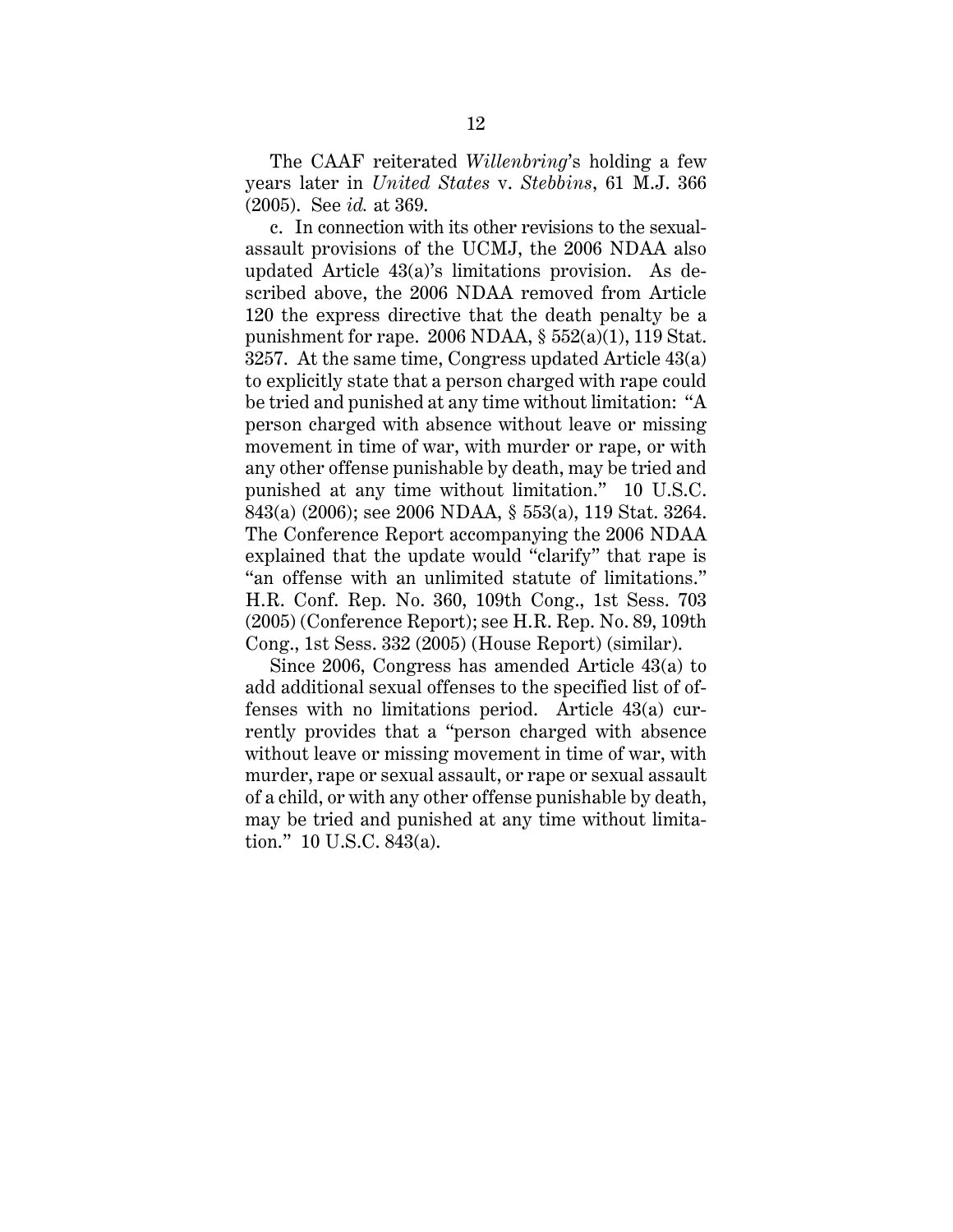The CAAF reiterated *Willenbring*'s holding a few years later in *United States* v. *Stebbins*, 61 M.J. 366 (2005). See *id.* at 369.

c. In connection with its other revisions to the sexual-assault provisions of the UCMJ, the 2006 NDAA also updated Article 43(a)'s limitations provision. As described above, the 2006 NDAA removed from Article 120 the express directive that the death penalty be a punishment for rape. 2006 NDAA, § 552(a)(1), 119 Stat. 3257. At the same time, Congress updated Article 43(a) to explicitly state that a person charged with rape could be tried and punished at any time without limitation: "A person charged with absence without leave or missing movement in time of war, with murder or rape, or with any other offense punishable by death, may be tried and punished at any time without limitation." 10 U.S.C. 843(a) (2006); see 2006 NDAA, § 553(a), 119 Stat. 3264. The Conference Report accompanying the 2006 NDAA explained that the update would "clarify" that rape is "an offense with an unlimited statute of limitations." H.R. Conf. Rep. No. 360, 109th Cong., 1st Sess. 703 (2005) (Conference Report); see H.R. Rep. No. 89, 109th Cong., 1st Sess. 332 (2005) (House Report) (similar).

Since 2006, Congress has amended Article 43(a) to add additional sexual offenses to the specified list of offenses with no limitations period. Article 43(a) currently provides that a "person charged with absence without leave or missing movement in time of war, with murder, rape or sexual assault, or rape or sexual assault of a child, or with any other offense punishable by death, may be tried and punished at any time without limitation." 10 U.S.C. 843(a).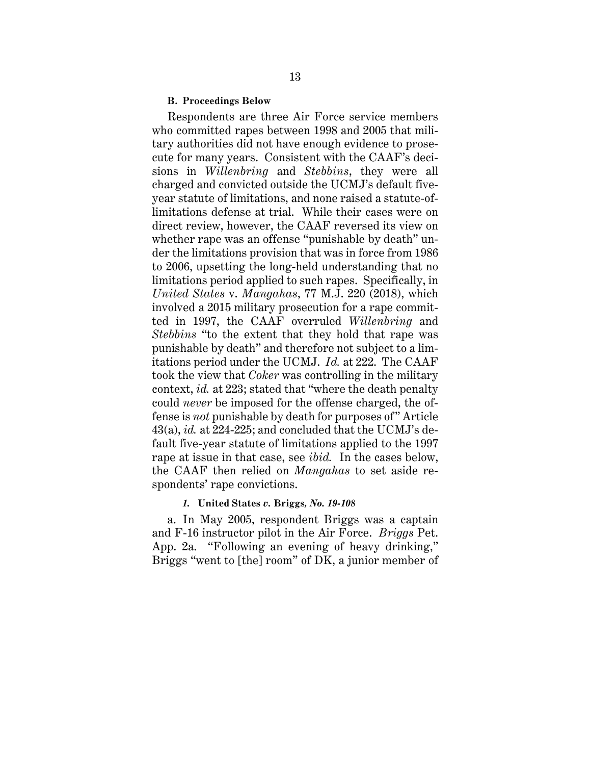### B. Proceedings Below

Respondents are three Air Force service members who committed rapes between 1998 and 2005 that military authorities did not have enough evidence to prosecute for many years. Consistent with the CAAF's decisions in *Willenbring* and *Stebbins*, they were all charged and convicted outside the UCMJ's default five-year statute of limitations, and none raised a statute-of-limitations defense at trial. While their cases were on direct review, however, the CAAF reversed its view on whether rape was an offense "punishable by death" under the limitations provision that was in force from 1986 to 2006, upsetting the long-held understanding that no limitations period applied to such rapes. Specifically, in *United States* v. *Mangahas*, 77 M.J. 220 (2018), which involved a 2015 military prosecution for a rape committed in 1997, the CAAF overruled *Willenbring* and *Stebbins* "to the extent that they hold that rape was punishable by death" and therefore not subject to a limitations period under the UCMJ. *Id.* at 222. The CAAF took the view that *Coker* was controlling in the military context, *id.* at 223; stated that "where the death penalty could *never* be imposed for the offense charged, the offense is *not* punishable by death for purposes of" Article 43(a), *id.* at 224-225; and concluded that the UCMJ's default five-year statute of limitations applied to the 1997 rape at issue in that case, see *ibid.* In the cases below, the CAAF then relied on *Mangahas* to set aside respondents' rape convictions.

#### *1.* United States *v.* Briggs*, No. 19-108*

a. In May 2005, respondent Briggs was a captain and F-16 instructor pilot in the Air Force. *Briggs* Pet. App. 2a. "Following an evening of heavy drinking," Briggs "went to [the] room" of DK, a junior member of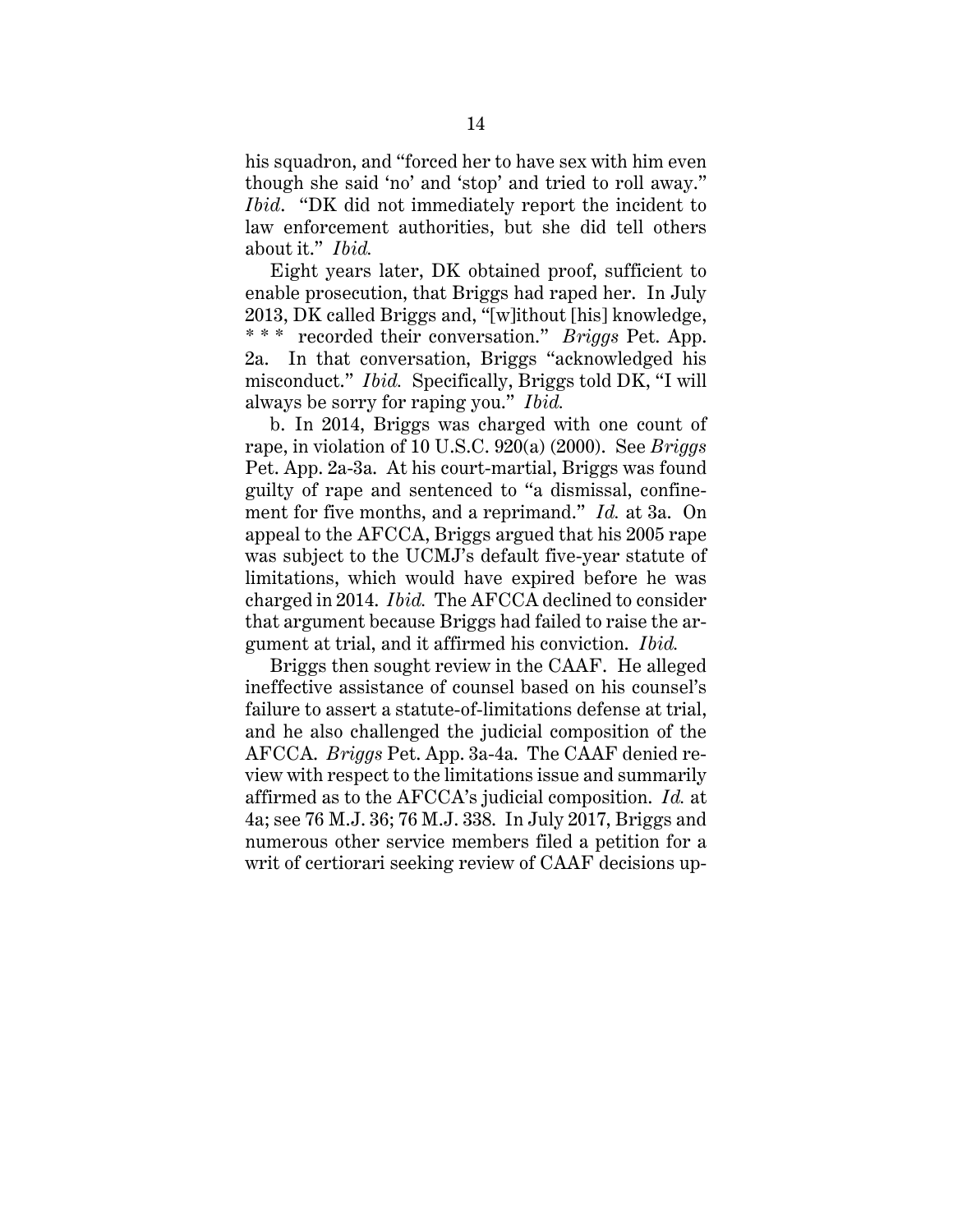his squadron, and "forced her to have sex with him even though she said 'no' and 'stop' and tried to roll away." *Ibid*. "DK did not immediately report the incident to law enforcement authorities, but she did tell others about it." *Ibid.*

Eight years later, DK obtained proof, sufficient to enable prosecution, that Briggs had raped her. In July 2013, DK called Briggs and, "[w]ithout [his] knowledge, * * * recorded their conversation." *Briggs* Pet. App. 2a. In that conversation, Briggs "acknowledged his misconduct." *Ibid.* Specifically, Briggs told DK, "I will always be sorry for raping you." *Ibid.*

b. In 2014, Briggs was charged with one count of rape, in violation of 10 U.S.C. 920(a) (2000). See *Briggs* Pet. App. 2a-3a. At his court-martial, Briggs was found guilty of rape and sentenced to "a dismissal, confinement for five months, and a reprimand." *Id.* at 3a. On appeal to the AFCCA, Briggs argued that his 2005 rape was subject to the UCMJ's default five-year statute of limitations, which would have expired before he was charged in 2014. *Ibid.* The AFCCA declined to consider that argument because Briggs had failed to raise the argument at trial, and it affirmed his conviction. *Ibid.*

Briggs then sought review in the CAAF. He alleged ineffective assistance of counsel based on his counsel's failure to assert a statute-of-limitations defense at trial, and he also challenged the judicial composition of the AFCCA. *Briggs* Pet. App. 3a-4a. The CAAF denied review with respect to the limitations issue and summarily affirmed as to the AFCCA's judicial composition. *Id.* at 4a; see 76 M.J. 36; 76 M.J. 338. In July 2017, Briggs and numerous other service members filed a petition for a writ of certiorari seeking review of CAAF decisions up-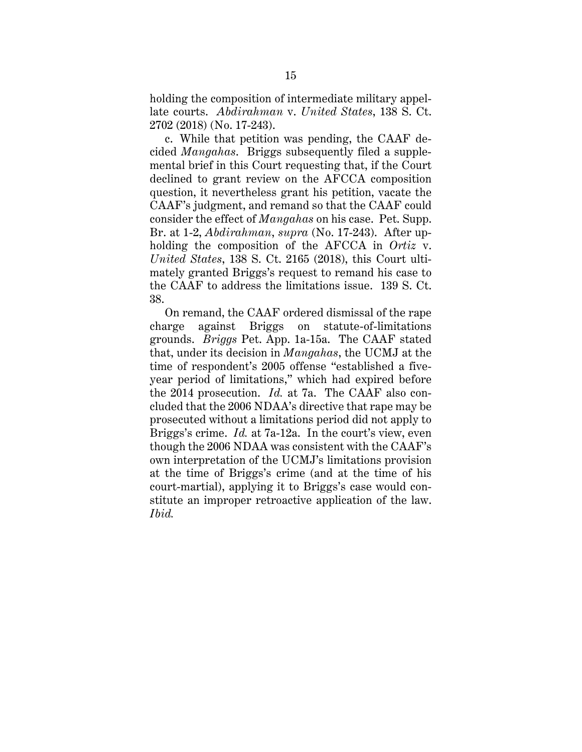holding the composition of intermediate military appellate courts. *Abdirahman* v. *United States*, 138 S. Ct. 2702 (2018) (No. 17-243).

c. While that petition was pending, the CAAF decided *Mangahas*. Briggs subsequently filed a supplemental brief in this Court requesting that, if the Court declined to grant review on the AFCCA composition question, it nevertheless grant his petition, vacate the CAAF's judgment, and remand so that the CAAF could consider the effect of *Mangahas* on his case. Pet. Supp. Br. at 1-2, *Abdirahman*, *supra* (No. 17-243). After upholding the composition of the AFCCA in *Ortiz* v. *United States*, 138 S. Ct. 2165 (2018), this Court ultimately granted Briggs's request to remand his case to the CAAF to address the limitations issue. 139 S. Ct. 38.

On remand, the CAAF ordered dismissal of the rape charge against Briggs on statute-of-limitations grounds. *Briggs* Pet. App. 1a-15a. The CAAF stated that, under its decision in *Mangahas*, the UCMJ at the time of respondent's 2005 offense "established a five-year period of limitations," which had expired before the 2014 prosecution. *Id.* at 7a. The CAAF also concluded that the 2006 NDAA's directive that rape may be prosecuted without a limitations period did not apply to Briggs's crime. *Id.* at 7a-12a. In the court's view, even though the 2006 NDAA was consistent with the CAAF's own interpretation of the UCMJ's limitations provision at the time of Briggs's crime (and at the time of his court-martial), applying it to Briggs's case would constitute an improper retroactive application of the law. *Ibid.*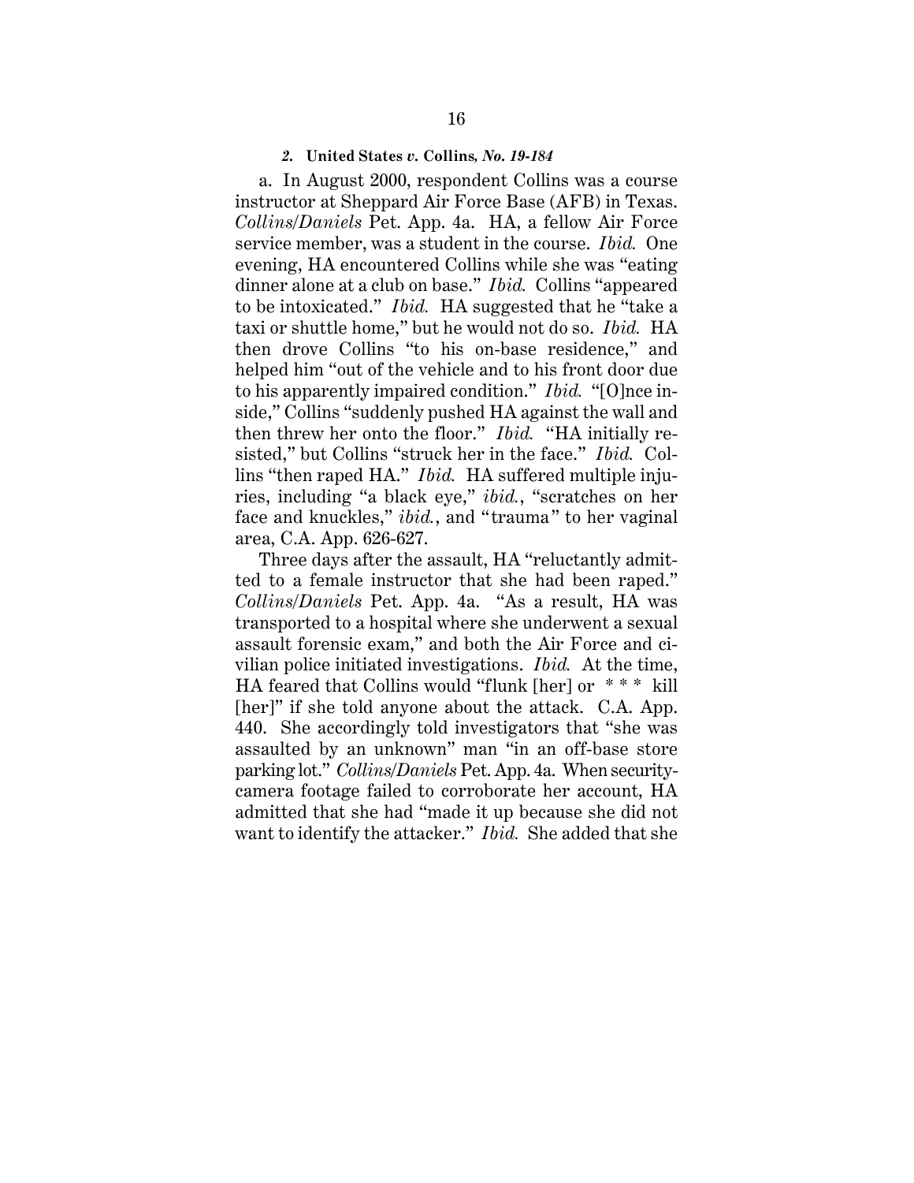#### *2.* **United States** *v.* **Collins***, No. 19-184*

a. In August 2000, respondent Collins was a course instructor at Sheppard Air Force Base (AFB) in Texas. *Collins/Daniels* Pet. App. 4a. HA, a fellow Air Force service member, was a student in the course. *Ibid.* One evening, HA encountered Collins while she was "eating dinner alone at a club on base." *Ibid.* Collins "appeared to be intoxicated." *Ibid.* HA suggested that he "take a taxi or shuttle home," but he would not do so. *Ibid.* HA then drove Collins "to his on-base residence," and helped him "out of the vehicle and to his front door due to his apparently impaired condition." *Ibid.* "[O]nce inside," Collins "suddenly pushed HA against the wall and then threw her onto the floor." *Ibid.* "HA initially resisted," but Collins "struck her in the face." *Ibid.* Collins "then raped HA." *Ibid.* HA suffered multiple injuries, including "a black eye," *ibid.*, "scratches on her face and knuckles," *ibid.*, and "trauma" to her vaginal area, C.A. App. 626-627.

Three days after the assault, HA "reluctantly admitted to a female instructor that she had been raped." *Collins/Daniels* Pet. App. 4a. "As a result, HA was transported to a hospital where she underwent a sexual assault forensic exam," and both the Air Force and civilian police initiated investigations. *Ibid.* At the time, HA feared that Collins would "flunk [her] or * * * kill [her]" if she told anyone about the attack. C.A. App. 440. She accordingly told investigators that "she was assaulted by an unknown" man "in an off-base store parking lot." *Collins/Daniels* Pet. App. 4a. When security-camera footage failed to corroborate her account, HA admitted that she had "made it up because she did not want to identify the attacker." *Ibid.* She added that she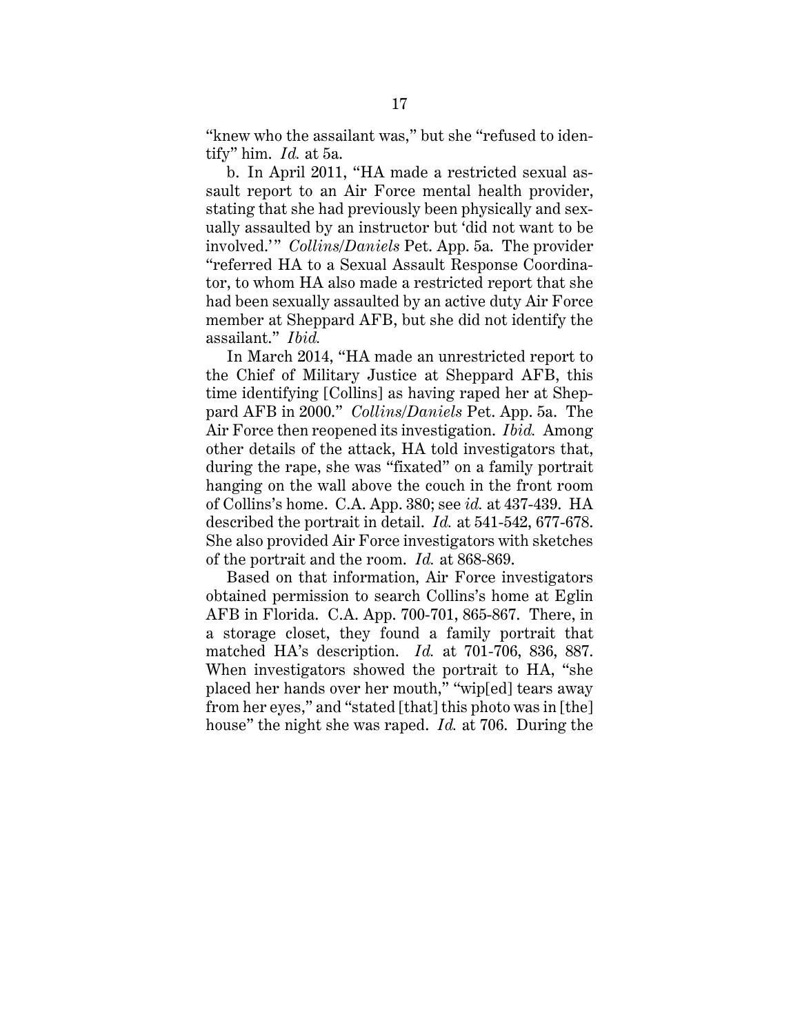"knew who the assailant was," but she "refused to identify" him. *Id.* at 5a.

b. In April 2011, "HA made a restricted sexual assault report to an Air Force mental health provider, stating that she had previously been physically and sexually assaulted by an instructor but 'did not want to be involved.'" *Collins/Daniels* Pet. App. 5a. The provider "referred HA to a Sexual Assault Response Coordinator, to whom HA also made a restricted report that she had been sexually assaulted by an active duty Air Force member at Sheppard AFB, but she did not identify the assailant." *Ibid.*

In March 2014, "HA made an unrestricted report to the Chief of Military Justice at Sheppard AFB, this time identifying [Collins] as having raped her at Sheppard AFB in 2000." *Collins/Daniels* Pet. App. 5a. The Air Force then reopened its investigation. *Ibid.* Among other details of the attack, HA told investigators that, during the rape, she was "fixated" on a family portrait hanging on the wall above the couch in the front room of Collins's home. C.A. App. 380; see *id.* at 437-439. HA described the portrait in detail. *Id.* at 541-542, 677-678. She also provided Air Force investigators with sketches of the portrait and the room. *Id.* at 868-869.

Based on that information, Air Force investigators obtained permission to search Collins's home at Eglin AFB in Florida. C.A. App. 700-701, 865-867. There, in a storage closet, they found a family portrait that matched HA's description. *Id.* at 701-706, 836, 887. When investigators showed the portrait to HA, "she placed her hands over her mouth," "wip[ed] tears away from her eyes," and "stated [that] this photo was in [the] house" the night she was raped. *Id.* at 706. During the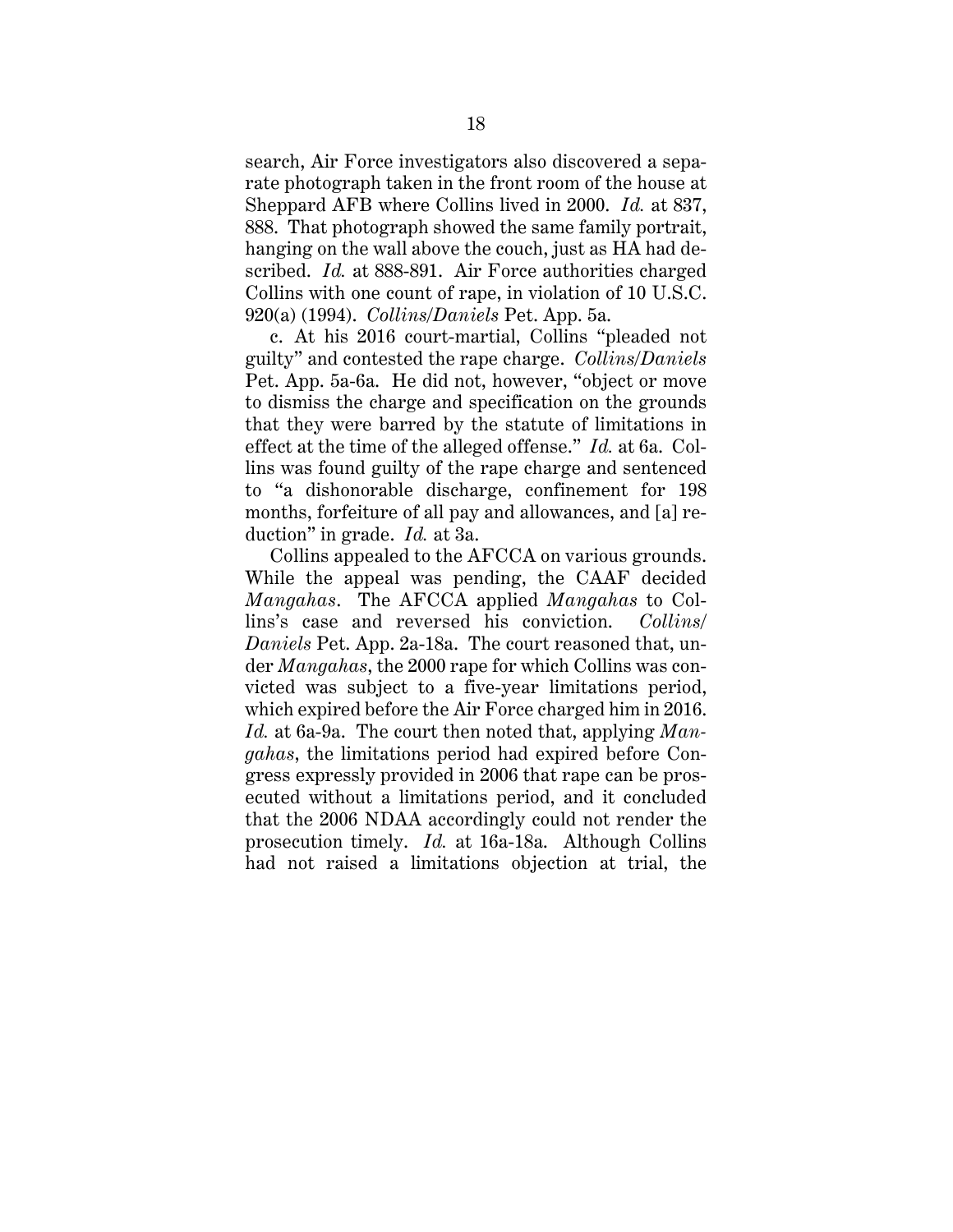search, Air Force investigators also discovered a separate photograph taken in the front room of the house at Sheppard AFB where Collins lived in 2000. *Id.* at 837, 888. That photograph showed the same family portrait, hanging on the wall above the couch, just as HA had described. *Id.* at 888-891. Air Force authorities charged Collins with one count of rape, in violation of 10 U.S.C. 920(a) (1994). *Collins/Daniels* Pet. App. 5a.

c. At his 2016 court-martial, Collins "pleaded not guilty" and contested the rape charge. *Collins/Daniels* Pet. App. 5a-6a. He did not, however, "object or move to dismiss the charge and specification on the grounds that they were barred by the statute of limitations in effect at the time of the alleged offense." *Id.* at 6a. Collins was found guilty of the rape charge and sentenced to "a dishonorable discharge, confinement for 198 months, forfeiture of all pay and allowances, and [a] reduction" in grade. *Id.* at 3a.

Collins appealed to the AFCCA on various grounds. While the appeal was pending, the CAAF decided *Mangahas*. The AFCCA applied *Mangahas* to Collins's case and reversed his conviction. *Collins/Daniels* Pet. App. 2a-18a. The court reasoned that, under *Mangahas*, the 2000 rape for which Collins was convicted was subject to a five-year limitations period, which expired before the Air Force charged him in 2016. *Id.* at 6a-9a. The court then noted that, applying *Mangahas*, the limitations period had expired before Congress expressly provided in 2006 that rape can be prosecuted without a limitations period, and it concluded that the 2006 NDAA accordingly could not render the prosecution timely. *Id.* at 16a-18a. Although Collins had not raised a limitations objection at trial, the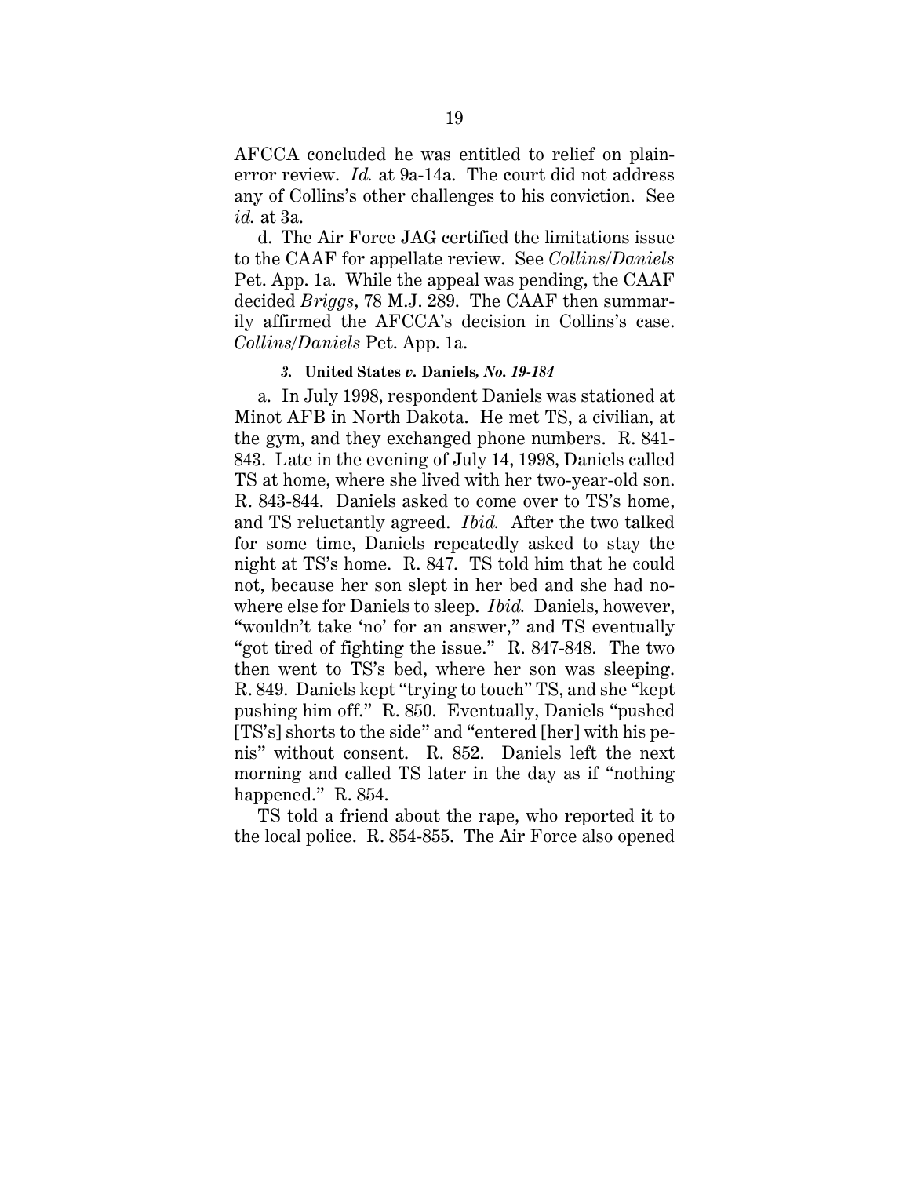AFCCA concluded he was entitled to relief on plain-error review. *Id.* at 9a-14a. The court did not address any of Collins's other challenges to his conviction. See *id.* at 3a.

d. The Air Force JAG certified the limitations issue to the CAAF for appellate review. See *Collins/Daniels* Pet. App. 1a. While the appeal was pending, the CAAF decided *Briggs*, 78 M.J. 289. The CAAF then summarily affirmed the AFCCA's decision in Collins's case. *Collins/Daniels* Pet. App. 1a.

#### *3.* **United States *v.* Daniels,** ***No. 19-184***

a. In July 1998, respondent Daniels was stationed at Minot AFB in North Dakota. He met TS, a civilian, at the gym, and they exchanged phone numbers. R. 841-843. Late in the evening of July 14, 1998, Daniels called TS at home, where she lived with her two-year-old son. R. 843-844. Daniels asked to come over to TS's home, and TS reluctantly agreed. *Ibid.* After the two talked for some time, Daniels repeatedly asked to stay the night at TS's home. R. 847. TS told him that he could not, because her son slept in her bed and she had nowhere else for Daniels to sleep. *Ibid.* Daniels, however, "wouldn't take 'no' for an answer," and TS eventually "got tired of fighting the issue." R. 847-848. The two then went to TS's bed, where her son was sleeping. R. 849. Daniels kept "trying to touch" TS, and she "kept pushing him off." R. 850. Eventually, Daniels "pushed [TS's] shorts to the side" and "entered [her] with his penis" without consent. R. 852. Daniels left the next morning and called TS later in the day as if "nothing happened." R. 854.

TS told a friend about the rape, who reported it to the local police. R. 854-855. The Air Force also opened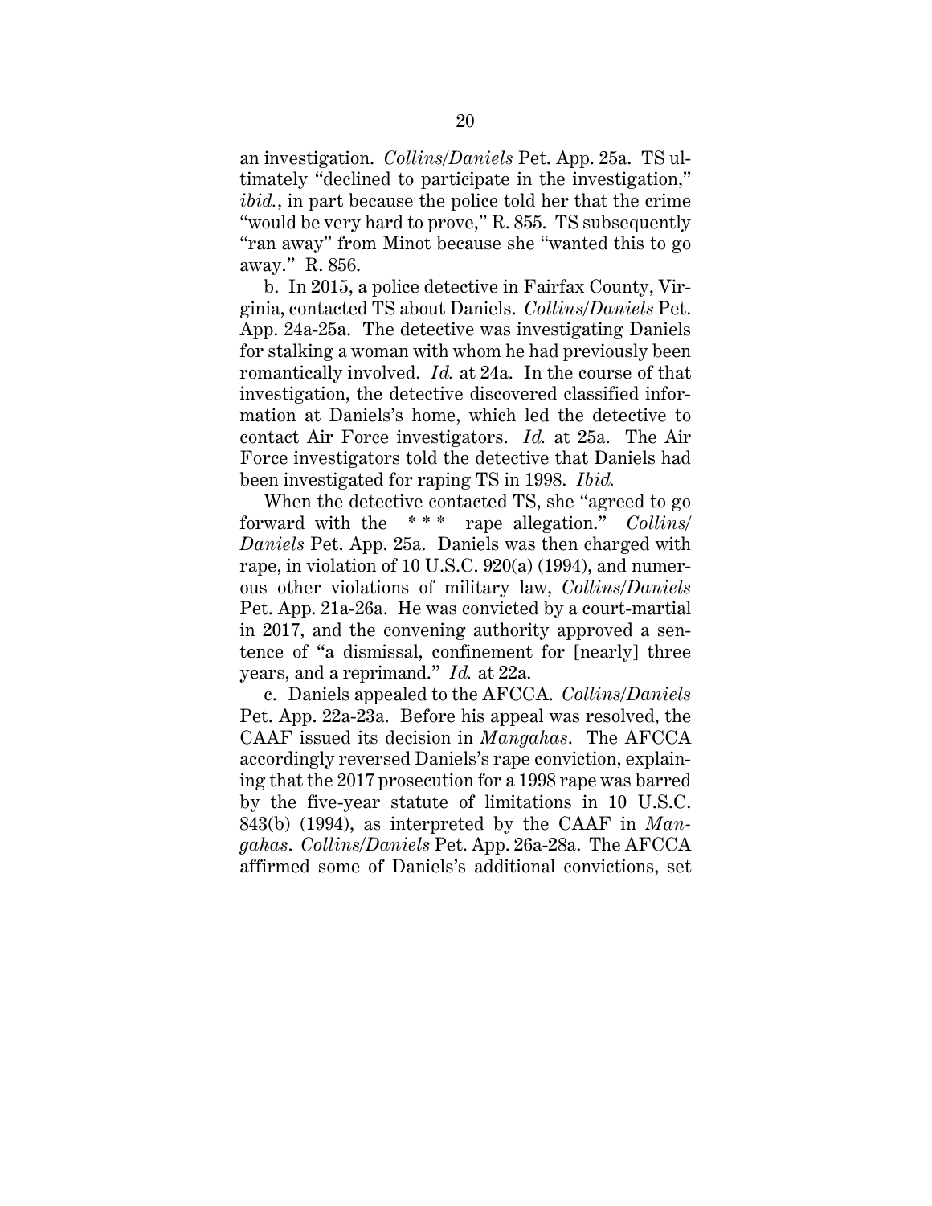an investigation. *Collins/Daniels* Pet. App. 25a. TS ultimately "declined to participate in the investigation," *ibid.*, in part because the police told her that the crime "would be very hard to prove," R. 855. TS subsequently "ran away" from Minot because she "wanted this to go away." R. 856.

b. In 2015, a police detective in Fairfax County, Virginia, contacted TS about Daniels. *Collins/Daniels* Pet. App. 24a-25a. The detective was investigating Daniels for stalking a woman with whom he had previously been romantically involved. *Id.* at 24a. In the course of that investigation, the detective discovered classified information at Daniels's home, which led the detective to contact Air Force investigators. *Id.* at 25a. The Air Force investigators told the detective that Daniels had been investigated for raping TS in 1998. *Ibid.*

When the detective contacted TS, she "agreed to go forward with the * * * rape allegation." *Collins/Daniels* Pet. App. 25a. Daniels was then charged with rape, in violation of 10 U.S.C. 920(a) (1994), and numerous other violations of military law, *Collins/Daniels* Pet. App. 21a-26a. He was convicted by a court-martial in 2017, and the convening authority approved a sentence of "a dismissal, confinement for [nearly] three years, and a reprimand." *Id.* at 22a.

c. Daniels appealed to the AFCCA. *Collins/Daniels* Pet. App. 22a-23a. Before his appeal was resolved, the CAAF issued its decision in *Mangahas*. The AFCCA accordingly reversed Daniels's rape conviction, explaining that the 2017 prosecution for a 1998 rape was barred by the five-year statute of limitations in 10 U.S.C. 843(b) (1994), as interpreted by the CAAF in *Mangahas*. *Collins/Daniels* Pet. App. 26a-28a. The AFCCA affirmed some of Daniels's additional convictions, set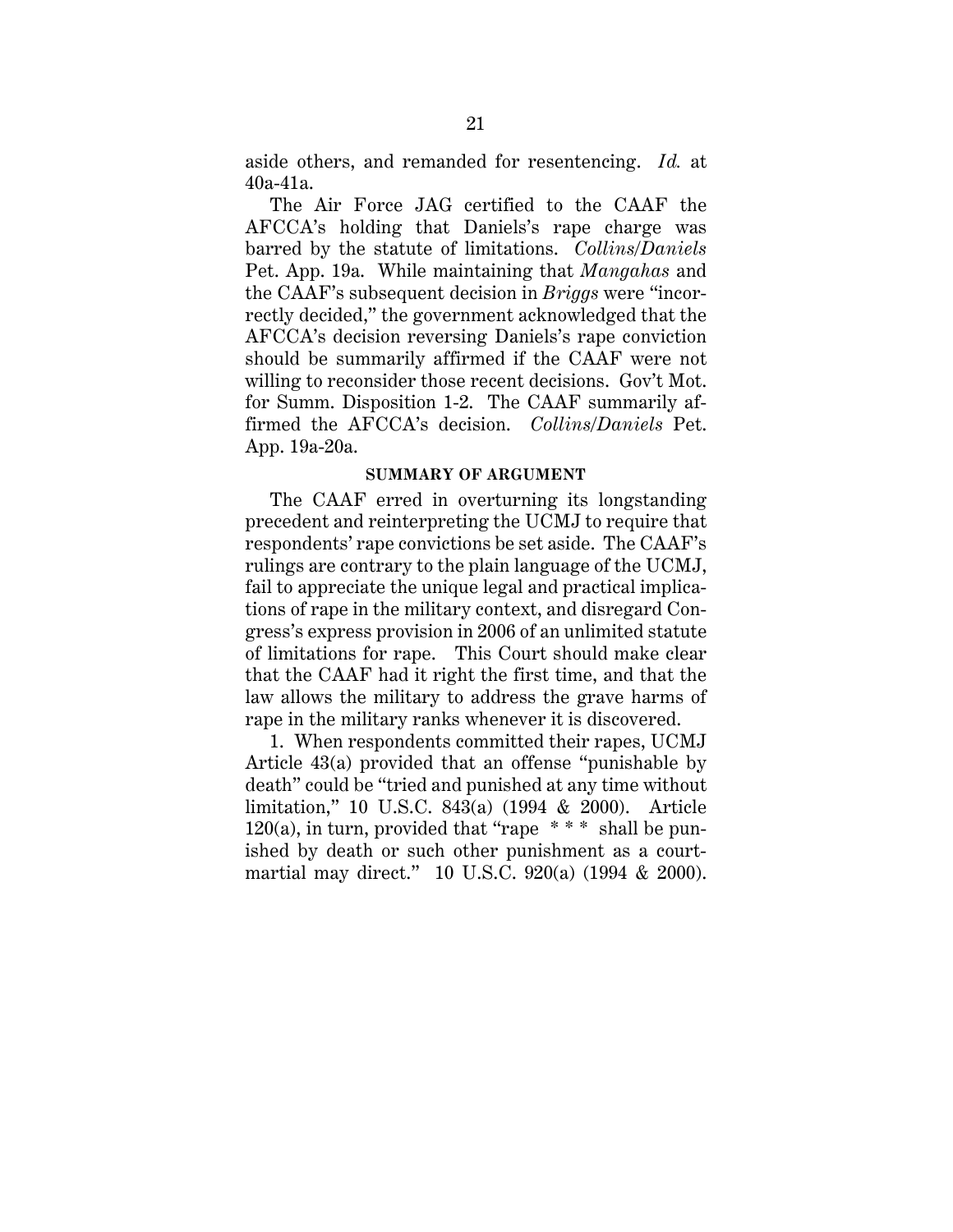aside others, and remanded for resentencing. *Id.* at 40a-41a.

The Air Force JAG certified to the CAAF the AFCCA's holding that Daniels's rape charge was barred by the statute of limitations. *Collins/Daniels* Pet. App. 19a. While maintaining that *Mangahas* and the CAAF's subsequent decision in *Briggs* were "incorrectly decided," the government acknowledged that the AFCCA's decision reversing Daniels's rape conviction should be summarily affirmed if the CAAF were not willing to reconsider those recent decisions. Gov't Mot. for Summ. Disposition 1-2. The CAAF summarily affirmed the AFCCA's decision. *Collins/Daniels* Pet. App. 19a-20a.

## SUMMARY OF ARGUMENT

The CAAF erred in overturning its longstanding precedent and reinterpreting the UCMJ to require that respondents' rape convictions be set aside. The CAAF's rulings are contrary to the plain language of the UCMJ, fail to appreciate the unique legal and practical implications of rape in the military context, and disregard Congress's express provision in 2006 of an unlimited statute of limitations for rape. This Court should make clear that the CAAF had it right the first time, and that the law allows the military to address the grave harms of rape in the military ranks whenever it is discovered.

1. When respondents committed their rapes, UCMJ Article 43(a) provided that an offense "punishable by death" could be "tried and punished at any time without limitation," 10 U.S.C. 843(a) (1994 & 2000). Article 120(a), in turn, provided that "rape * * * shall be punished by death or such other punishment as a court-martial may direct." 10 U.S.C. 920(a) (1994 & 2000).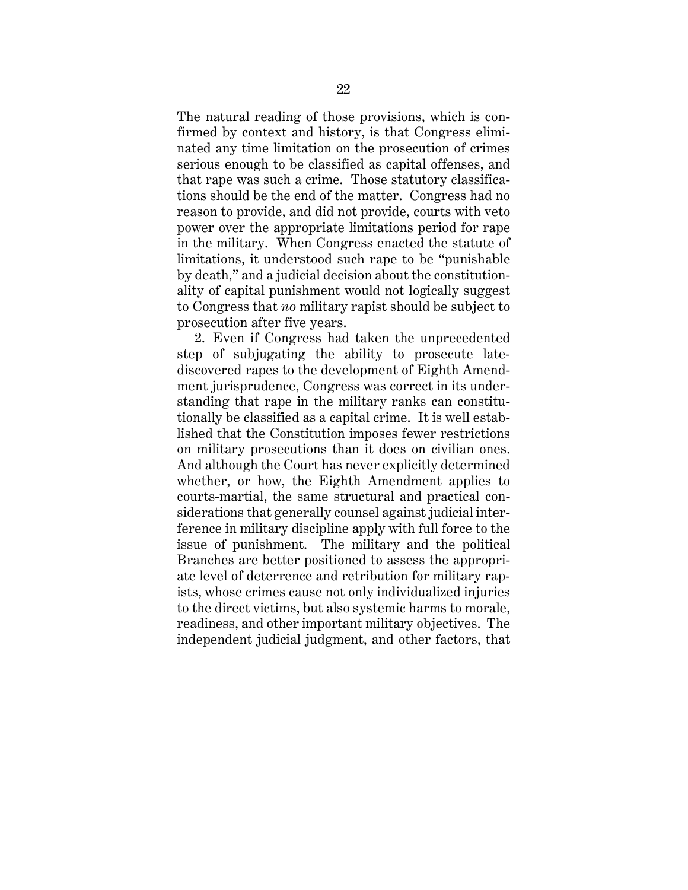The natural reading of those provisions, which is confirmed by context and history, is that Congress eliminated any time limitation on the prosecution of crimes serious enough to be classified as capital offenses, and that rape was such a crime. Those statutory classifications should be the end of the matter. Congress had no reason to provide, and did not provide, courts with veto power over the appropriate limitations period for rape in the military. When Congress enacted the statute of limitations, it understood such rape to be "punishable by death," and a judicial decision about the constitutionality of capital punishment would not logically suggest to Congress that *no* military rapist should be subject to prosecution after five years.

2. Even if Congress had taken the unprecedented step of subjugating the ability to prosecute late-discovered rapes to the development of Eighth Amendment jurisprudence, Congress was correct in its understanding that rape in the military ranks can constitutionally be classified as a capital crime. It is well established that the Constitution imposes fewer restrictions on military prosecutions than it does on civilian ones. And although the Court has never explicitly determined whether, or how, the Eighth Amendment applies to courts-martial, the same structural and practical considerations that generally counsel against judicial interference in military discipline apply with full force to the issue of punishment. The military and the political Branches are better positioned to assess the appropriate level of deterrence and retribution for military rapists, whose crimes cause not only individualized injuries to the direct victims, but also systemic harms to morale, readiness, and other important military objectives. The independent judicial judgment, and other factors, that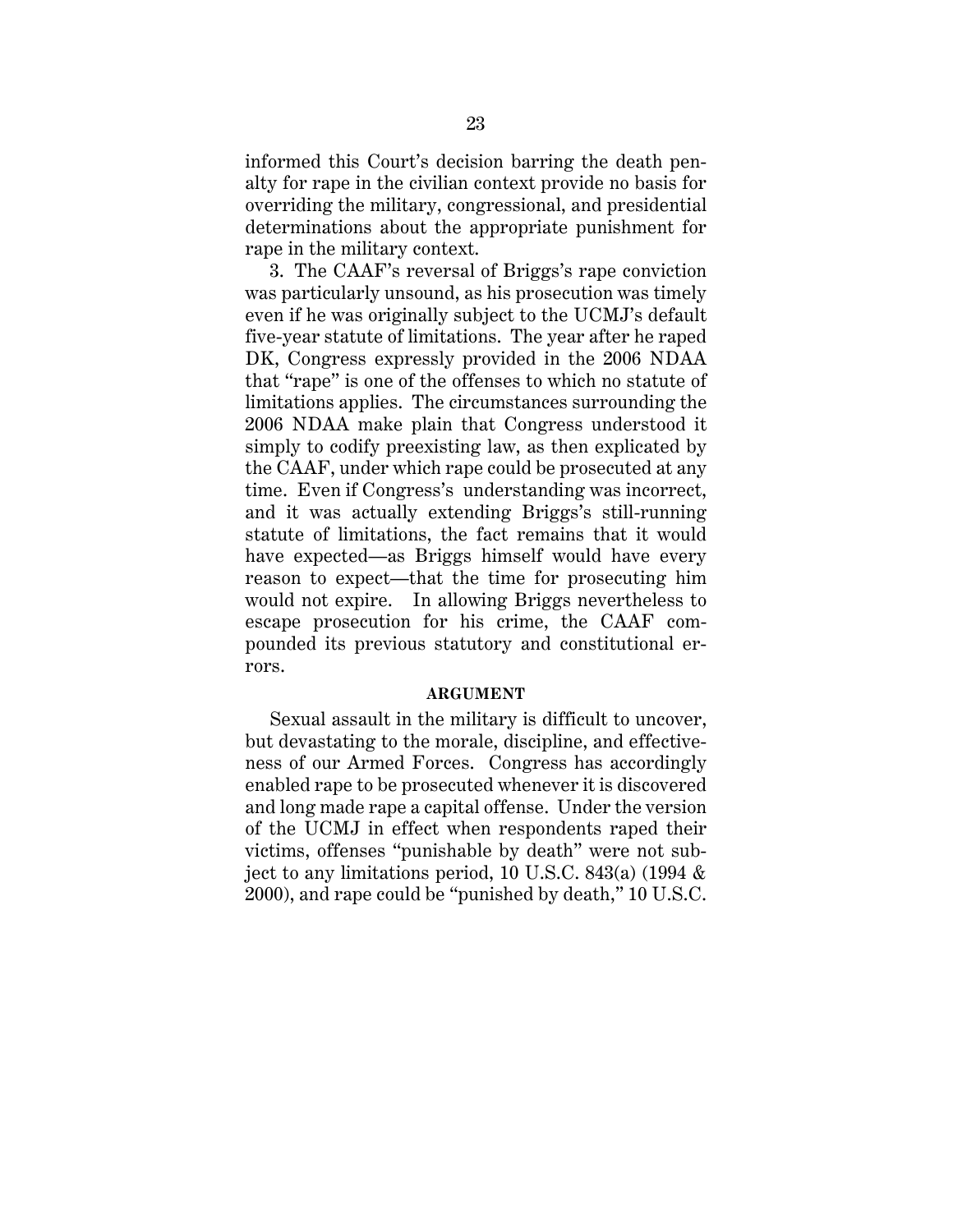informed this Court's decision barring the death penalty for rape in the civilian context provide no basis for overriding the military, congressional, and presidential determinations about the appropriate punishment for rape in the military context.

3. The CAAF's reversal of Briggs's rape conviction was particularly unsound, as his prosecution was timely even if he was originally subject to the UCMJ's default five-year statute of limitations. The year after he raped DK, Congress expressly provided in the 2006 NDAA that "rape" is one of the offenses to which no statute of limitations applies. The circumstances surrounding the 2006 NDAA make plain that Congress understood it simply to codify preexisting law, as then explicated by the CAAF, under which rape could be prosecuted at any time. Even if Congress's understanding was incorrect, and it was actually extending Briggs's still-running statute of limitations, the fact remains that it would have expected—as Briggs himself would have every reason to expect—that the time for prosecuting him would not expire. In allowing Briggs nevertheless to escape prosecution for his crime, the CAAF compounded its previous statutory and constitutional errors.

## ARGUMENT

Sexual assault in the military is difficult to uncover, but devastating to the morale, discipline, and effectiveness of our Armed Forces. Congress has accordingly enabled rape to be prosecuted whenever it is discovered and long made rape a capital offense. Under the version of the UCMJ in effect when respondents raped their victims, offenses "punishable by death" were not subject to any limitations period, 10 U.S.C. 843(a) (1994 & 2000), and rape could be "punished by death," 10 U.S.C.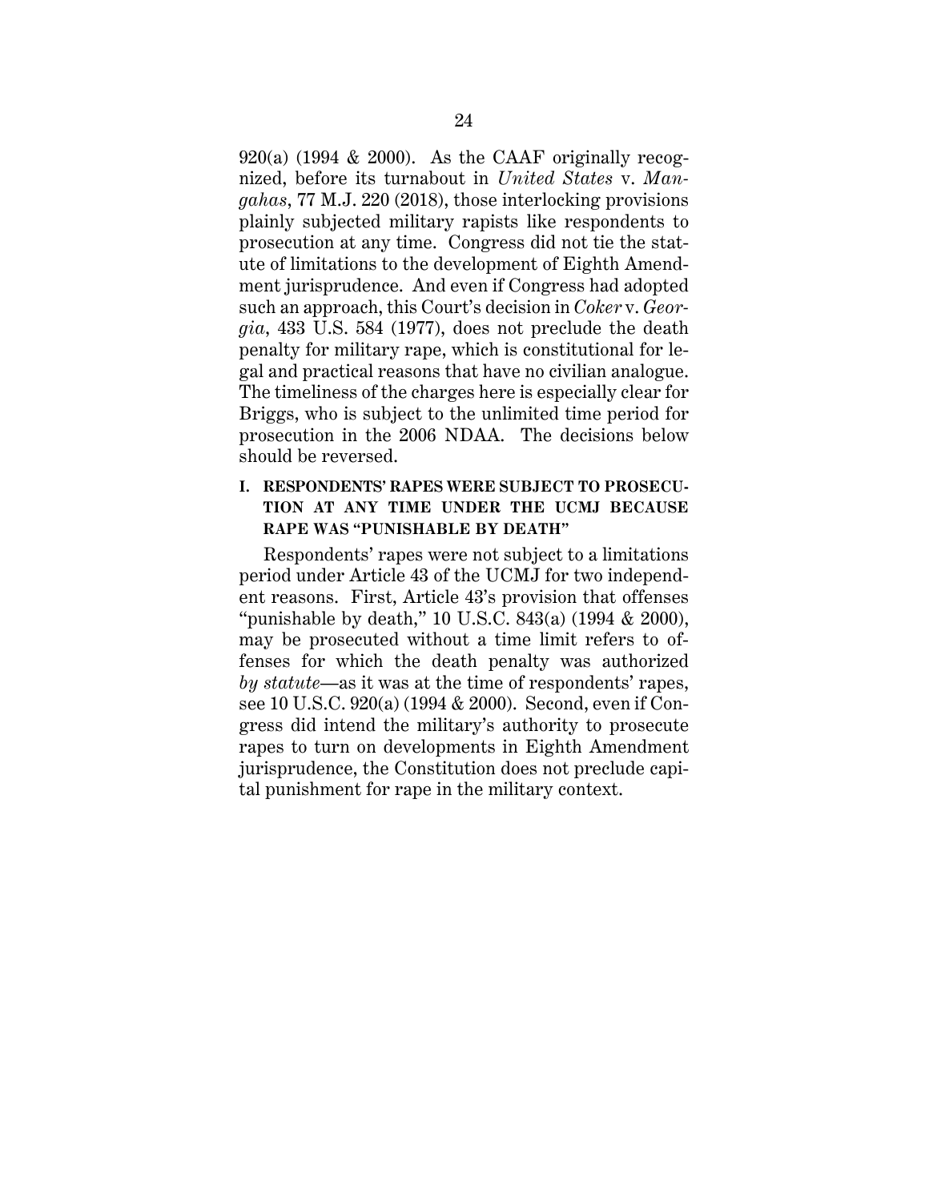920(a) (1994 & 2000). As the CAAF originally recognized, before its turnabout in *United States* v. *Mangahas*, 77 M.J. 220 (2018), those interlocking provisions plainly subjected military rapists like respondents to prosecution at any time. Congress did not tie the statute of limitations to the development of Eighth Amendment jurisprudence. And even if Congress had adopted such an approach, this Court's decision in *Coker* v. *Georgia*, 433 U.S. 584 (1977), does not preclude the death penalty for military rape, which is constitutional for legal and practical reasons that have no civilian analogue. The timeliness of the charges here is especially clear for Briggs, who is subject to the unlimited time period for prosecution in the 2006 NDAA. The decisions below should be reversed.

## I. RESPONDENTS' RAPES WERE SUBJECT TO PROSECUTION AT ANY TIME UNDER THE UCMJ BECAUSE RAPE WAS "PUNISHABLE BY DEATH"

Respondents' rapes were not subject to a limitations period under Article 43 of the UCMJ for two independent reasons. First, Article 43's provision that offenses "punishable by death," 10 U.S.C. 843(a) (1994 & 2000), may be prosecuted without a time limit refers to offenses for which the death penalty was authorized *by statute*—as it was at the time of respondents' rapes, see 10 U.S.C. 920(a) (1994 & 2000). Second, even if Congress did intend the military's authority to prosecute rapes to turn on developments in Eighth Amendment jurisprudence, the Constitution does not preclude capital punishment for rape in the military context.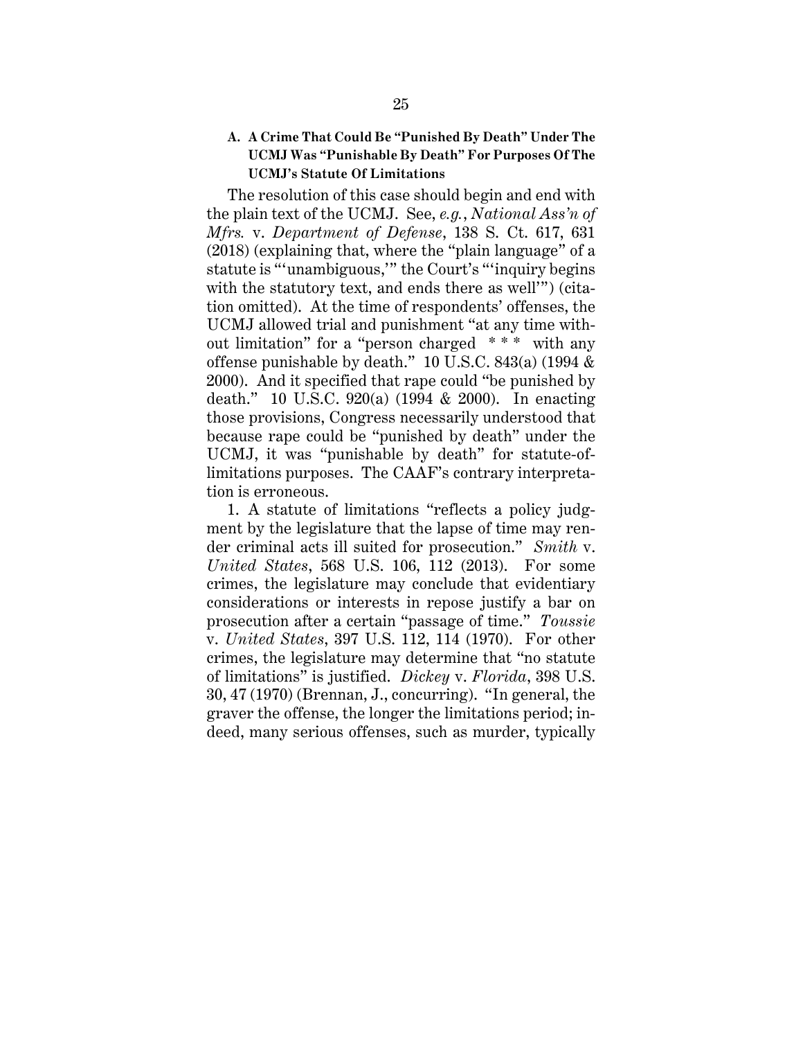### A. A Crime That Could Be "Punished By Death" Under The UCMJ Was "Punishable By Death" For Purposes Of The UCMJ's Statute Of Limitations

The resolution of this case should begin and end with the plain text of the UCMJ. See, *e.g.*, *National Ass'n of Mfrs.* v. *Department of Defense*, 138 S. Ct. 617, 631 (2018) (explaining that, where the "plain language" of a statute is "'unambiguous,'" the Court's "'inquiry begins with the statutory text, and ends there as well'") (citation omitted). At the time of respondents' offenses, the UCMJ allowed trial and punishment "at any time without limitation" for a "person charged * * * with any offense punishable by death." 10 U.S.C. 843(a) (1994 & 2000). And it specified that rape could "be punished by death." 10 U.S.C. 920(a) (1994 & 2000). In enacting those provisions, Congress necessarily understood that because rape could be "punished by death" under the UCMJ, it was "punishable by death" for statute-of-limitations purposes. The CAAF's contrary interpretation is erroneous.

1. A statute of limitations "reflects a policy judgment by the legislature that the lapse of time may render criminal acts ill suited for prosecution." *Smith* v. *United States*, 568 U.S. 106, 112 (2013). For some crimes, the legislature may conclude that evidentiary considerations or interests in repose justify a bar on prosecution after a certain "passage of time." *Toussie* v. *United States*, 397 U.S. 112, 114 (1970). For other crimes, the legislature may determine that "no statute of limitations" is justified. *Dickey* v. *Florida*, 398 U.S. 30, 47 (1970) (Brennan, J., concurring). "In general, the graver the offense, the longer the limitations period; indeed, many serious offenses, such as murder, typically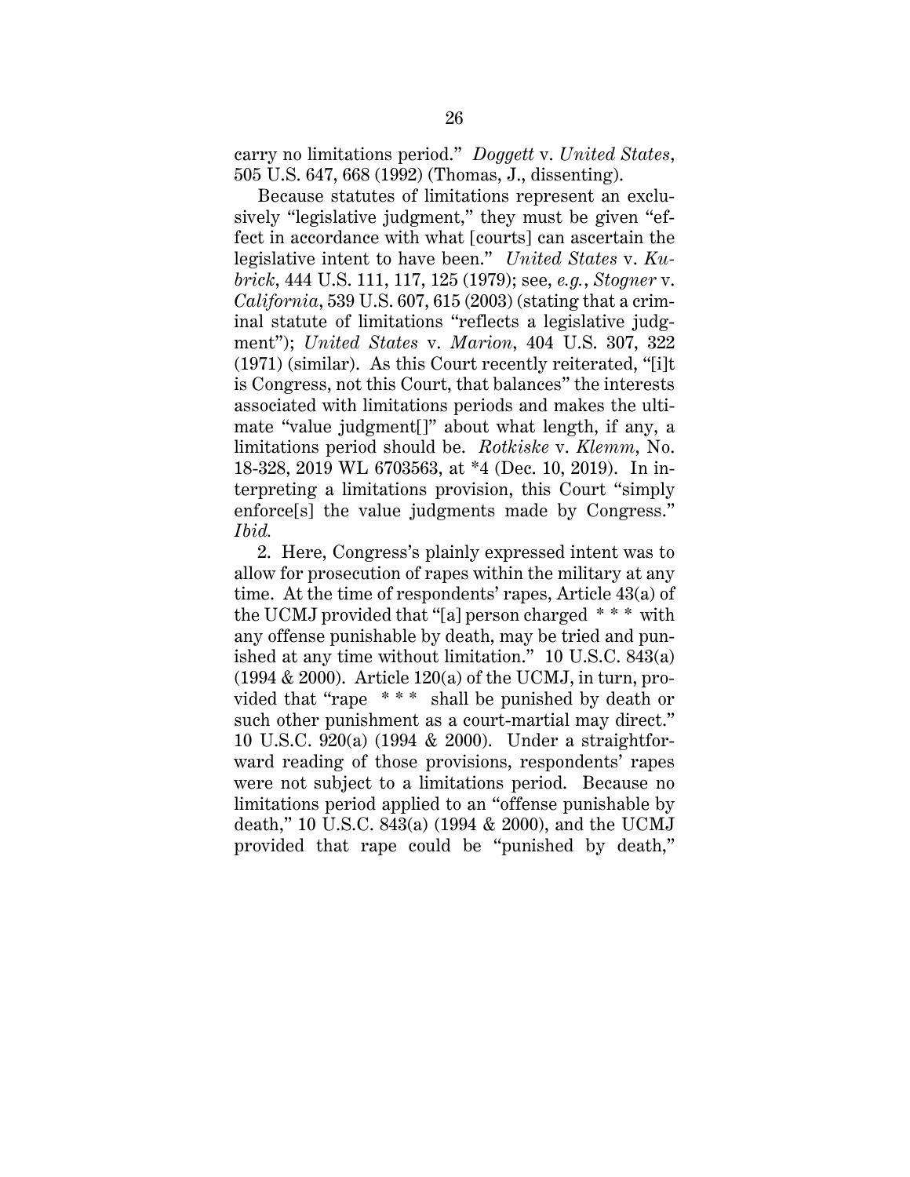carry no limitations period." *Doggett* v. *United States*, 505 U.S. 647, 668 (1992) (Thomas, J., dissenting).

Because statutes of limitations represent an exclusively "legislative judgment," they must be given "effect in accordance with what [courts] can ascertain the legislative intent to have been." *United States* v. *Kubrick*, 444 U.S. 111, 117, 125 (1979); see, *e.g.*, *Stogner* v. *California*, 539 U.S. 607, 615 (2003) (stating that a criminal statute of limitations "reflects a legislative judgment"); *United States* v. *Marion*, 404 U.S. 307, 322 (1971) (similar). As this Court recently reiterated, "[i]t is Congress, not this Court, that balances" the interests associated with limitations periods and makes the ultimate "value judgment[]" about what length, if any, a limitations period should be. *Rotkiske* v. *Klemm*, No. 18-328, 2019 WL 6703563, at *4 (Dec. 10, 2019). In interpreting a limitations provision, this Court "simply enforce[s] the value judgments made by Congress." *Ibid.*

2. Here, Congress's plainly expressed intent was to allow for prosecution of rapes within the military at any time. At the time of respondents' rapes, Article 43(a) of the UCMJ provided that "[a] person charged * * * with any offense punishable by death, may be tried and punished at any time without limitation." 10 U.S.C. 843(a) (1994 & 2000). Article 120(a) of the UCMJ, in turn, provided that "rape * * * shall be punished by death or such other punishment as a court-martial may direct." 10 U.S.C. 920(a) (1994 & 2000). Under a straightforward reading of those provisions, respondents' rapes were not subject to a limitations period. Because no limitations period applied to an "offense punishable by death," 10 U.S.C. 843(a) (1994 & 2000), and the UCMJ provided that rape could be "punished by death,"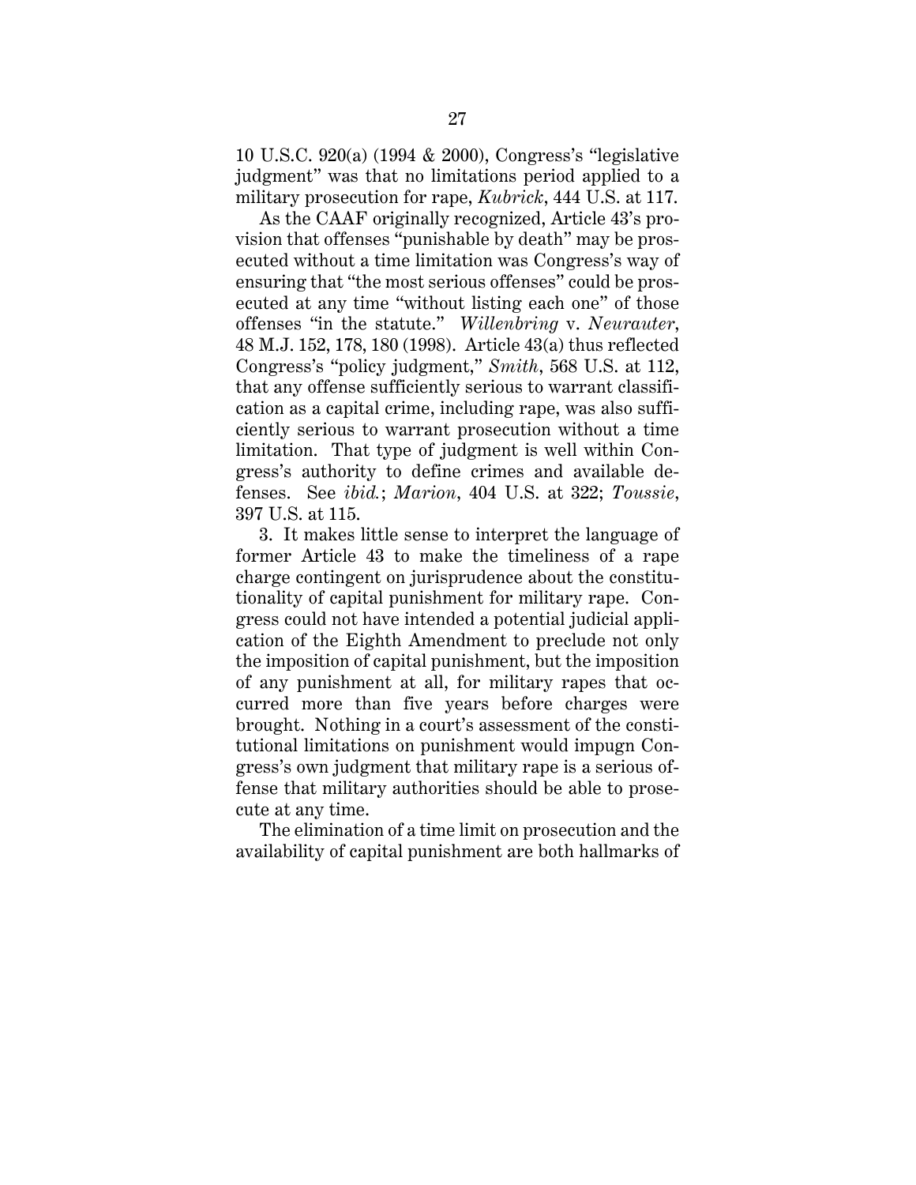10 U.S.C. 920(a) (1994 & 2000), Congress's "legislative judgment" was that no limitations period applied to a military prosecution for rape, *Kubrick*, 444 U.S. at 117.

As the CAAF originally recognized, Article 43's provision that offenses "punishable by death" may be prosecuted without a time limitation was Congress's way of ensuring that "the most serious offenses" could be prosecuted at any time "without listing each one" of those offenses "in the statute." *Willenbring* v. *Neurauter*, 48 M.J. 152, 178, 180 (1998). Article 43(a) thus reflected Congress's "policy judgment," *Smith*, 568 U.S. at 112, that any offense sufficiently serious to warrant classification as a capital crime, including rape, was also sufficiently serious to warrant prosecution without a time limitation. That type of judgment is well within Congress's authority to define crimes and available defenses. See *ibid.*; *Marion*, 404 U.S. at 322; *Toussie*, 397 U.S. at 115.

3. It makes little sense to interpret the language of former Article 43 to make the timeliness of a rape charge contingent on jurisprudence about the constitutionality of capital punishment for military rape. Congress could not have intended a potential judicial application of the Eighth Amendment to preclude not only the imposition of capital punishment, but the imposition of any punishment at all, for military rapes that occurred more than five years before charges were brought. Nothing in a court's assessment of the constitutional limitations on punishment would impugn Congress's own judgment that military rape is a serious offense that military authorities should be able to prosecute at any time.

The elimination of a time limit on prosecution and the availability of capital punishment are both hallmarks of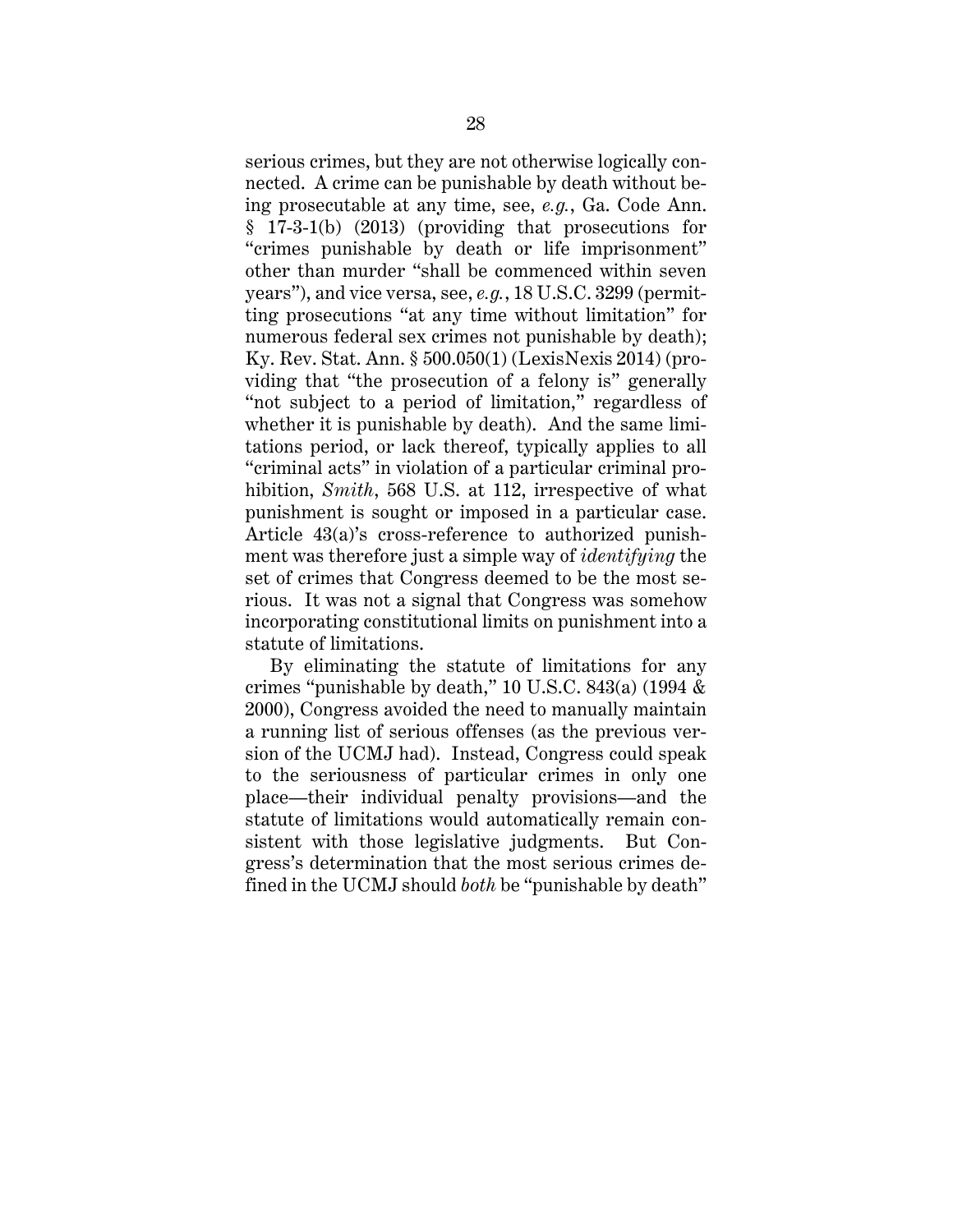serious crimes, but they are not otherwise logically connected. A crime can be punishable by death without being prosecutable at any time, see, *e.g.*, Ga. Code Ann. § 17-3-1(b) (2013) (providing that prosecutions for "crimes punishable by death or life imprisonment" other than murder "shall be commenced within seven years"), and vice versa, see, *e.g.*, 18 U.S.C. 3299 (permitting prosecutions "at any time without limitation" for numerous federal sex crimes not punishable by death); Ky. Rev. Stat. Ann. § 500.050(1) (LexisNexis 2014) (providing that "the prosecution of a felony is" generally "not subject to a period of limitation," regardless of whether it is punishable by death). And the same limitations period, or lack thereof, typically applies to all "criminal acts" in violation of a particular criminal prohibition, *Smith*, 568 U.S. at 112, irrespective of what punishment is sought or imposed in a particular case. Article 43(a)'s cross-reference to authorized punishment was therefore just a simple way of *identifying* the set of crimes that Congress deemed to be the most serious. It was not a signal that Congress was somehow incorporating constitutional limits on punishment into a statute of limitations.

By eliminating the statute of limitations for any crimes "punishable by death," 10 U.S.C. 843(a) (1994 & 2000), Congress avoided the need to manually maintain a running list of serious offenses (as the previous version of the UCMJ had). Instead, Congress could speak to the seriousness of particular crimes in only one place—their individual penalty provisions—and the statute of limitations would automatically remain consistent with those legislative judgments. But Congress's determination that the most serious crimes defined in the UCMJ should *both* be "punishable by death"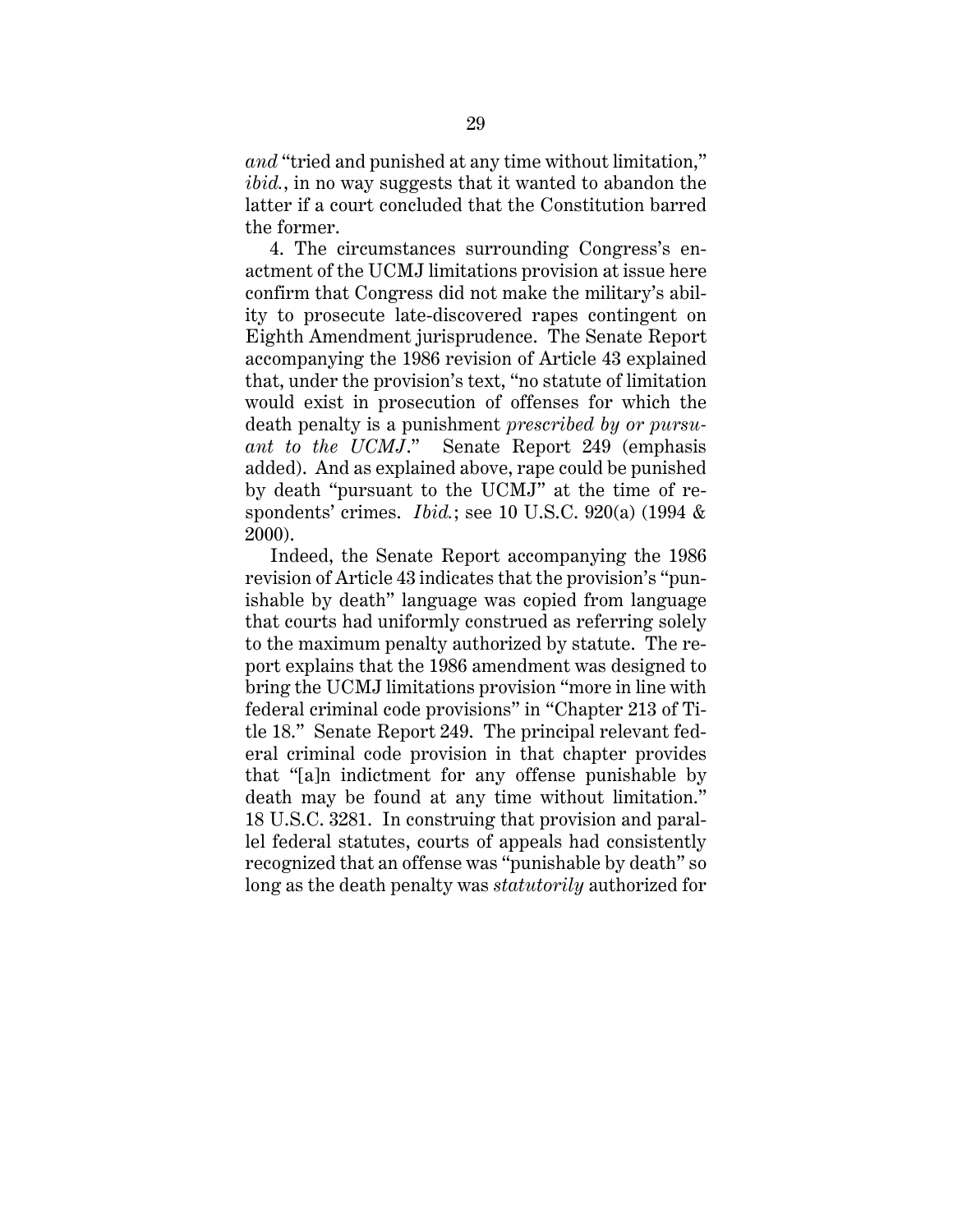*and* "tried and punished at any time without limitation," *ibid.*, in no way suggests that it wanted to abandon the latter if a court concluded that the Constitution barred the former.

4. The circumstances surrounding Congress's enactment of the UCMJ limitations provision at issue here confirm that Congress did not make the military's ability to prosecute late-discovered rapes contingent on Eighth Amendment jurisprudence. The Senate Report accompanying the 1986 revision of Article 43 explained that, under the provision's text, "no statute of limitation would exist in prosecution of offenses for which the death penalty is a punishment *prescribed by or pursuant to the UCMJ*." Senate Report 249 (emphasis added). And as explained above, rape could be punished by death "pursuant to the UCMJ" at the time of respondents' crimes. *Ibid.*; see 10 U.S.C. 920(a) (1994 & 2000).

Indeed, the Senate Report accompanying the 1986 revision of Article 43 indicates that the provision's "punishable by death" language was copied from language that courts had uniformly construed as referring solely to the maximum penalty authorized by statute. The report explains that the 1986 amendment was designed to bring the UCMJ limitations provision "more in line with federal criminal code provisions" in "Chapter 213 of Title 18." Senate Report 249. The principal relevant federal criminal code provision in that chapter provides that "[a]n indictment for any offense punishable by death may be found at any time without limitation." 18 U.S.C. 3281. In construing that provision and parallel federal statutes, courts of appeals had consistently recognized that an offense was "punishable by death" so long as the death penalty was *statutorily* authorized for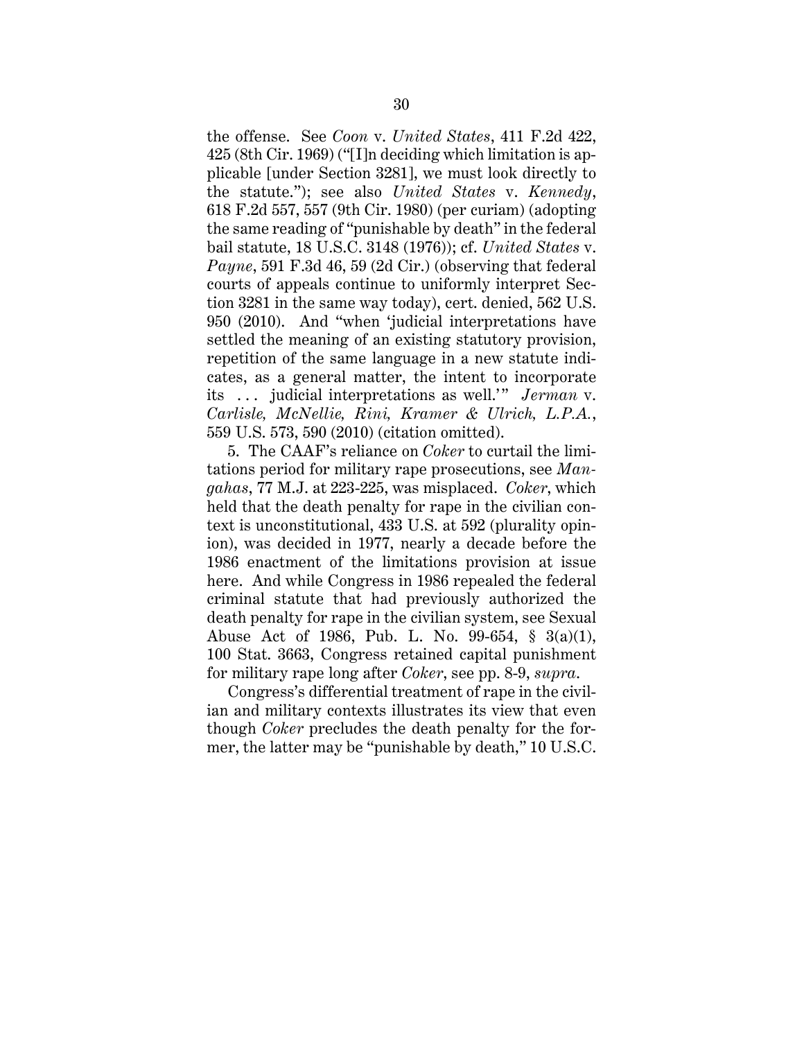the offense. See *Coon* v. *United States*, 411 F.2d 422, 425 (8th Cir. 1969) ("[I]n deciding which limitation is applicable [under Section 3281], we must look directly to the statute."); see also *United States* v. *Kennedy*, 618 F.2d 557, 557 (9th Cir. 1980) (per curiam) (adopting the same reading of "punishable by death" in the federal bail statute, 18 U.S.C. 3148 (1976)); cf. *United States* v. *Payne*, 591 F.3d 46, 59 (2d Cir.) (observing that federal courts of appeals continue to uniformly interpret Section 3281 in the same way today), cert. denied, 562 U.S. 950 (2010). And "when 'judicial interpretations have settled the meaning of an existing statutory provision, repetition of the same language in a new statute indicates, as a general matter, the intent to incorporate its . . . judicial interpretations as well.'" *Jerman* v. *Carlisle, McNellie, Rini, Kramer & Ulrich, L.P.A.*, 559 U.S. 573, 590 (2010) (citation omitted).

5. The CAAF's reliance on *Coker* to curtail the limitations period for military rape prosecutions, see *Mangahas*, 77 M.J. at 223-225, was misplaced. *Coker*, which held that the death penalty for rape in the civilian context is unconstitutional, 433 U.S. at 592 (plurality opinion), was decided in 1977, nearly a decade before the 1986 enactment of the limitations provision at issue here. And while Congress in 1986 repealed the federal criminal statute that had previously authorized the death penalty for rape in the civilian system, see Sexual Abuse Act of 1986, Pub. L. No. 99-654, § 3(a)(1), 100 Stat. 3663, Congress retained capital punishment for military rape long after *Coker*, see pp. 8-9, *supra*.

Congress's differential treatment of rape in the civilian and military contexts illustrates its view that even though *Coker* precludes the death penalty for the former, the latter may be "punishable by death," 10 U.S.C.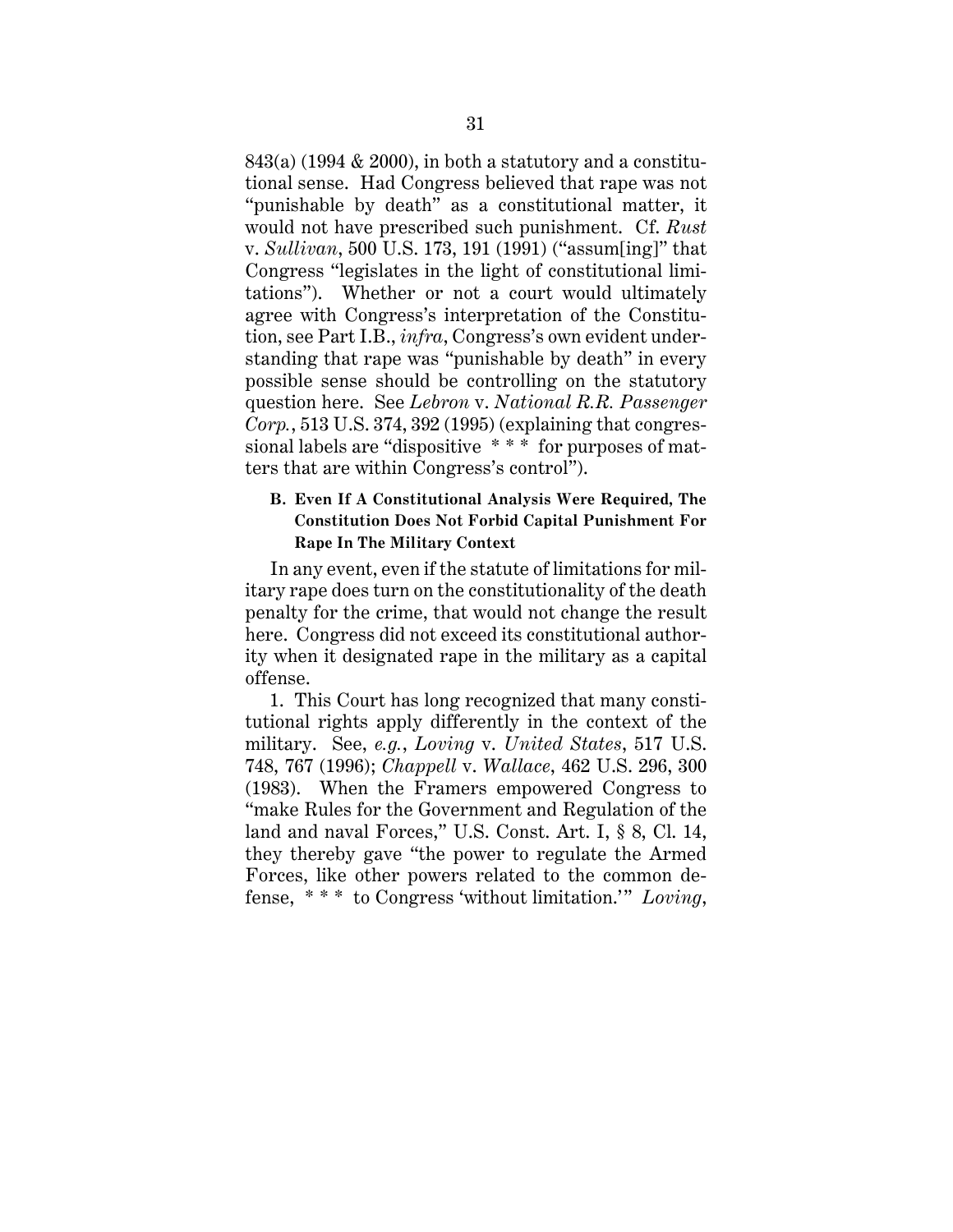843(a) (1994 & 2000), in both a statutory and a constitutional sense. Had Congress believed that rape was not "punishable by death" as a constitutional matter, it would not have prescribed such punishment. Cf. *Rust* v. *Sullivan*, 500 U.S. 173, 191 (1991) ("assum[ing]" that Congress "legislates in the light of constitutional limitations"). Whether or not a court would ultimately agree with Congress's interpretation of the Constitution, see Part I.B., *infra*, Congress's own evident understanding that rape was "punishable by death" in every possible sense should be controlling on the statutory question here. See *Lebron* v. *National R.R. Passenger Corp.*, 513 U.S. 374, 392 (1995) (explaining that congressional labels are "dispositive * * * for purposes of matters that are within Congress's control").

### B. Even If A Constitutional Analysis Were Required, The Constitution Does Not Forbid Capital Punishment For Rape In The Military Context

In any event, even if the statute of limitations for military rape does turn on the constitutionality of the death penalty for the crime, that would not change the result here. Congress did not exceed its constitutional authority when it designated rape in the military as a capital offense.

1. This Court has long recognized that many constitutional rights apply differently in the context of the military. See, *e.g.*, *Loving* v. *United States*, 517 U.S. 748, 767 (1996); *Chappell* v. *Wallace*, 462 U.S. 296, 300 (1983). When the Framers empowered Congress to "make Rules for the Government and Regulation of the land and naval Forces," U.S. Const. Art. I, § 8, Cl. 14, they thereby gave "the power to regulate the Armed Forces, like other powers related to the common defense, * * * to Congress 'without limitation.'" *Loving*,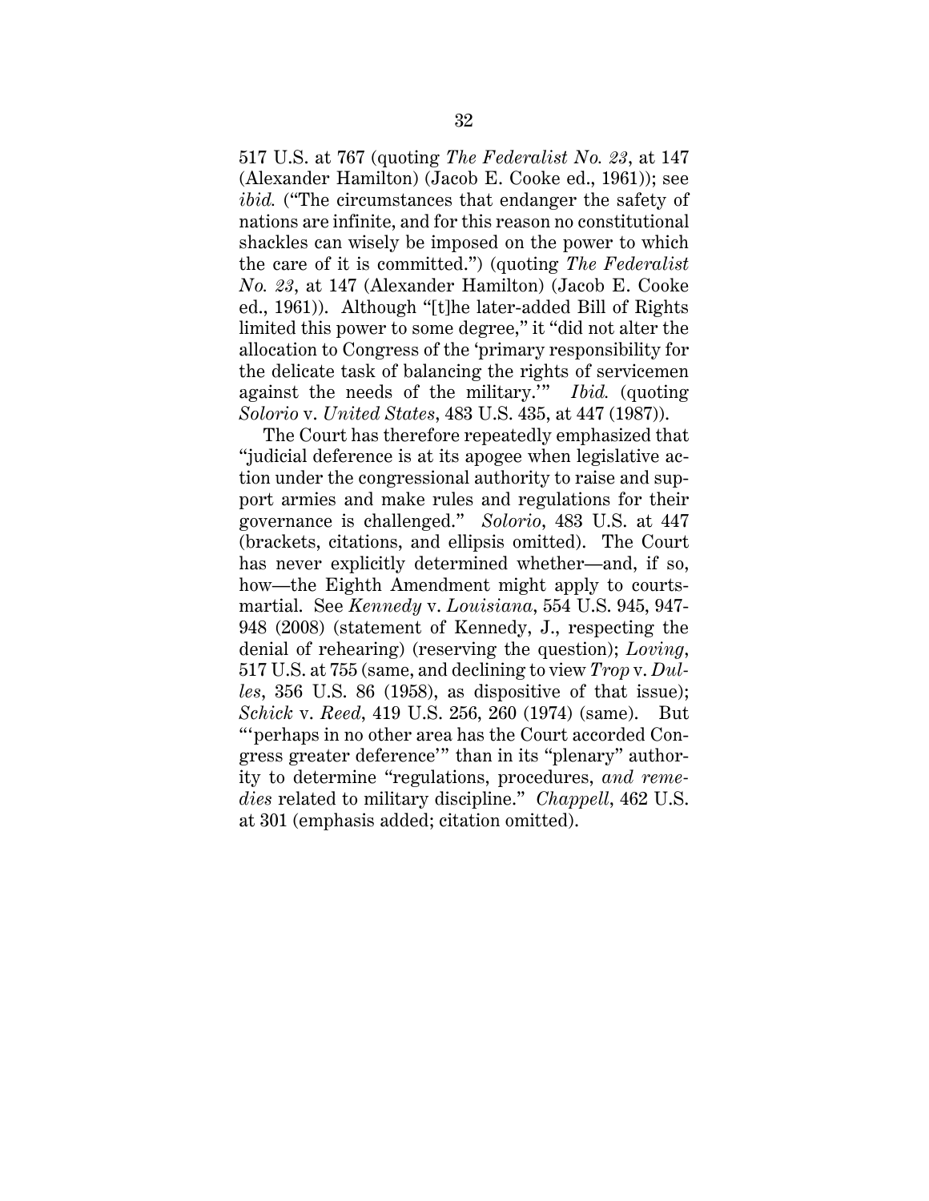517 U.S. at 767 (quoting *The Federalist No. 23*, at 147 (Alexander Hamilton) (Jacob E. Cooke ed., 1961)); see *ibid.* ("The circumstances that endanger the safety of nations are infinite, and for this reason no constitutional shackles can wisely be imposed on the power to which the care of it is committed.") (quoting *The Federalist No. 23*, at 147 (Alexander Hamilton) (Jacob E. Cooke ed., 1961)). Although "[t]he later-added Bill of Rights limited this power to some degree," it "did not alter the allocation to Congress of the 'primary responsibility for the delicate task of balancing the rights of servicemen against the needs of the military.'" *Ibid.* (quoting *Solorio* v. *United States*, 483 U.S. 435, at 447 (1987)).

The Court has therefore repeatedly emphasized that "judicial deference is at its apogee when legislative action under the congressional authority to raise and support armies and make rules and regulations for their governance is challenged." *Solorio*, 483 U.S. at 447 (brackets, citations, and ellipsis omitted). The Court has never explicitly determined whether—and, if so, how—the Eighth Amendment might apply to courts-martial. See *Kennedy* v. *Louisiana*, 554 U.S. 945, 947-948 (2008) (statement of Kennedy, J., respecting the denial of rehearing) (reserving the question); *Loving*, 517 U.S. at 755 (same, and declining to view *Trop* v. *Dulles*, 356 U.S. 86 (1958), as dispositive of that issue); *Schick* v. *Reed*, 419 U.S. 256, 260 (1974) (same). But "'perhaps in no other area has the Court accorded Congress greater deference'" than in its "plenary" authority to determine "regulations, procedures, *and remedies* related to military discipline." *Chappell*, 462 U.S. at 301 (emphasis added; citation omitted).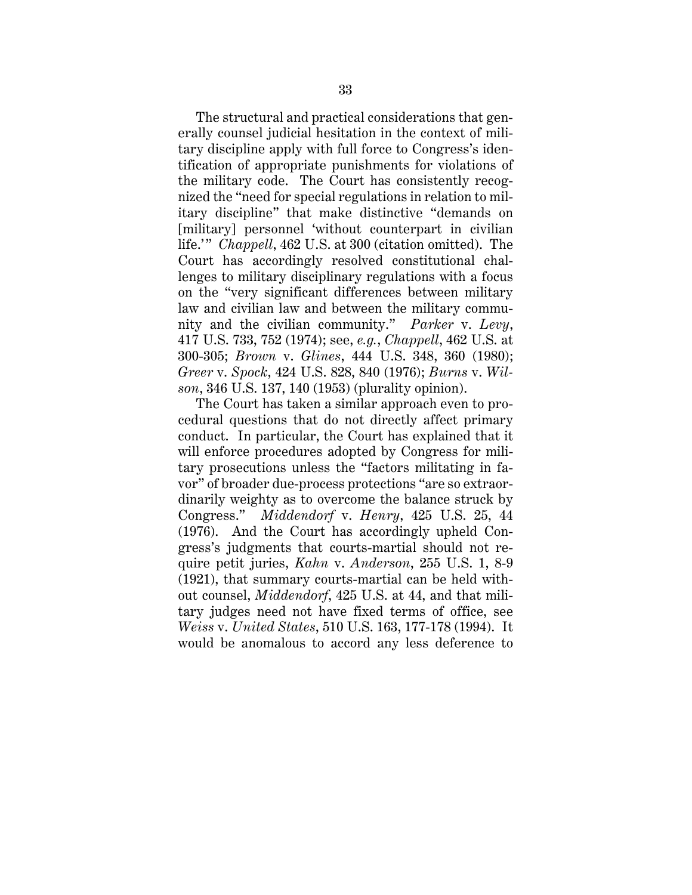The structural and practical considerations that generally counsel judicial hesitation in the context of military discipline apply with full force to Congress's identification of appropriate punishments for violations of the military code. The Court has consistently recognized the "need for special regulations in relation to military discipline" that make distinctive "demands on [military] personnel 'without counterpart in civilian life.'" *Chappell*, 462 U.S. at 300 (citation omitted). The Court has accordingly resolved constitutional challenges to military disciplinary regulations with a focus on the "very significant differences between military law and civilian law and between the military community and the civilian community." *Parker* v. *Levy*, 417 U.S. 733, 752 (1974); see, *e.g.*, *Chappell*, 462 U.S. at 300-305; *Brown* v. *Glines*, 444 U.S. 348, 360 (1980); *Greer* v. *Spock*, 424 U.S. 828, 840 (1976); *Burns* v. *Wilson*, 346 U.S. 137, 140 (1953) (plurality opinion).

The Court has taken a similar approach even to procedural questions that do not directly affect primary conduct. In particular, the Court has explained that it will enforce procedures adopted by Congress for military prosecutions unless the "factors militating in favor" of broader due-process protections "are so extraordinarily weighty as to overcome the balance struck by Congress." *Middendorf* v. *Henry*, 425 U.S. 25, 44 (1976). And the Court has accordingly upheld Congress's judgments that courts-martial should not require petit juries, *Kahn* v. *Anderson*, 255 U.S. 1, 8-9 (1921), that summary courts-martial can be held without counsel, *Middendorf*, 425 U.S. at 44, and that military judges need not have fixed terms of office, see *Weiss* v. *United States*, 510 U.S. 163, 177-178 (1994). It would be anomalous to accord any less deference to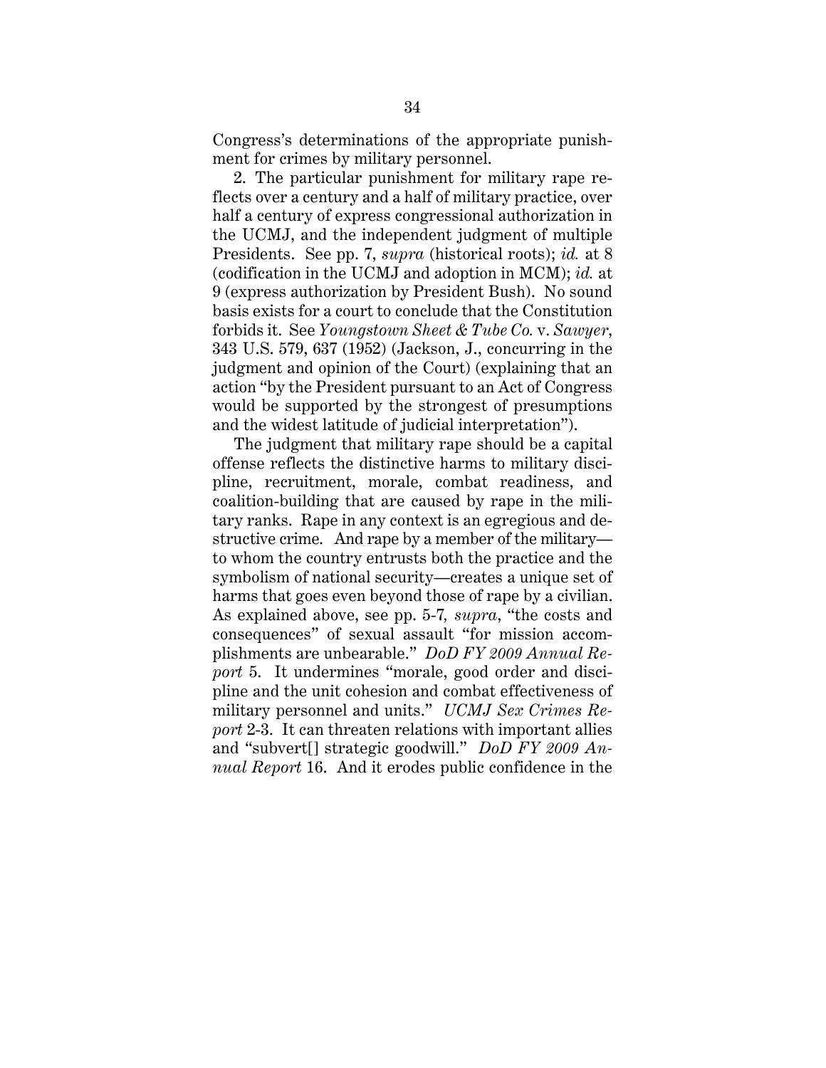Congress's determinations of the appropriate punishment for crimes by military personnel.

2. The particular punishment for military rape reflects over a century and a half of military practice, over half a century of express congressional authorization in the UCMJ, and the independent judgment of multiple Presidents. See pp. 7, *supra* (historical roots); *id.* at 8 (codification in the UCMJ and adoption in MCM); *id.* at 9 (express authorization by President Bush). No sound basis exists for a court to conclude that the Constitution forbids it. See *Youngstown Sheet & Tube Co.* v. *Sawyer*, 343 U.S. 579, 637 (1952) (Jackson, J., concurring in the judgment and opinion of the Court) (explaining that an action "by the President pursuant to an Act of Congress would be supported by the strongest of presumptions and the widest latitude of judicial interpretation").

The judgment that military rape should be a capital offense reflects the distinctive harms to military discipline, recruitment, morale, combat readiness, and coalition-building that are caused by rape in the military ranks. Rape in any context is an egregious and destructive crime. And rape by a member of the military—to whom the country entrusts both the practice and the symbolism of national security—creates a unique set of harms that goes even beyond those of rape by a civilian. As explained above, see pp. 5-7, *supra*, "the costs and consequences" of sexual assault "for mission accomplishments are unbearable." *DoD FY 2009 Annual Report* 5. It undermines "morale, good order and discipline and the unit cohesion and combat effectiveness of military personnel and units." *UCMJ Sex Crimes Report* 2-3. It can threaten relations with important allies and "subvert[] strategic goodwill." *DoD FY 2009 Annual Report* 16. And it erodes public confidence in the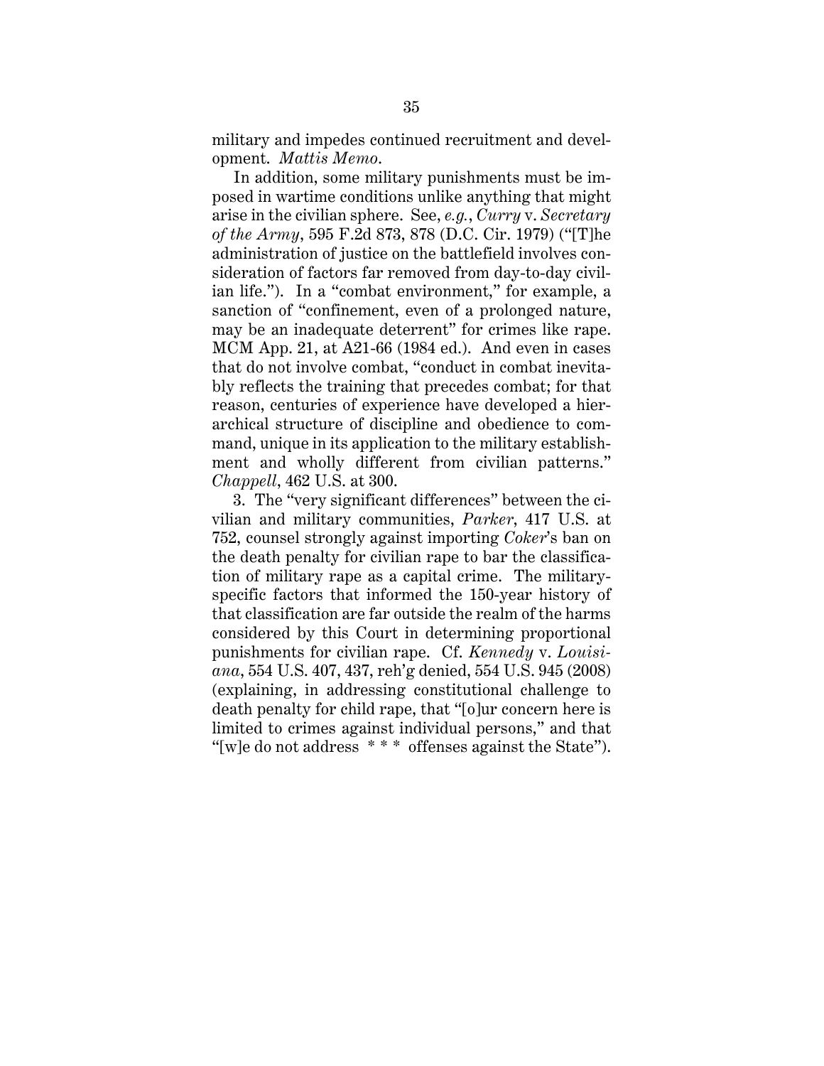military and impedes continued recruitment and development. *Mattis Memo*.

In addition, some military punishments must be imposed in wartime conditions unlike anything that might arise in the civilian sphere. See, *e.g.*, *Curry* v. *Secretary of the Army*, 595 F.2d 873, 878 (D.C. Cir. 1979) ("[T]he administration of justice on the battlefield involves consideration of factors far removed from day-to-day civilian life."). In a "combat environment," for example, a sanction of "confinement, even of a prolonged nature, may be an inadequate deterrent" for crimes like rape. MCM App. 21, at A21-66 (1984 ed.). And even in cases that do not involve combat, "conduct in combat inevitably reflects the training that precedes combat; for that reason, centuries of experience have developed a hierarchical structure of discipline and obedience to command, unique in its application to the military establishment and wholly different from civilian patterns." *Chappell*, 462 U.S. at 300.

3. The "very significant differences" between the civilian and military communities, *Parker*, 417 U.S. at 752, counsel strongly against importing *Coker*'s ban on the death penalty for civilian rape to bar the classification of military rape as a capital crime. The military-specific factors that informed the 150-year history of that classification are far outside the realm of the harms considered by this Court in determining proportional punishments for civilian rape. Cf. *Kennedy* v. *Louisiana*, 554 U.S. 407, 437, reh'g denied, 554 U.S. 945 (2008) (explaining, in addressing constitutional challenge to death penalty for child rape, that "[o]ur concern here is limited to crimes against individual persons," and that "[w]e do not address * * * offenses against the State").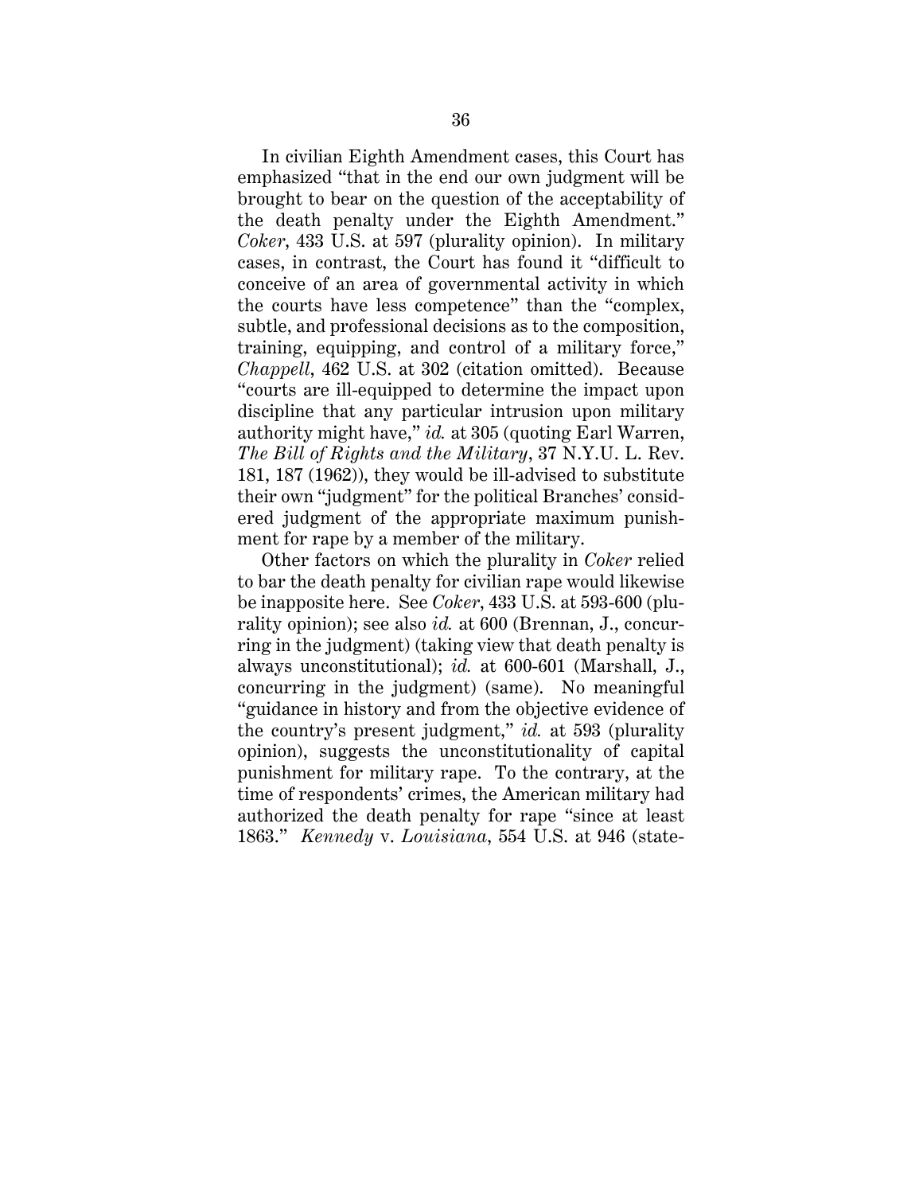In civilian Eighth Amendment cases, this Court has emphasized "that in the end our own judgment will be brought to bear on the question of the acceptability of the death penalty under the Eighth Amendment." *Coker*, 433 U.S. at 597 (plurality opinion). In military cases, in contrast, the Court has found it "difficult to conceive of an area of governmental activity in which the courts have less competence" than the "complex, subtle, and professional decisions as to the composition, training, equipping, and control of a military force," *Chappell*, 462 U.S. at 302 (citation omitted). Because "courts are ill-equipped to determine the impact upon discipline that any particular intrusion upon military authority might have," *id.* at 305 (quoting Earl Warren, *The Bill of Rights and the Military*, 37 N.Y.U. L. Rev. 181, 187 (1962)), they would be ill-advised to substitute their own "judgment" for the political Branches' considered judgment of the appropriate maximum punishment for rape by a member of the military.

Other factors on which the plurality in *Coker* relied to bar the death penalty for civilian rape would likewise be inapposite here. See *Coker*, 433 U.S. at 593-600 (plurality opinion); see also *id.* at 600 (Brennan, J., concurring in the judgment) (taking view that death penalty is always unconstitutional); *id.* at 600-601 (Marshall, J., concurring in the judgment) (same). No meaningful "guidance in history and from the objective evidence of the country's present judgment," *id.* at 593 (plurality opinion), suggests the unconstitutionality of capital punishment for military rape. To the contrary, at the time of respondents' crimes, the American military had authorized the death penalty for rape "since at least 1863." *Kennedy* v. *Louisiana*, 554 U.S. at 946 (state-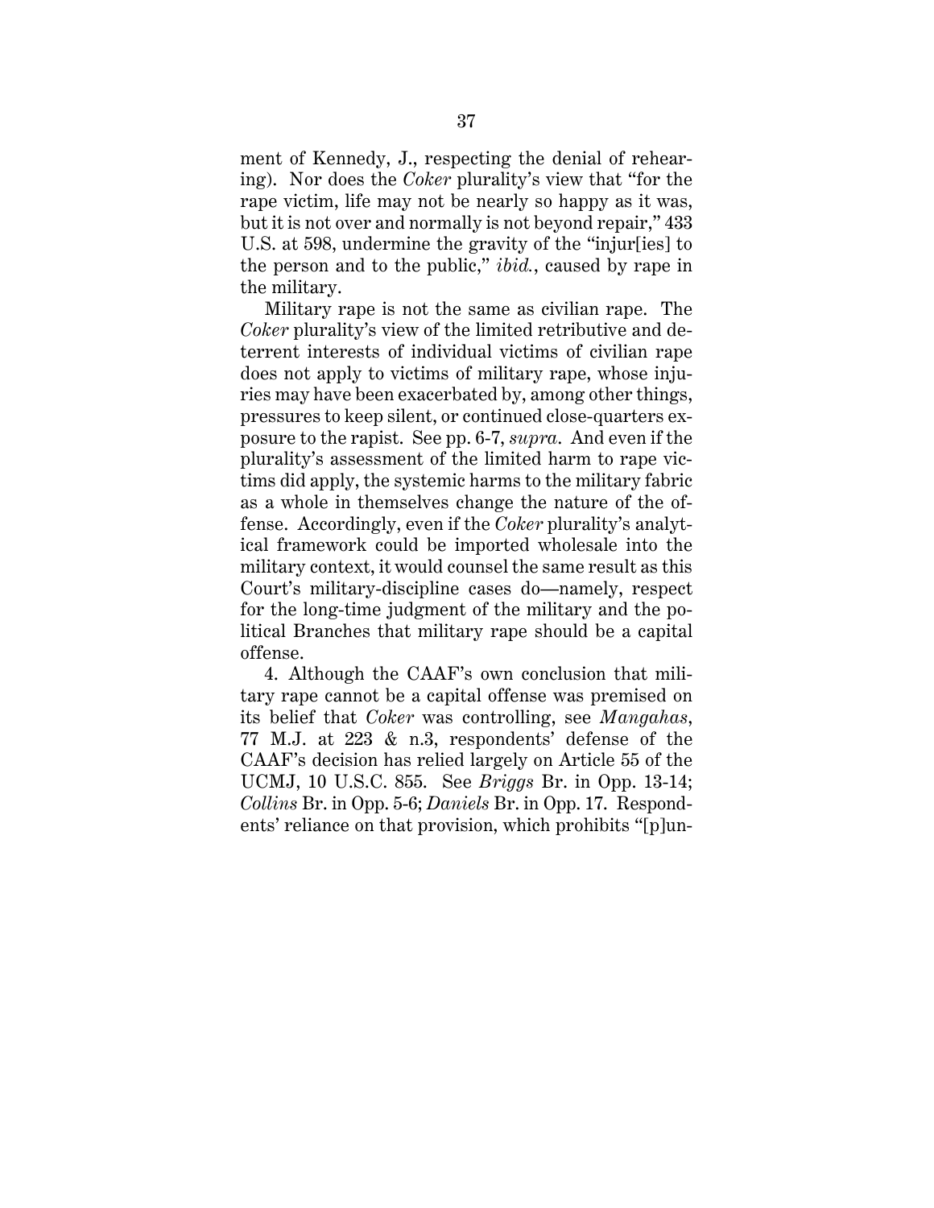ment of Kennedy, J., respecting the denial of rehearing). Nor does the *Coker* plurality's view that "for the rape victim, life may not be nearly so happy as it was, but it is not over and normally is not beyond repair," 433 U.S. at 598, undermine the gravity of the "injur[ies] to the person and to the public," *ibid.*, caused by rape in the military.

Military rape is not the same as civilian rape. The *Coker* plurality's view of the limited retributive and deterrent interests of individual victims of civilian rape does not apply to victims of military rape, whose injuries may have been exacerbated by, among other things, pressures to keep silent, or continued close-quarters exposure to the rapist. See pp. 6-7, *supra*. And even if the plurality's assessment of the limited harm to rape victims did apply, the systemic harms to the military fabric as a whole in themselves change the nature of the offense. Accordingly, even if the *Coker* plurality's analytical framework could be imported wholesale into the military context, it would counsel the same result as this Court's military-discipline cases do—namely, respect for the long-time judgment of the military and the political Branches that military rape should be a capital offense.

4. Although the CAAF's own conclusion that military rape cannot be a capital offense was premised on its belief that *Coker* was controlling, see *Mangahas*, 77 M.J. at 223 & n.3, respondents' defense of the CAAF's decision has relied largely on Article 55 of the UCMJ, 10 U.S.C. 855. See *Briggs* Br. in Opp. 13-14; *Collins* Br. in Opp. 5-6; *Daniels* Br. in Opp. 17. Respondents' reliance on that provision, which prohibits "[p]un-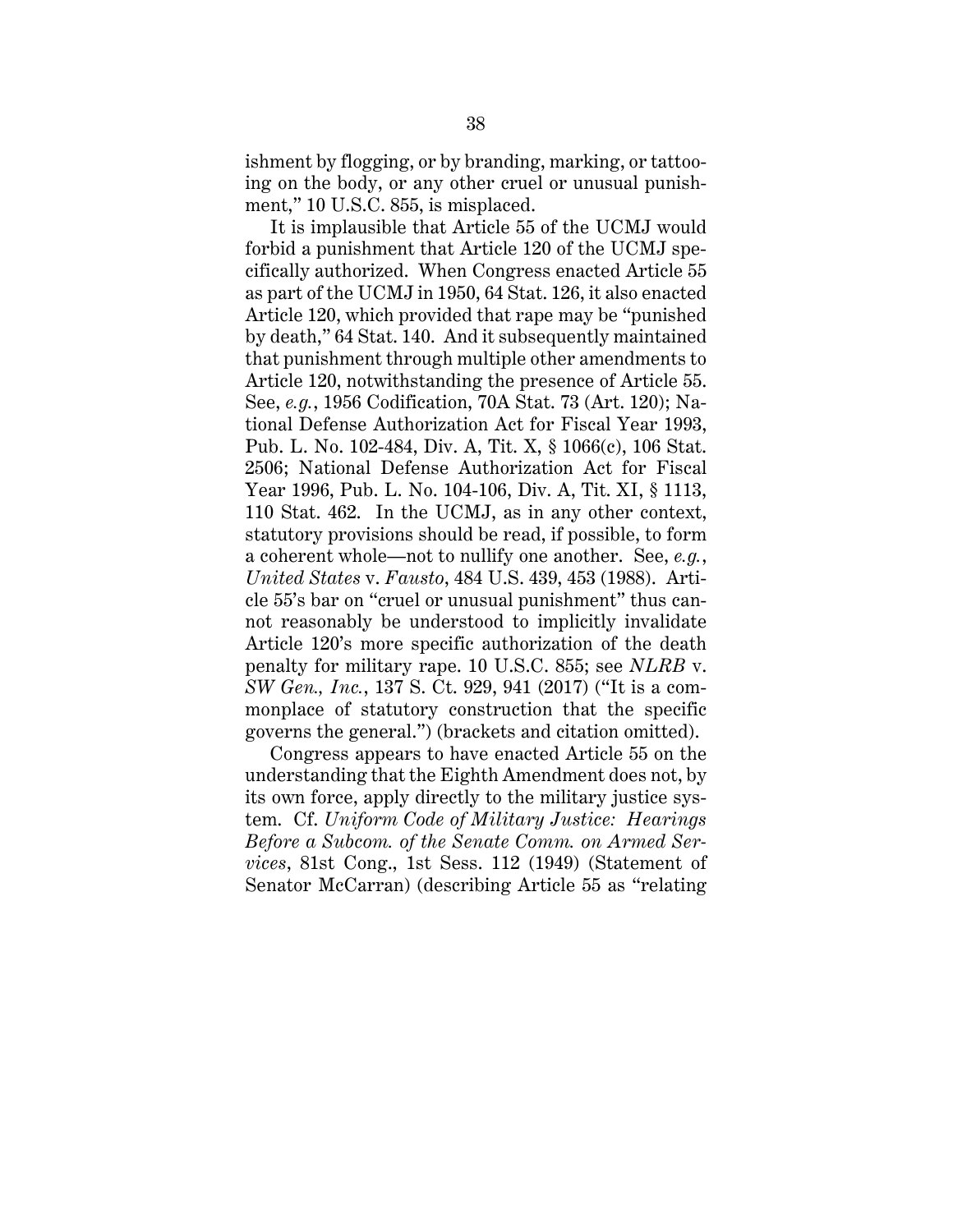ishment by flogging, or by branding, marking, or tattooing on the body, or any other cruel or unusual punishment," 10 U.S.C. 855, is misplaced.

It is implausible that Article 55 of the UCMJ would forbid a punishment that Article 120 of the UCMJ specifically authorized. When Congress enacted Article 55 as part of the UCMJ in 1950, 64 Stat. 126, it also enacted Article 120, which provided that rape may be "punished by death," 64 Stat. 140. And it subsequently maintained that punishment through multiple other amendments to Article 120, notwithstanding the presence of Article 55. See, *e.g.*, 1956 Codification, 70A Stat. 73 (Art. 120); National Defense Authorization Act for Fiscal Year 1993, Pub. L. No. 102-484, Div. A, Tit. X, § 1066(c), 106 Stat. 2506; National Defense Authorization Act for Fiscal Year 1996, Pub. L. No. 104-106, Div. A, Tit. XI, § 1113, 110 Stat. 462. In the UCMJ, as in any other context, statutory provisions should be read, if possible, to form a coherent whole—not to nullify one another. See, *e.g.*, *United States* v. *Fausto*, 484 U.S. 439, 453 (1988). Article 55's bar on "cruel or unusual punishment" thus cannot reasonably be understood to implicitly invalidate Article 120's more specific authorization of the death penalty for military rape. 10 U.S.C. 855; see *NLRB* v. *SW Gen., Inc.*, 137 S. Ct. 929, 941 (2017) ("It is a commonplace of statutory construction that the specific governs the general.") (brackets and citation omitted).

Congress appears to have enacted Article 55 on the understanding that the Eighth Amendment does not, by its own force, apply directly to the military justice system. Cf. *Uniform Code of Military Justice: Hearings Before a Subcom. of the Senate Comm. on Armed Services*, 81st Cong., 1st Sess. 112 (1949) (Statement of Senator McCarran) (describing Article 55 as "relating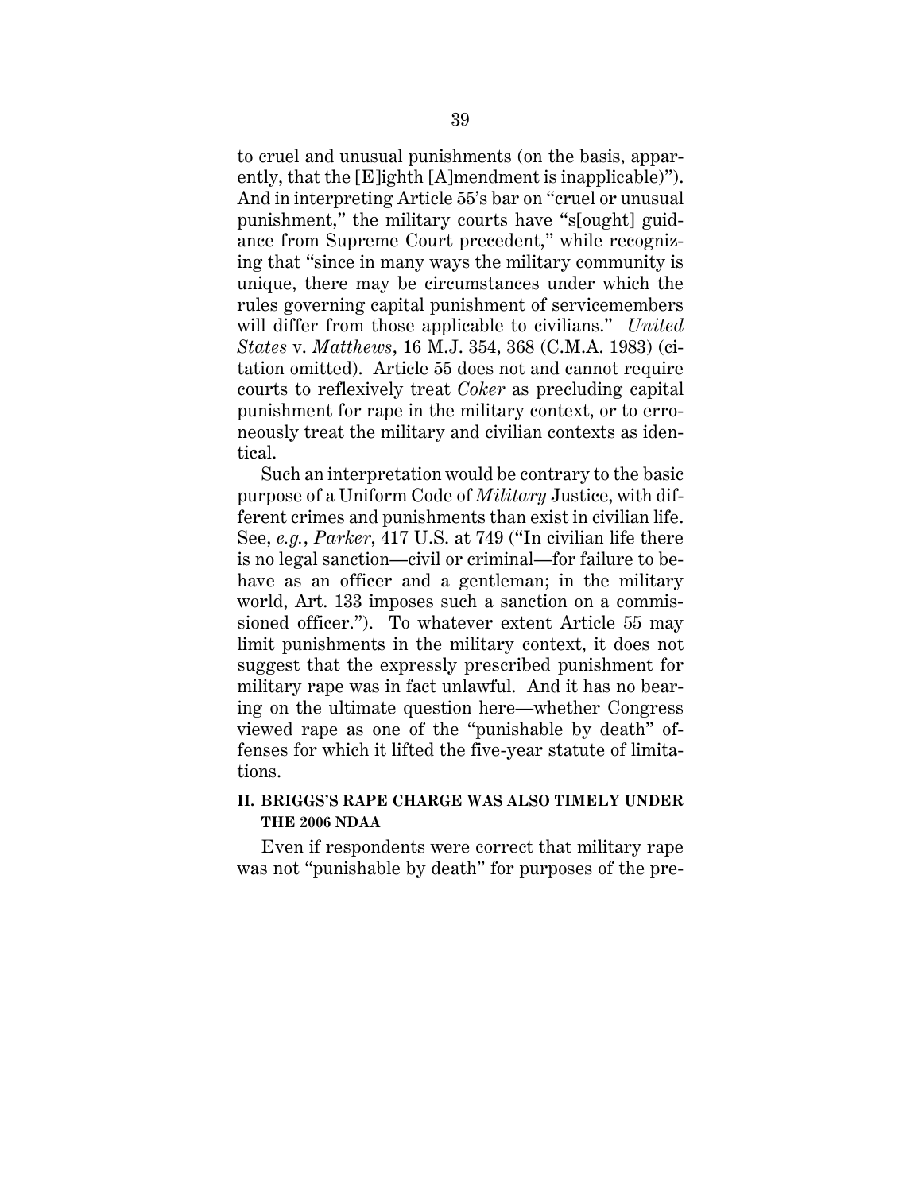to cruel and unusual punishments (on the basis, apparently, that the [E]ighth [A]mendment is inapplicable)"). And in interpreting Article 55's bar on "cruel or unusual punishment," the military courts have "s[ought] guidance from Supreme Court precedent," while recognizing that "since in many ways the military community is unique, there may be circumstances under which the rules governing capital punishment of servicemembers will differ from those applicable to civilians." *United States* v. *Matthews*, 16 M.J. 354, 368 (C.M.A. 1983) (citation omitted). Article 55 does not and cannot require courts to reflexively treat *Coker* as precluding capital punishment for rape in the military context, or to erroneously treat the military and civilian contexts as identical.

Such an interpretation would be contrary to the basic purpose of a Uniform Code of *Military* Justice, with different crimes and punishments than exist in civilian life. See, *e.g.*, *Parker*, 417 U.S. at 749 ("In civilian life there is no legal sanction—civil or criminal—for failure to behave as an officer and a gentleman; in the military world, Art. 133 imposes such a sanction on a commissioned officer."). To whatever extent Article 55 may limit punishments in the military context, it does not suggest that the expressly prescribed punishment for military rape was in fact unlawful. And it has no bearing on the ultimate question here—whether Congress viewed rape as one of the "punishable by death" offenses for which it lifted the five-year statute of limitations.

## II. BRIGGS'S RAPE CHARGE WAS ALSO TIMELY UNDER THE 2006 NDAA

Even if respondents were correct that military rape was not "punishable by death" for purposes of the pre-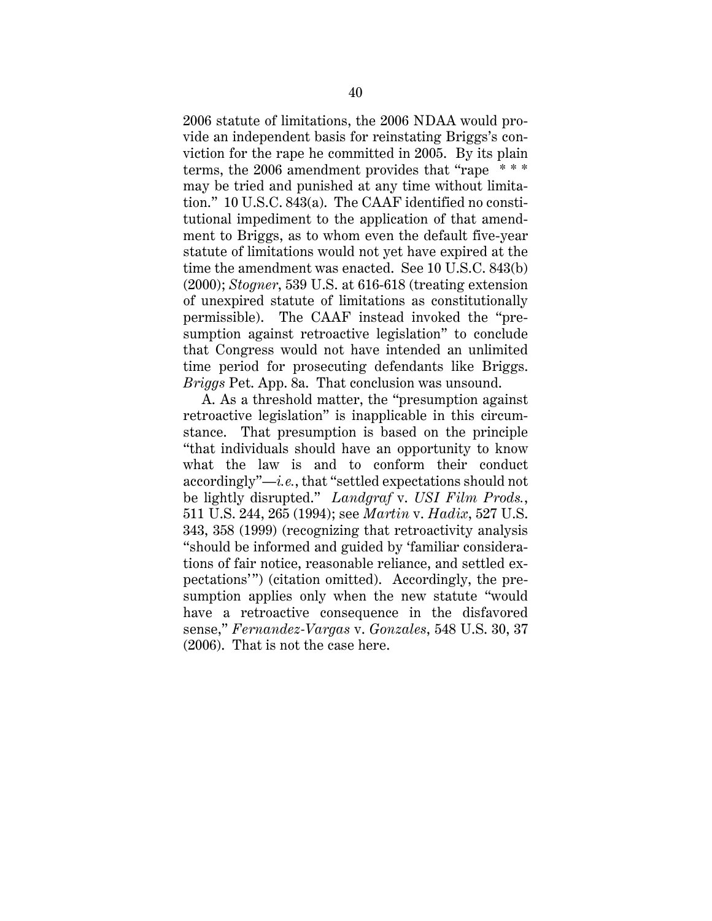2006 statute of limitations, the 2006 NDAA would provide an independent basis for reinstating Briggs's conviction for the rape he committed in 2005. By its plain terms, the 2006 amendment provides that "rape * * * may be tried and punished at any time without limitation." 10 U.S.C. 843(a). The CAAF identified no constitutional impediment to the application of that amendment to Briggs, as to whom even the default five-year statute of limitations would not yet have expired at the time the amendment was enacted. See 10 U.S.C. 843(b) (2000); *Stogner*, 539 U.S. at 616-618 (treating extension of unexpired statute of limitations as constitutionally permissible). The CAAF instead invoked the "presumption against retroactive legislation" to conclude that Congress would not have intended an unlimited time period for prosecuting defendants like Briggs. *Briggs* Pet. App. 8a. That conclusion was unsound.

A. As a threshold matter, the "presumption against retroactive legislation" is inapplicable in this circumstance. That presumption is based on the principle "that individuals should have an opportunity to know what the law is and to conform their conduct accordingly"—*i.e.*, that "settled expectations should not be lightly disrupted." *Landgraf* v. *USI Film Prods.*, 511 U.S. 244, 265 (1994); see *Martin* v. *Hadix*, 527 U.S. 343, 358 (1999) (recognizing that retroactivity analysis "should be informed and guided by 'familiar considerations of fair notice, reasonable reliance, and settled expectations'") (citation omitted). Accordingly, the presumption applies only when the new statute "would have a retroactive consequence in the disfavored sense," *Fernandez-Vargas* v. *Gonzales*, 548 U.S. 30, 37 (2006). That is not the case here.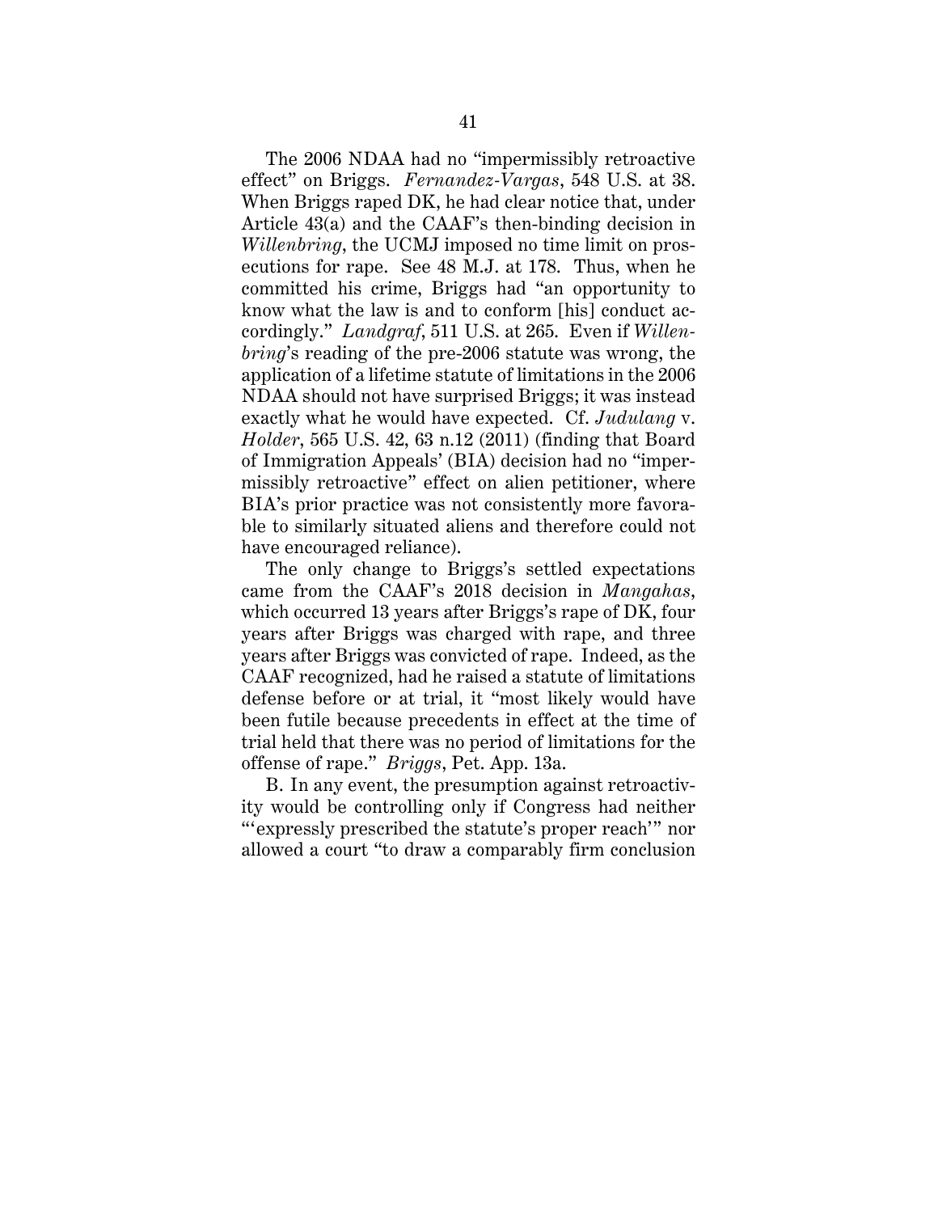The 2006 NDAA had no "impermissibly retroactive effect" on Briggs. *Fernandez-Vargas*, 548 U.S. at 38. When Briggs raped DK, he had clear notice that, under Article 43(a) and the CAAF's then-binding decision in *Willenbring*, the UCMJ imposed no time limit on prosecutions for rape. See 48 M.J. at 178. Thus, when he committed his crime, Briggs had "an opportunity to know what the law is and to conform [his] conduct accordingly." *Landgraf*, 511 U.S. at 265. Even if *Willenbring*'s reading of the pre-2006 statute was wrong, the application of a lifetime statute of limitations in the 2006 NDAA should not have surprised Briggs; it was instead exactly what he would have expected. Cf. *Judulang* v. *Holder*, 565 U.S. 42, 63 n.12 (2011) (finding that Board of Immigration Appeals' (BIA) decision had no "impermissibly retroactive" effect on alien petitioner, where BIA's prior practice was not consistently more favorable to similarly situated aliens and therefore could not have encouraged reliance).

The only change to Briggs's settled expectations came from the CAAF's 2018 decision in *Mangahas*, which occurred 13 years after Briggs's rape of DK, four years after Briggs was charged with rape, and three years after Briggs was convicted of rape. Indeed, as the CAAF recognized, had he raised a statute of limitations defense before or at trial, it "most likely would have been futile because precedents in effect at the time of trial held that there was no period of limitations for the offense of rape." *Briggs*, Pet. App. 13a.

B. In any event, the presumption against retroactivity would be controlling only if Congress had neither "'expressly prescribed the statute's proper reach'" nor allowed a court "to draw a comparably firm conclusion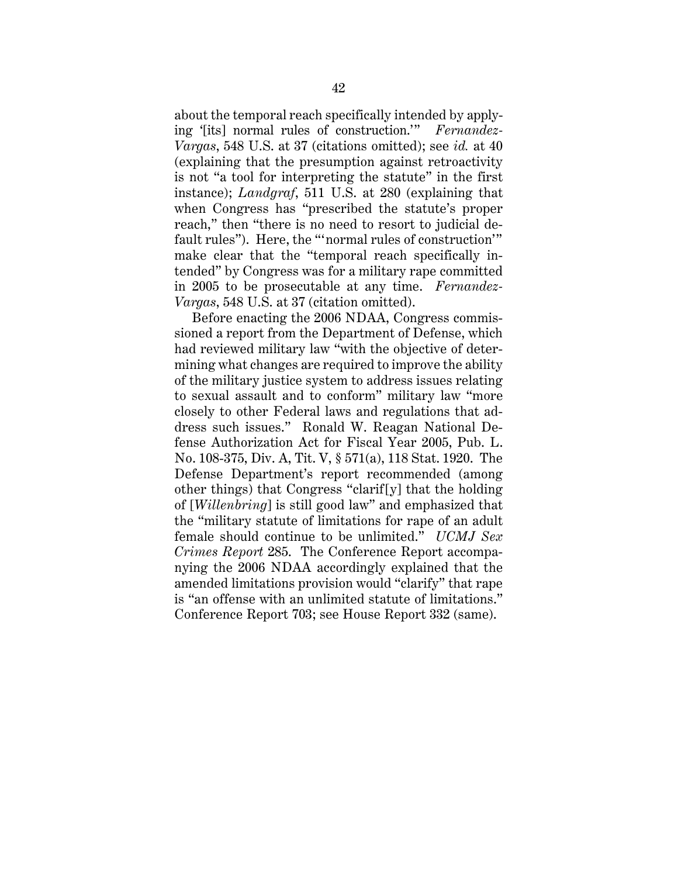about the temporal reach specifically intended by applying '[its] normal rules of construction.'" *Fernandez-Vargas*, 548 U.S. at 37 (citations omitted); see *id.* at 40 (explaining that the presumption against retroactivity is not "a tool for interpreting the statute" in the first instance); *Landgraf*, 511 U.S. at 280 (explaining that when Congress has "prescribed the statute's proper reach," then "there is no need to resort to judicial default rules"). Here, the "'normal rules of construction'" make clear that the "temporal reach specifically intended" by Congress was for a military rape committed in 2005 to be prosecutable at any time. *Fernandez-Vargas*, 548 U.S. at 37 (citation omitted).

Before enacting the 2006 NDAA, Congress commissioned a report from the Department of Defense, which had reviewed military law "with the objective of determining what changes are required to improve the ability of the military justice system to address issues relating to sexual assault and to conform" military law "more closely to other Federal laws and regulations that address such issues." Ronald W. Reagan National Defense Authorization Act for Fiscal Year 2005, Pub. L. No. 108-375, Div. A, Tit. V, § 571(a), 118 Stat. 1920. The Defense Department's report recommended (among other things) that Congress "clarif[y] that the holding of [*Willenbring*] is still good law" and emphasized that the "military statute of limitations for rape of an adult female should continue to be unlimited." *UCMJ Sex Crimes Report* 285. The Conference Report accompanying the 2006 NDAA accordingly explained that the amended limitations provision would "clarify" that rape is "an offense with an unlimited statute of limitations." Conference Report 703; see House Report 332 (same).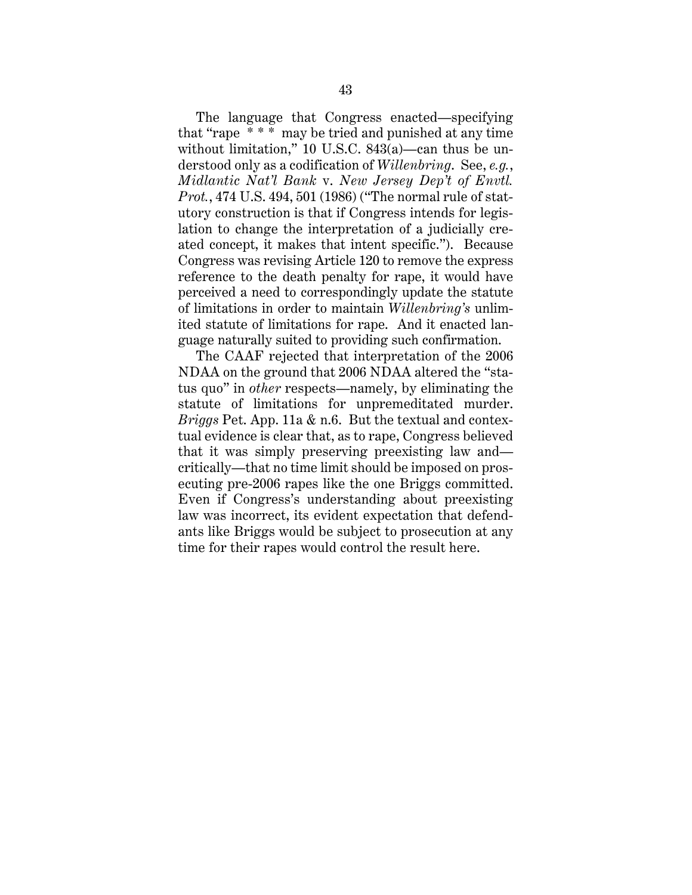The language that Congress enacted—specifying that "rape * * * may be tried and punished at any time without limitation," 10 U.S.C. 843(a)—can thus be understood only as a codification of *Willenbring*. See, *e.g.*, *Midlantic Nat'l Bank* v. *New Jersey Dep't of Envtl. Prot.*, 474 U.S. 494, 501 (1986) ("The normal rule of statutory construction is that if Congress intends for legislation to change the interpretation of a judicially created concept, it makes that intent specific."). Because Congress was revising Article 120 to remove the express reference to the death penalty for rape, it would have perceived a need to correspondingly update the statute of limitations in order to maintain *Willenbring's* unlimited statute of limitations for rape. And it enacted language naturally suited to providing such confirmation.

The CAAF rejected that interpretation of the 2006 NDAA on the ground that 2006 NDAA altered the "status quo" in *other* respects—namely, by eliminating the statute of limitations for unpremeditated murder. *Briggs* Pet. App. 11a & n.6. But the textual and contextual evidence is clear that, as to rape, Congress believed that it was simply preserving preexisting law and—critically—that no time limit should be imposed on prosecuting pre-2006 rapes like the one Briggs committed. Even if Congress's understanding about preexisting law was incorrect, its evident expectation that defendants like Briggs would be subject to prosecution at any time for their rapes would control the result here.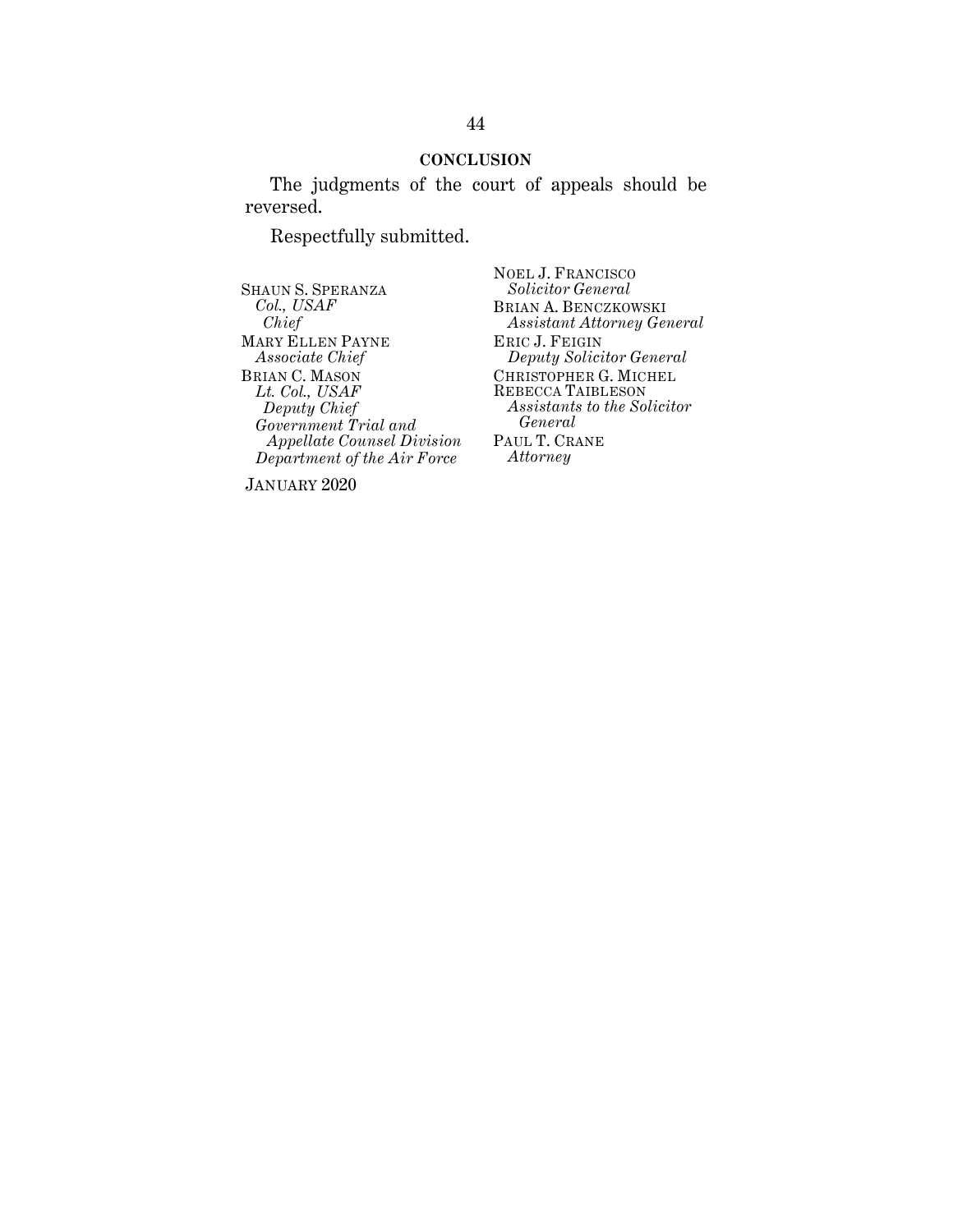## CONCLUSION

The judgments of the court of appeals should be reversed.

Respectfully submitted.

NOEL J. FRANCISCO
*Solicitor General*
BRIAN A. BENCZKOWSKI
*Assistant Attorney General*
ERIC J. FEIGIN
*Deputy Solicitor General*
CHRISTOPHER G. MICHEL
REBECCA TAIBLESON
*Assistants to the Solicitor General*
PAUL T. CRANE
*Attorney*

SHAUN S. SPERANZA
*Col., USAF*
*Chief*
MARY ELLEN PAYNE
*Associate Chief*
BRIAN C. MASON
*Lt. Col., USAF*
*Deputy Chief*
*Government Trial and Appellate Counsel Division*
*Department of the Air Force*

JANUARY 2020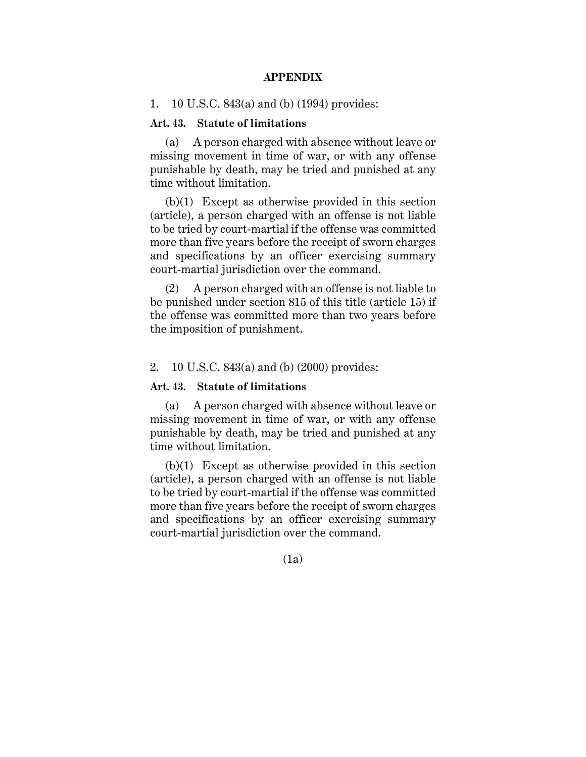## APPENDIX

1. 10 U.S.C. 843(a) and (b) (1994) provides:

**Art. 43. Statute of limitations**

(a) A person charged with absence without leave or missing movement in time of war, or with any offense punishable by death, may be tried and punished at any time without limitation.

(b)(1) Except as otherwise provided in this section (article), a person charged with an offense is not liable to be tried by court-martial if the offense was committed more than five years before the receipt of sworn charges and specifications by an officer exercising summary court-martial jurisdiction over the command.

(2) A person charged with an offense is not liable to be punished under section 815 of this title (article 15) if the offense was committed more than two years before the imposition of punishment.

2. 10 U.S.C. 843(a) and (b) (2000) provides:

**Art. 43. Statute of limitations**

(a) A person charged with absence without leave or missing movement in time of war, or with any offense punishable by death, may be tried and punished at any time without limitation.

(b)(1) Except as otherwise provided in this section (article), a person charged with an offense is not liable to be tried by court-martial if the offense was committed more than five years before the receipt of sworn charges and specifications by an officer exercising summary court-martial jurisdiction over the command.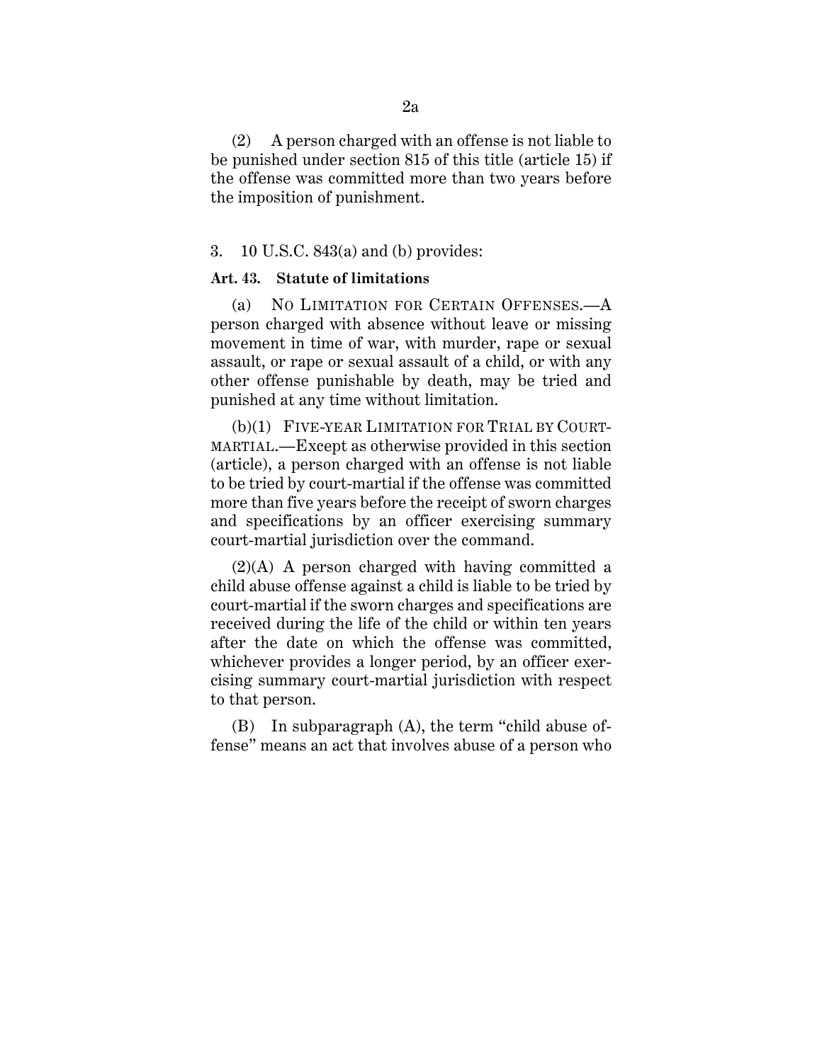(2) A person charged with an offense is not liable to be punished under section 815 of this title (article 15) if the offense was committed more than two years before the imposition of punishment.

3. 10 U.S.C. 843(a) and (b) provides:

**Art. 43. Statute of limitations**

(a) NO LIMITATION FOR CERTAIN OFFENSES.—A person charged with absence without leave or missing movement in time of war, with murder, rape or sexual assault, or rape or sexual assault of a child, or with any other offense punishable by death, may be tried and punished at any time without limitation.

(b)(1) FIVE-YEAR LIMITATION FOR TRIAL BY COURT-MARTIAL.—Except as otherwise provided in this section (article), a person charged with an offense is not liable to be tried by court-martial if the offense was committed more than five years before the receipt of sworn charges and specifications by an officer exercising summary court-martial jurisdiction over the command.

(2)(A) A person charged with having committed a child abuse offense against a child is liable to be tried by court-martial if the sworn charges and specifications are received during the life of the child or within ten years after the date on which the offense was committed, whichever provides a longer period, by an officer exercising summary court-martial jurisdiction with respect to that person.

(B) In subparagraph (A), the term "child abuse offense" means an act that involves abuse of a person who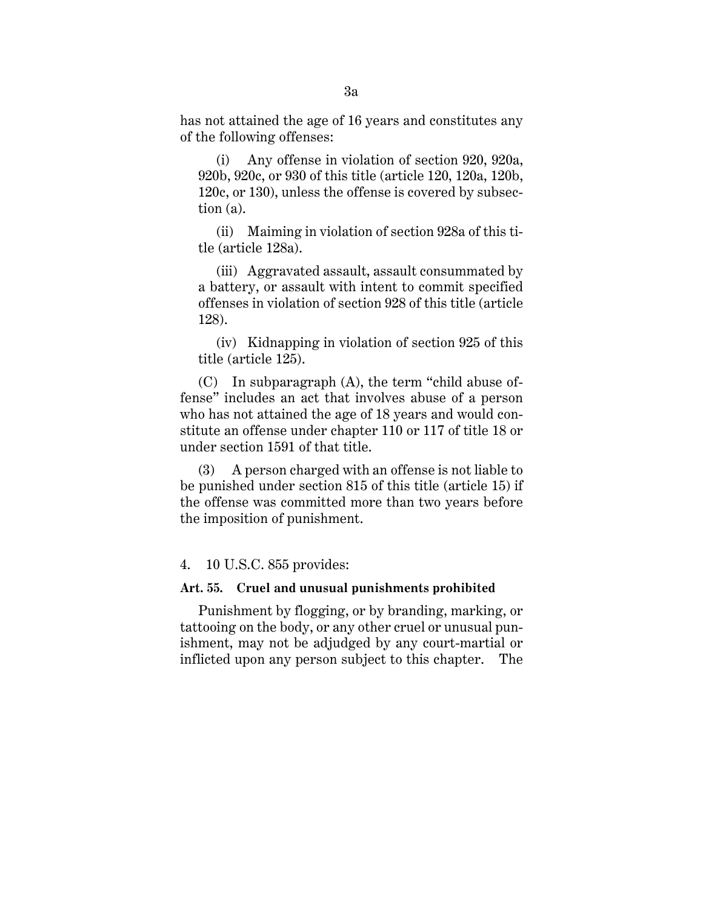has not attained the age of 16 years and constitutes any of the following offenses:

(i) Any offense in violation of section 920, 920a, 920b, 920c, or 930 of this title (article 120, 120a, 120b, 120c, or 130), unless the offense is covered by subsection (a).

(ii) Maiming in violation of section 928a of this title (article 128a).

(iii) Aggravated assault, assault consummated by a battery, or assault with intent to commit specified offenses in violation of section 928 of this title (article 128).

(iv) Kidnapping in violation of section 925 of this title (article 125).

(C) In subparagraph (A), the term "child abuse offense" includes an act that involves abuse of a person who has not attained the age of 18 years and would constitute an offense under chapter 110 or 117 of title 18 or under section 1591 of that title.

(3) A person charged with an offense is not liable to be punished under section 815 of this title (article 15) if the offense was committed more than two years before the imposition of punishment.

4. 10 U.S.C. 855 provides:

**Art. 55. Cruel and unusual punishments prohibited**

Punishment by flogging, or by branding, marking, or tattooing on the body, or any other cruel or unusual punishment, may not be adjudged by any court-martial or inflicted upon any person subject to this chapter. The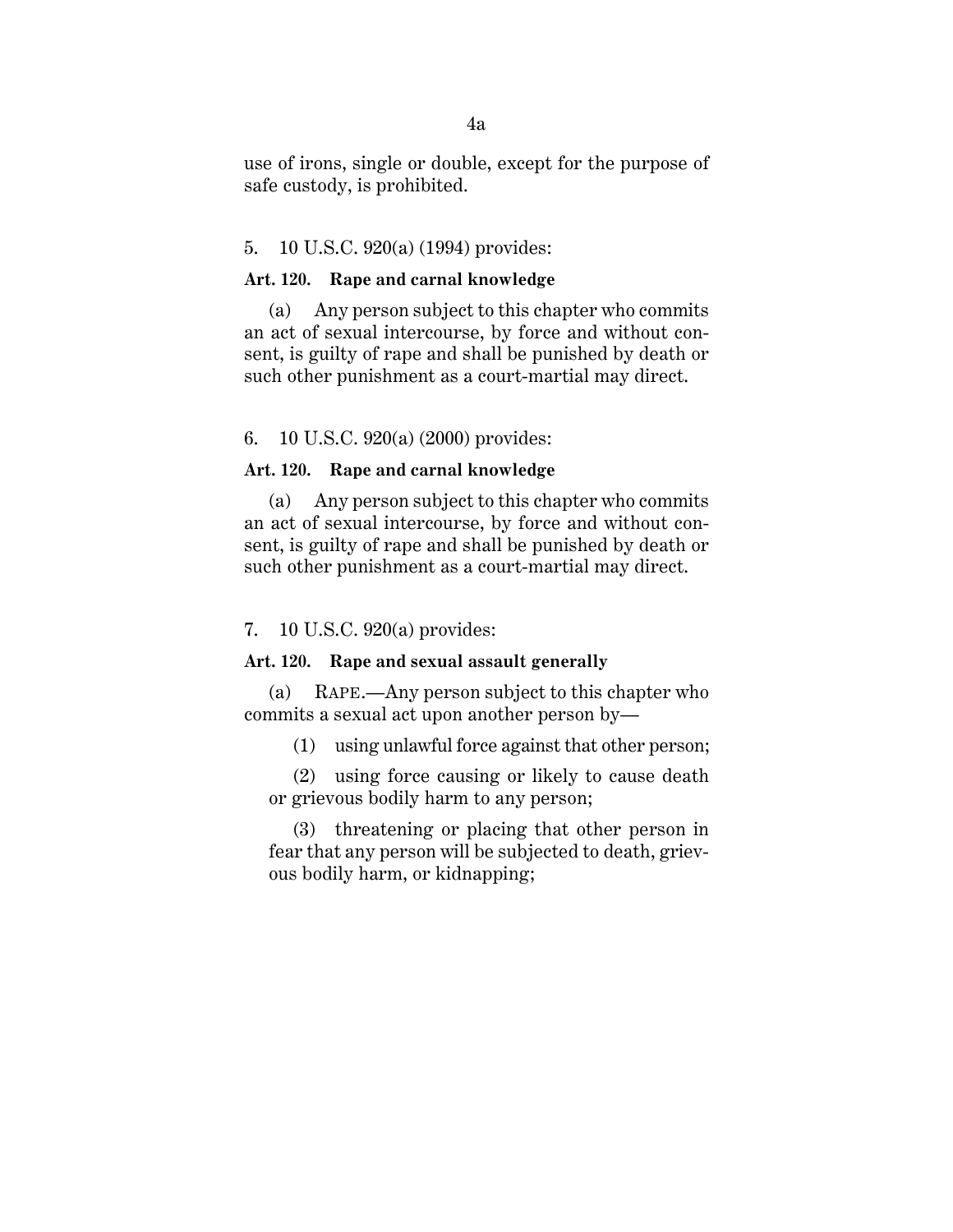use of irons, single or double, except for the purpose of safe custody, is prohibited.

5. 10 U.S.C. 920(a) (1994) provides:

**Art. 120. Rape and carnal knowledge**

(a) Any person subject to this chapter who commits an act of sexual intercourse, by force and without consent, is guilty of rape and shall be punished by death or such other punishment as a court-martial may direct.

6. 10 U.S.C. 920(a) (2000) provides:

**Art. 120. Rape and carnal knowledge**

(a) Any person subject to this chapter who commits an act of sexual intercourse, by force and without consent, is guilty of rape and shall be punished by death or such other punishment as a court-martial may direct.

7. 10 U.S.C. 920(a) provides:

**Art. 120. Rape and sexual assault generally**

(a) RAPE.—Any person subject to this chapter who commits a sexual act upon another person by—

(1) using unlawful force against that other person;

(2) using force causing or likely to cause death or grievous bodily harm to any person;

(3) threatening or placing that other person in fear that any person will be subjected to death, grievous bodily harm, or kidnapping;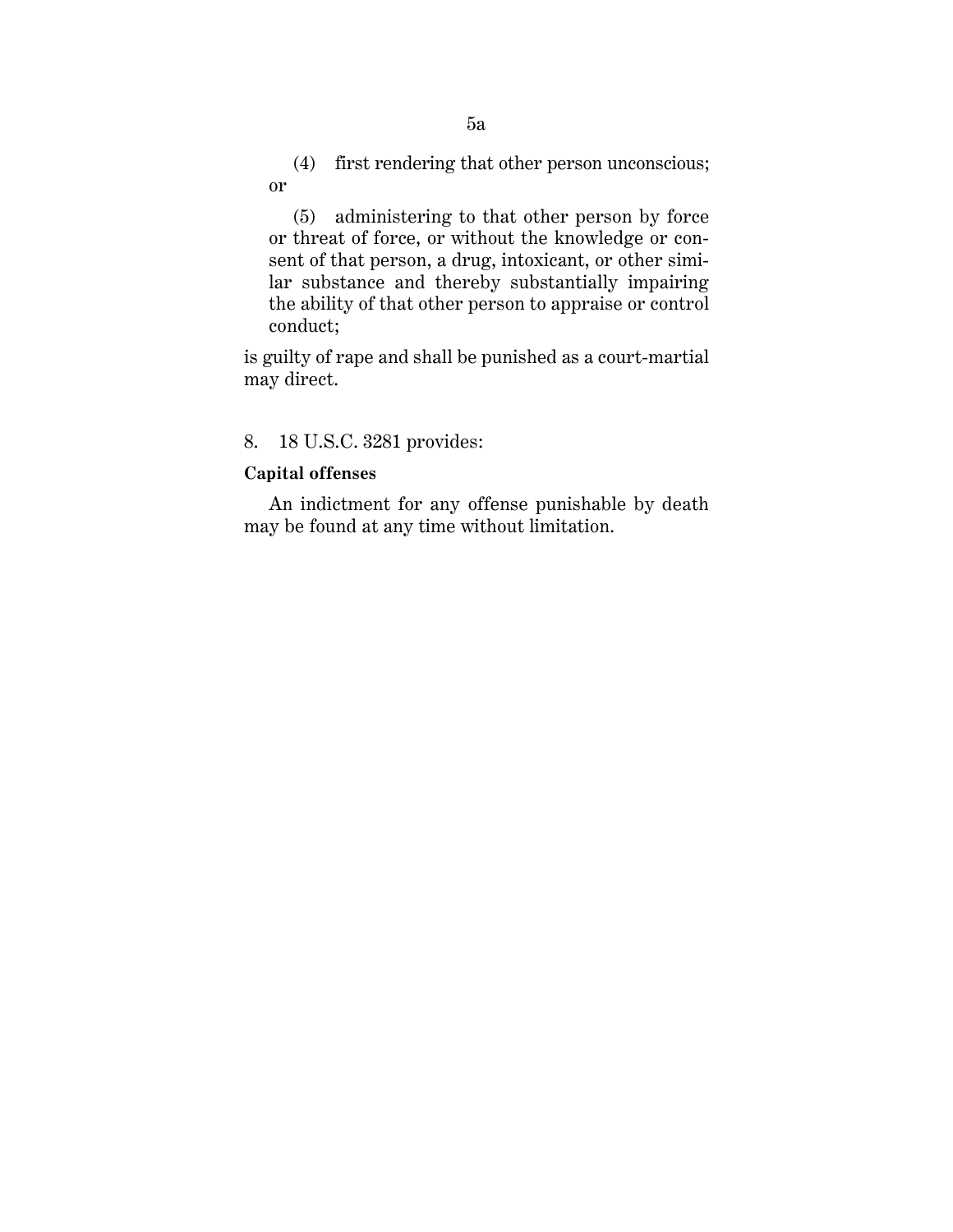(4) first rendering that other person unconscious; or

(5) administering to that other person by force or threat of force, or without the knowledge or consent of that person, a drug, intoxicant, or other similar substance and thereby substantially impairing the ability of that other person to appraise or control conduct;

is guilty of rape and shall be punished as a court-martial may direct.

8. 18 U.S.C. 3281 provides:

**Capital offenses**

An indictment for any offense punishable by death may be found at any time without limitation.